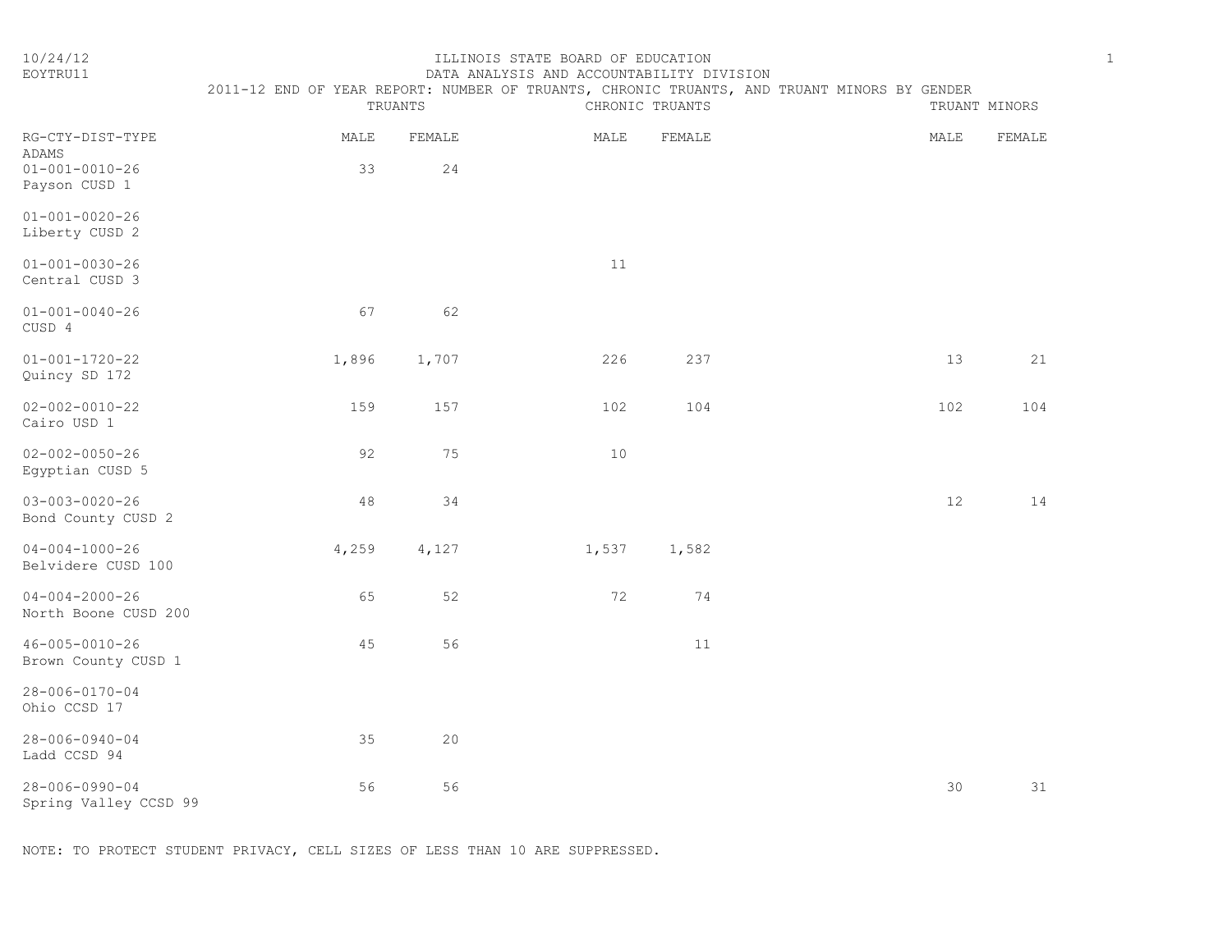ILLINOIS STATE BOARD OF EDUCATION
DATA ANALYSIS AND ACCOUNTABILITY DIVISION
2011-12 END OF YEAR REPORT: NUMBER OF TRUANTS, CHRONIC TRUANTS, AND TRUANT MINORS BY GENDER

10/24/12
EOYTRU11

| RG-CTY-DIST-TYPE | TRUANTS | | CHRONIC TRUANTS | | TRUANT MINORS | |
|---|---|---|---|---|---|---|
| | MALE | FEMALE | MALE | FEMALE | MALE | FEMALE |
| ADAMS | | | | | | |
| 01-001-0010-26 Payson CUSD 1 | 33 | 24 | | | | |
| 01-001-0020-26 Liberty CUSD 2 | | | | | | |
| 01-001-0030-26 Central CUSD 3 | | | 11 | | | |
| 01-001-0040-26 CUSD 4 | 67 | 62 | | | | |
| 01-001-1720-22 Quincy SD 172 | 1,896 | 1,707 | 226 | 237 | 13 | 21 |
| 02-002-0010-22 Cairo USD 1 | 159 | 157 | 102 | 104 | 102 | 104 |
| 02-002-0050-26 Egyptian CUSD 5 | 92 | 75 | 10 | | | |
| 03-003-0020-26 Bond County CUSD 2 | 48 | 34 | | | 12 | 14 |
| 04-004-1000-26 Belvidere CUSD 100 | 4,259 | 4,127 | 1,537 | 1,582 | | |
| 04-004-2000-26 North Boone CUSD 200 | 65 | 52 | 72 | 74 | | |
| 46-005-0010-26 Brown County CUSD 1 | 45 | 56 | | 11 | | |
| 28-006-0170-04 Ohio CCSD 17 | | | | | | |
| 28-006-0940-04 Ladd CCSD 94 | 35 | 20 | | | | |
| 28-006-0990-04 Spring Valley CCSD 99 | 56 | 56 | | | 30 | 31 |

NOTE: TO PROTECT STUDENT PRIVACY, CELL SIZES OF LESS THAN 10 ARE SUPPRESSED.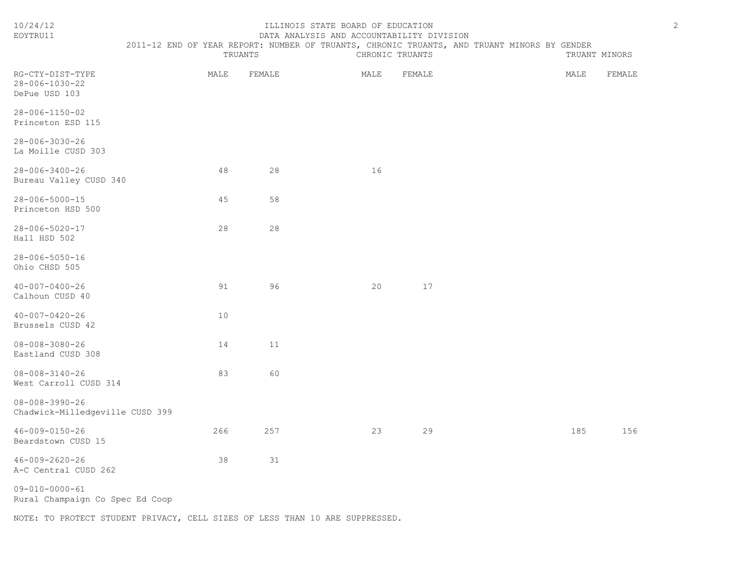ILLINOIS STATE BOARD OF EDUCATION

DATA ANALYSIS AND ACCOUNTABILITY DIVISION

2011-12 END OF YEAR REPORT: NUMBER OF TRUANTS, CHRONIC TRUANTS, AND TRUANT MINORS BY GENDER

| | TRUANTS | | CHRONIC TRUANTS | | TRUANT MINORS | |
|---|---|---|---|---|---|---|
| RG-CTY-DIST-TYPE | MALE | FEMALE | MALE | FEMALE | MALE | FEMALE |
| 28-006-1030-22 DePue USD 103 | | | | | | |
| 28-006-1150-02 Princeton ESD 115 | | | | | | |
| 28-006-3030-26 La Moille CUSD 303 | | | | | | |
| 28-006-3400-26 Bureau Valley CUSD 340 | 48 | 28 | 16 | | | |
| 28-006-5000-15 Princeton HSD 500 | 45 | 58 | | | | |
| 28-006-5020-17 Hall HSD 502 | 28 | 28 | | | | |
| 28-006-5050-16 Ohio CHSD 505 | | | | | | |
| 40-007-0400-26 Calhoun CUSD 40 | 91 | 96 | 20 | 17 | | |
| 40-007-0420-26 Brussels CUSD 42 | 10 | | | | | |
| 08-008-3080-26 Eastland CUSD 308 | 14 | 11 | | | | |
| 08-008-3140-26 West Carroll CUSD 314 | 83 | 60 | | | | |
| 08-008-3990-26 Chadwick-Milledgeville CUSD 399 | | | | | | |
| 46-009-0150-26 Beardstown CUSD 15 | 266 | 257 | 23 | 29 | 185 | 156 |
| 46-009-2620-26 A-C Central CUSD 262 | 38 | 31 | | | | |
| 09-010-0000-61 Rural Champaign Co Spec Ed Coop | | | | | | |

NOTE: TO PROTECT STUDENT PRIVACY, CELL SIZES OF LESS THAN 10 ARE SUPPRESSED.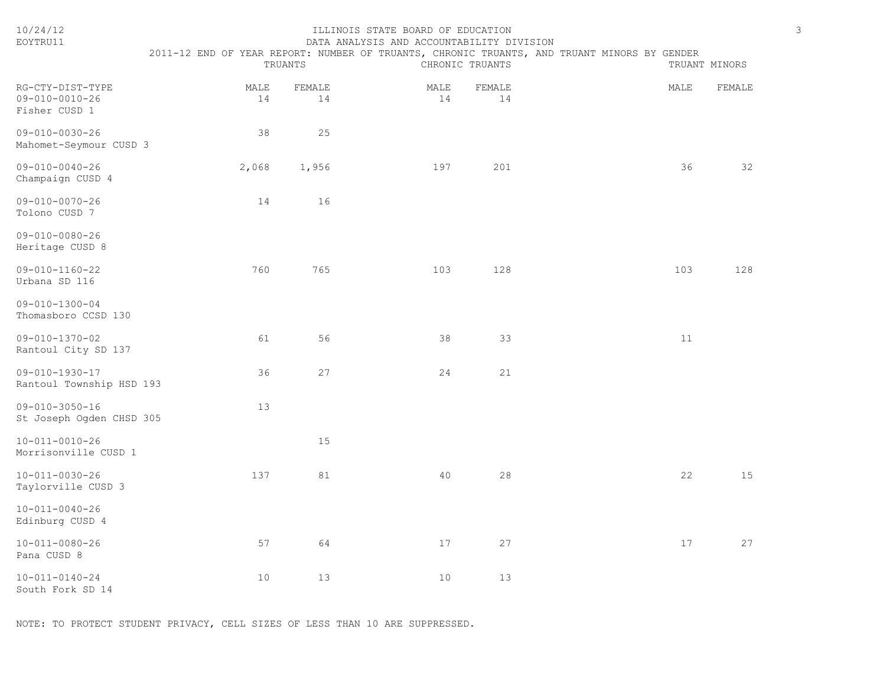ILLINOIS STATE BOARD OF EDUCATION
DATA ANALYSIS AND ACCOUNTABILITY DIVISION
2011-12 END OF YEAR REPORT: NUMBER OF TRUANTS, CHRONIC TRUANTS, AND TRUANT MINORS BY GENDER

| RG-CTY-DIST-TYPE | TRUANTS | | CHRONIC TRUANTS | | TRUANT MINORS | |
|---|---|---|---|---|---|---|
| | MALE | FEMALE | MALE | FEMALE | MALE | FEMALE |
| 09-010-0010-26 Fisher CUSD 1 | 14 | 14 | 14 | 14 | | |
| 09-010-0030-26 Mahomet-Seymour CUSD 3 | 38 | 25 | | | | |
| 09-010-0040-26 Champaign CUSD 4 | 2,068 | 1,956 | 197 | 201 | 36 | 32 |
| 09-010-0070-26 Tolono CUSD 7 | 14 | 16 | | | | |
| 09-010-0080-26 Heritage CUSD 8 | | | | | | |
| 09-010-1160-22 Urbana SD 116 | 760 | 765 | 103 | 128 | 103 | 128 |
| 09-010-1300-04 Thomasboro CCSD 130 | | | | | | |
| 09-010-1370-02 Rantoul City SD 137 | 61 | 56 | 38 | 33 | 11 | |
| 09-010-1930-17 Rantoul Township HSD 193 | 36 | 27 | 24 | 21 | | |
| 09-010-3050-16 St Joseph Ogden CHSD 305 | 13 | | | | | |
| 10-011-0010-26 Morrisonville CUSD 1 | | 15 | | | | |
| 10-011-0030-26 Taylorville CUSD 3 | 137 | 81 | 40 | 28 | 22 | 15 |
| 10-011-0040-26 Edinburg CUSD 4 | | | | | | |
| 10-011-0080-26 Pana CUSD 8 | 57 | 64 | 17 | 27 | 17 | 27 |
| 10-011-0140-24 South Fork SD 14 | 10 | 13 | 10 | 13 | | |

NOTE: TO PROTECT STUDENT PRIVACY, CELL SIZES OF LESS THAN 10 ARE SUPPRESSED.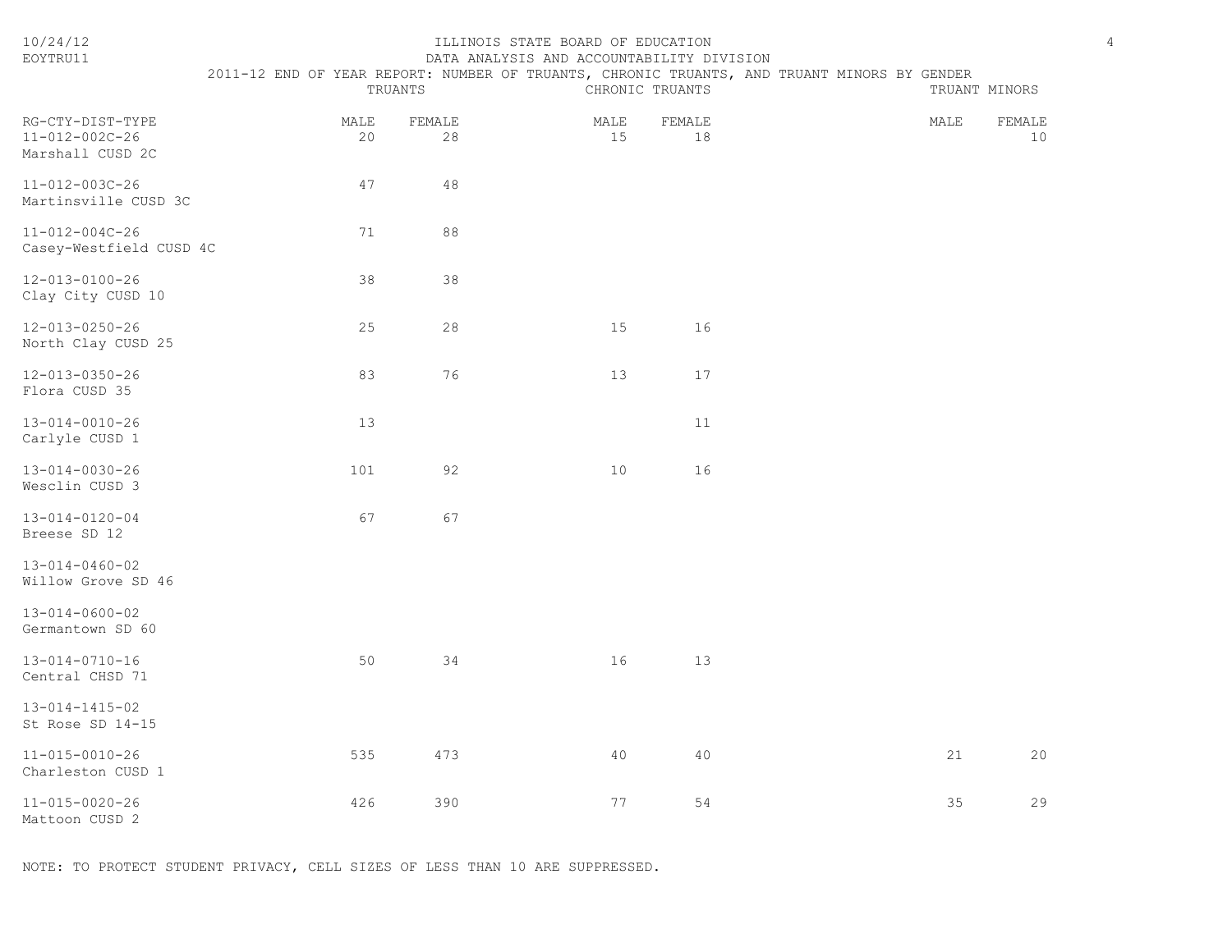ILLINOIS STATE BOARD OF EDUCATION
DATA ANALYSIS AND ACCOUNTABILITY DIVISION
2011-12 END OF YEAR REPORT: NUMBER OF TRUANTS, CHRONIC TRUANTS, AND TRUANT MINORS BY GENDER

| RG-CTY-DIST-TYPE | TRUANTS | | CHRONIC TRUANTS | | TRUANT MINORS | |
|---|---|---|---|---|---|---|
| | MALE | FEMALE | MALE | FEMALE | MALE | FEMALE |
| 11-012-002C-26 Marshall CUSD 2C | 20 | 28 | 15 | 18 | | 10 |
| 11-012-003C-26 Martinsville CUSD 3C | 47 | 48 | | | | |
| 11-012-004C-26 Casey-Westfield CUSD 4C | 71 | 88 | | | | |
| 12-013-0100-26 Clay City CUSD 10 | 38 | 38 | | | | |
| 12-013-0250-26 North Clay CUSD 25 | 25 | 28 | 15 | 16 | | |
| 12-013-0350-26 Flora CUSD 35 | 83 | 76 | 13 | 17 | | |
| 13-014-0010-26 Carlyle CUSD 1 | 13 | | | 11 | | |
| 13-014-0030-26 Wesclin CUSD 3 | 101 | 92 | 10 | 16 | | |
| 13-014-0120-04 Breese SD 12 | 67 | 67 | | | | |
| 13-014-0460-02 Willow Grove SD 46 | | | | | | |
| 13-014-0600-02 Germantown SD 60 | | | | | | |
| 13-014-0710-16 Central CHSD 71 | 50 | 34 | 16 | 13 | | |
| 13-014-1415-02 St Rose SD 14-15 | | | | | | |
| 11-015-0010-26 Charleston CUSD 1 | 535 | 473 | 40 | 40 | 21 | 20 |
| 11-015-0020-26 Mattoon CUSD 2 | 426 | 390 | 77 | 54 | 35 | 29 |

NOTE: TO PROTECT STUDENT PRIVACY, CELL SIZES OF LESS THAN 10 ARE SUPPRESSED.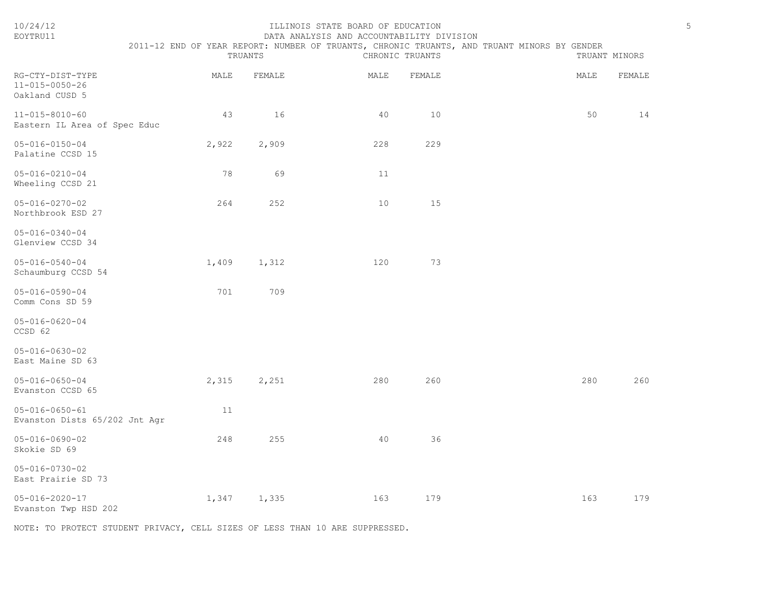ILLINOIS STATE BOARD OF EDUCATION
DATA ANALYSIS AND ACCOUNTABILITY DIVISION

2011-12 END OF YEAR REPORT: NUMBER OF TRUANTS, CHRONIC TRUANTS, AND TRUANT MINORS BY GENDER

| RG-CTY-DIST-TYPE | TRUANTS | | CHRONIC TRUANTS | | TRUANT MINORS | |
|---|---|---|---|---|---|---|
| | MALE | FEMALE | MALE | FEMALE | MALE | FEMALE |
| 11-015-0050-26 Oakland CUSD 5 | | | | | | |
| 11-015-8010-60 Eastern IL Area of Spec Educ | 43 | 16 | 40 | 10 | 50 | 14 |
| 05-016-0150-04 Palatine CCSD 15 | 2,922 | 2,909 | 228 | 229 | | |
| 05-016-0210-04 Wheeling CCSD 21 | 78 | 69 | 11 | | | |
| 05-016-0270-02 Northbrook ESD 27 | 264 | 252 | 10 | 15 | | |
| 05-016-0340-04 Glenview CCSD 34 | | | | | | |
| 05-016-0540-04 Schaumburg CCSD 54 | 1,409 | 1,312 | 120 | 73 | | |
| 05-016-0590-04 Comm Cons SD 59 | 701 | 709 | | | | |
| 05-016-0620-04 CCSD 62 | | | | | | |
| 05-016-0630-02 East Maine SD 63 | | | | | | |
| 05-016-0650-04 Evanston CCSD 65 | 2,315 | 2,251 | 280 | 260 | 280 | 260 |
| 05-016-0650-61 Evanston Dists 65/202 Jnt Agr | 11 | | | | | |
| 05-016-0690-02 Skokie SD 69 | 248 | 255 | 40 | 36 | | |
| 05-016-0730-02 East Prairie SD 73 | | | | | | |
| 05-016-2020-17 Evanston Twp HSD 202 | 1,347 | 1,335 | 163 | 179 | 163 | 179 |

NOTE: TO PROTECT STUDENT PRIVACY, CELL SIZES OF LESS THAN 10 ARE SUPPRESSED.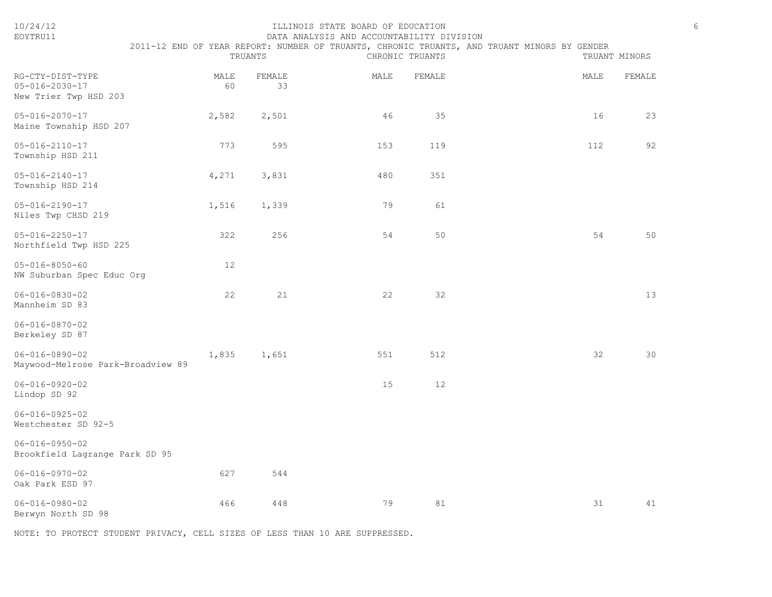ILLINOIS STATE BOARD OF EDUCATION

DATA ANALYSIS AND ACCOUNTABILITY DIVISION

2011-12 END OF YEAR REPORT: NUMBER OF TRUANTS, CHRONIC TRUANTS, AND TRUANT MINORS BY GENDER

| RG-CTY-DIST-TYPE | TRUANTS | | CHRONIC TRUANTS | | TRUANT MINORS | |
|---|---|---|---|---|---|---|
| | MALE | FEMALE | MALE | FEMALE | MALE | FEMALE |
| 05-016-2030-17 New Trier Twp HSD 203 | 60 | 33 | | | | |
| 05-016-2070-17 Maine Township HSD 207 | 2,582 | 2,501 | 46 | 35 | 16 | 23 |
| 05-016-2110-17 Township HSD 211 | 773 | 595 | 153 | 119 | 112 | 92 |
| 05-016-2140-17 Township HSD 214 | 4,271 | 3,831 | 480 | 351 | | |
| 05-016-2190-17 Niles Twp CHSD 219 | 1,516 | 1,339 | 79 | 61 | | |
| 05-016-2250-17 Northfield Twp HSD 225 | 322 | 256 | 54 | 50 | 54 | 50 |
| 05-016-8050-60 NW Suburban Spec Educ Org | 12 | | | | | |
| 06-016-0830-02 Mannheim SD 83 | 22 | 21 | 22 | 32 | | 13 |
| 06-016-0870-02 Berkeley SD 87 | | | | | | |
| 06-016-0890-02 Maywood-Melrose Park-Broadview 89 | 1,835 | 1,651 | 551 | 512 | 32 | 30 |
| 06-016-0920-02 Lindop SD 92 | | | 15 | 12 | | |
| 06-016-0925-02 Westchester SD 92-5 | | | | | | |
| 06-016-0950-02 Brookfield Lagrange Park SD 95 | | | | | | |
| 06-016-0970-02 Oak Park ESD 97 | 627 | 544 | | | | |
| 06-016-0980-02 Berwyn North SD 98 | 466 | 448 | 79 | 81 | 31 | 41 |

NOTE: TO PROTECT STUDENT PRIVACY, CELL SIZES OF LESS THAN 10 ARE SUPPRESSED.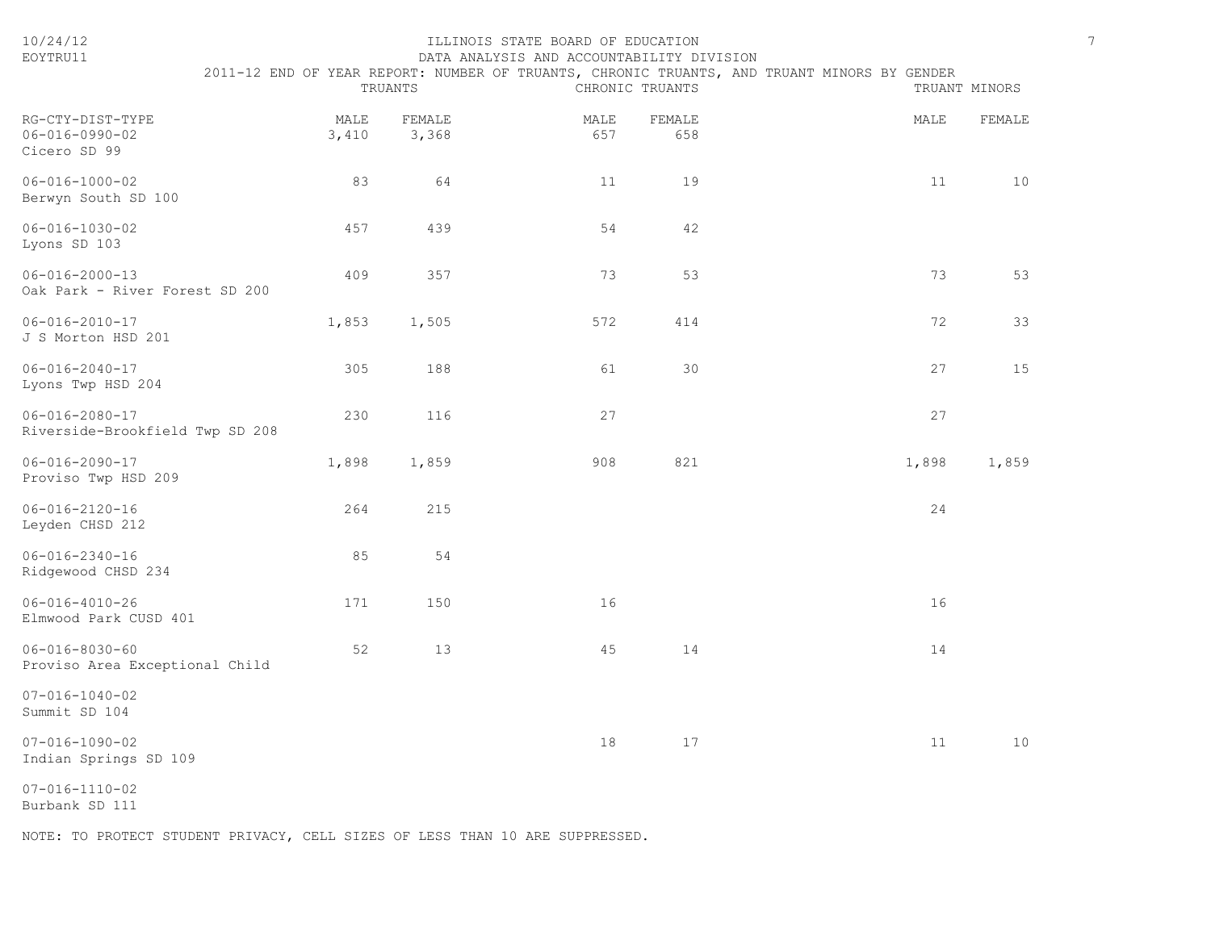ILLINOIS STATE BOARD OF EDUCATION
DATA ANALYSIS AND ACCOUNTABILITY DIVISION

EOYTRU11

2011-12 END OF YEAR REPORT: NUMBER OF TRUANTS, CHRONIC TRUANTS, AND TRUANT MINORS BY GENDER

| RG-CTY-DIST-TYPE | TRUANTS | | CHRONIC TRUANTS | | TRUANT MINORS | |
|---|---|---|---|---|---|---|
| | MALE | FEMALE | MALE | FEMALE | MALE | FEMALE |
| 06-016-0990-02 Cicero SD 99 | 3,410 | 3,368 | 657 | 658 | | |
| 06-016-1000-02 Berwyn South SD 100 | 83 | 64 | 11 | 19 | 11 | 10 |
| 06-016-1030-02 Lyons SD 103 | 457 | 439 | 54 | 42 | | |
| 06-016-2000-13 Oak Park - River Forest SD 200 | 409 | 357 | 73 | 53 | 73 | 53 |
| 06-016-2010-17 J S Morton HSD 201 | 1,853 | 1,505 | 572 | 414 | 72 | 33 |
| 06-016-2040-17 Lyons Twp HSD 204 | 305 | 188 | 61 | 30 | 27 | 15 |
| 06-016-2080-17 Riverside-Brookfield Twp SD 208 | 230 | 116 | 27 | | 27 | |
| 06-016-2090-17 Proviso Twp HSD 209 | 1,898 | 1,859 | 908 | 821 | 1,898 | 1,859 |
| 06-016-2120-16 Leyden CHSD 212 | 264 | 215 | | | 24 | |
| 06-016-2340-16 Ridgewood CHSD 234 | 85 | 54 | | | | |
| 06-016-4010-26 Elmwood Park CUSD 401 | 171 | 150 | 16 | | 16 | |
| 06-016-8030-60 Proviso Area Exceptional Child | 52 | 13 | 45 | 14 | 14 | |
| 07-016-1040-02 Summit SD 104 | | | | | | |
| 07-016-1090-02 Indian Springs SD 109 | | | 18 | 17 | 11 | 10 |
| 07-016-1110-02 Burbank SD 111 | | | | | | |

NOTE: TO PROTECT STUDENT PRIVACY, CELL SIZES OF LESS THAN 10 ARE SUPPRESSED.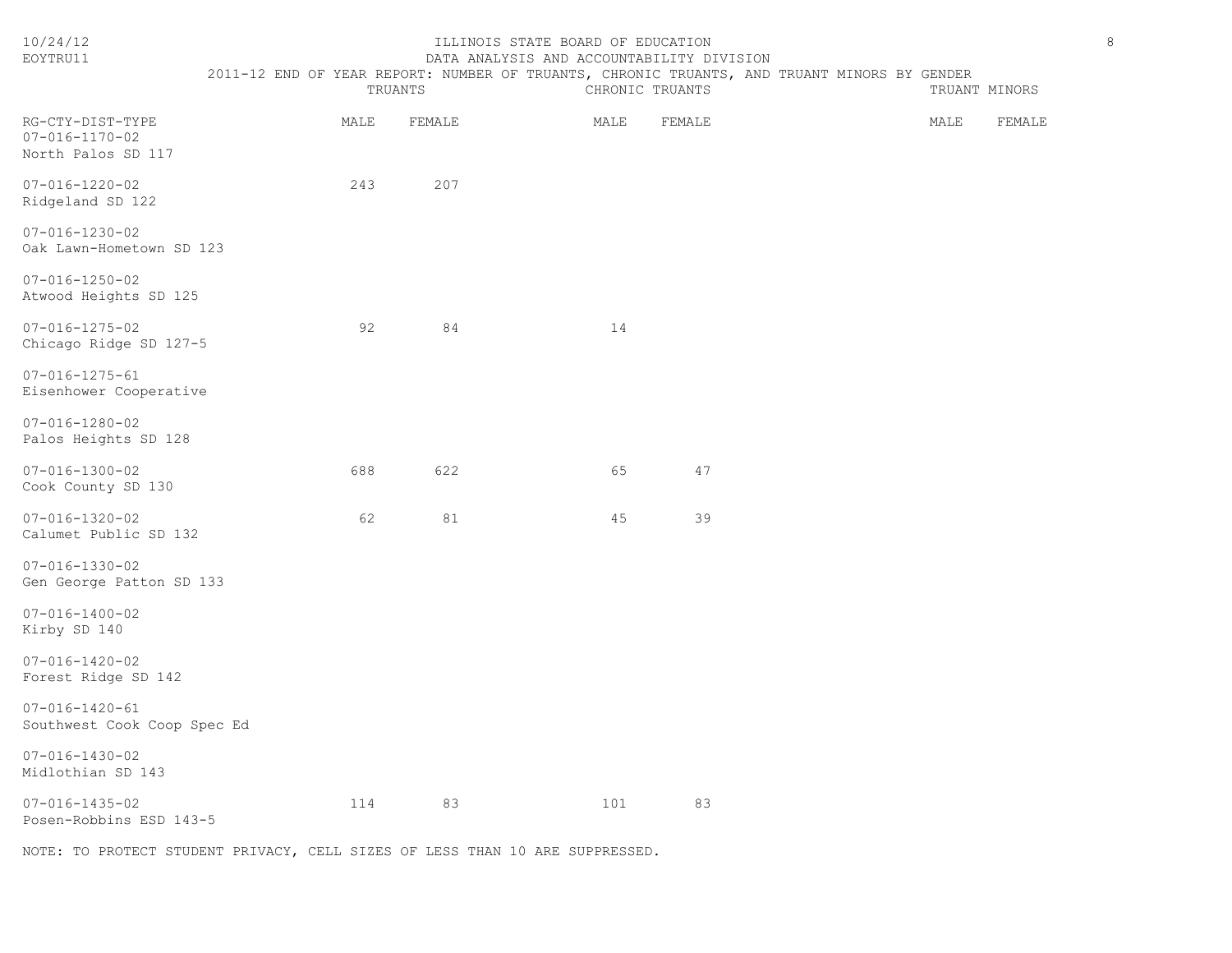ILLINOIS STATE BOARD OF EDUCATION
DATA ANALYSIS AND ACCOUNTABILITY DIVISION
2011-12 END OF YEAR REPORT: NUMBER OF TRUANTS, CHRONIC TRUANTS, AND TRUANT MINORS BY GENDER

10/24/12
EOYTRU11

| RG-CTY-DIST-TYPE | TRUANTS | | CHRONIC TRUANTS | | TRUANT MINORS | |
|---|---|---|---|---|---|---|
| | MALE | FEMALE | MALE | FEMALE | MALE | FEMALE |
| 07-016-1170-02 North Palos SD 117 | | | | | | |
| 07-016-1220-02 Ridgeland SD 122 | 243 | 207 | | | | |
| 07-016-1230-02 Oak Lawn-Hometown SD 123 | | | | | | |
| 07-016-1250-02 Atwood Heights SD 125 | | | | | | |
| 07-016-1275-02 Chicago Ridge SD 127-5 | 92 | 84 | 14 | | | |
| 07-016-1275-61 Eisenhower Cooperative | | | | | | |
| 07-016-1280-02 Palos Heights SD 128 | | | | | | |
| 07-016-1300-02 Cook County SD 130 | 688 | 622 | 65 | 47 | | |
| 07-016-1320-02 Calumet Public SD 132 | 62 | 81 | 45 | 39 | | |
| 07-016-1330-02 Gen George Patton SD 133 | | | | | | |
| 07-016-1400-02 Kirby SD 140 | | | | | | |
| 07-016-1420-02 Forest Ridge SD 142 | | | | | | |
| 07-016-1420-61 Southwest Cook Coop Spec Ed | | | | | | |
| 07-016-1430-02 Midlothian SD 143 | | | | | | |
| 07-016-1435-02 Posen-Robbins ESD 143-5 | 114 | 83 | 101 | 83 | | |

NOTE: TO PROTECT STUDENT PRIVACY, CELL SIZES OF LESS THAN 10 ARE SUPPRESSED.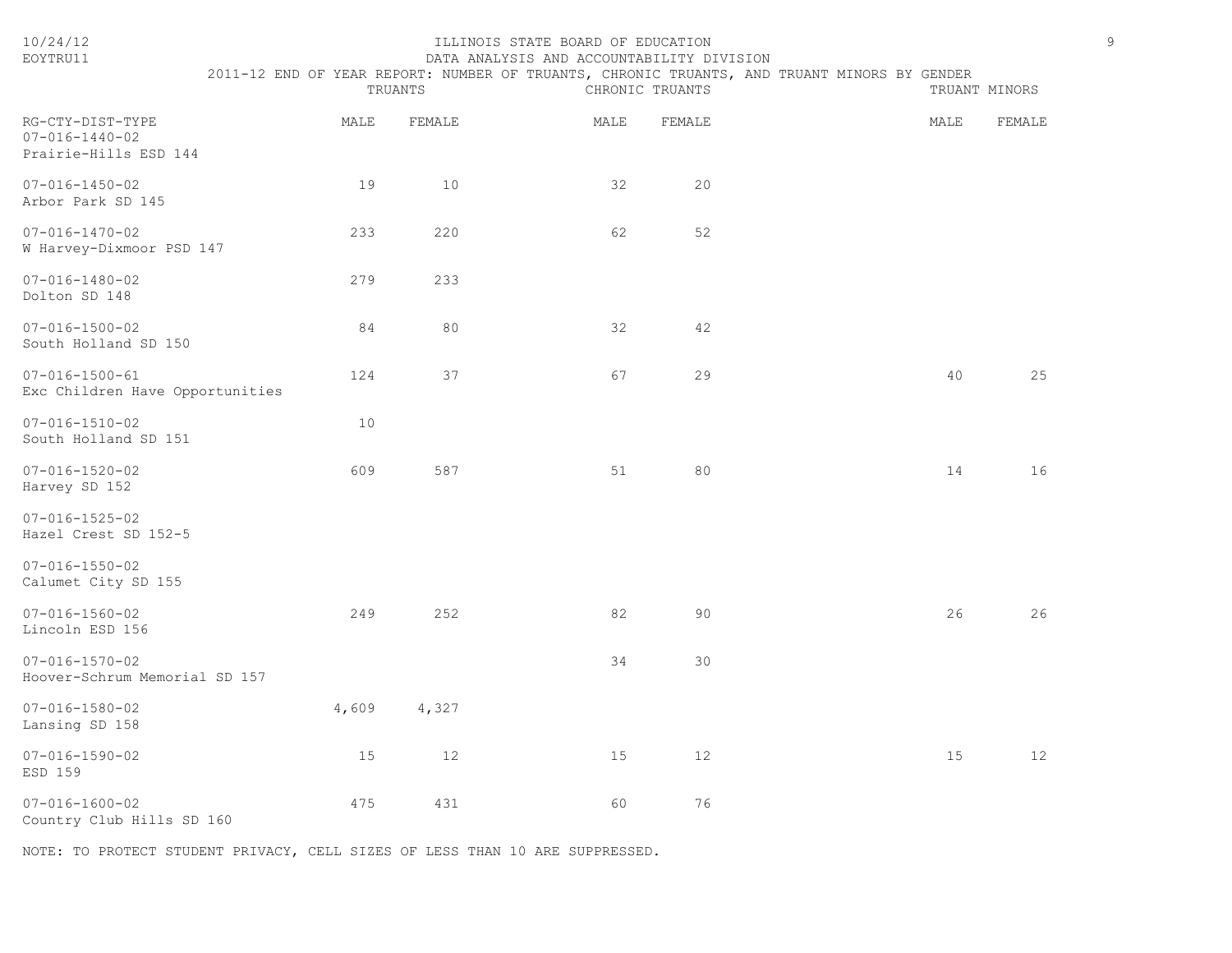ILLINOIS STATE BOARD OF EDUCATION
DATA ANALYSIS AND ACCOUNTABILITY DIVISION
2011-12 END OF YEAR REPORT: NUMBER OF TRUANTS, CHRONIC TRUANTS, AND TRUANT MINORS BY GENDER

| RG-CTY-DIST-TYPE | TRUANTS | | CHRONIC TRUANTS | | TRUANT MINORS | |
|---|---|---|---|---|---|---|
| | MALE | FEMALE | MALE | FEMALE | MALE | FEMALE |
| 07-016-1440-02 Prairie-Hills ESD 144 | | | | | | |
| 07-016-1450-02 Arbor Park SD 145 | 19 | 10 | 32 | 20 | | |
| 07-016-1470-02 W Harvey-Dixmoor PSD 147 | 233 | 220 | 62 | 52 | | |
| 07-016-1480-02 Dolton SD 148 | 279 | 233 | | | | |
| 07-016-1500-02 South Holland SD 150 | 84 | 80 | 32 | 42 | | |
| 07-016-1500-61 Exc Children Have Opportunities | 124 | 37 | 67 | 29 | 40 | 25 |
| 07-016-1510-02 South Holland SD 151 | 10 | | | | | |
| 07-016-1520-02 Harvey SD 152 | 609 | 587 | 51 | 80 | 14 | 16 |
| 07-016-1525-02 Hazel Crest SD 152-5 | | | | | | |
| 07-016-1550-02 Calumet City SD 155 | | | | | | |
| 07-016-1560-02 Lincoln ESD 156 | 249 | 252 | 82 | 90 | 26 | 26 |
| 07-016-1570-02 Hoover-Schrum Memorial SD 157 | | | 34 | 30 | | |
| 07-016-1580-02 Lansing SD 158 | 4,609 | 4,327 | | | | |
| 07-016-1590-02 ESD 159 | 15 | 12 | 15 | 12 | 15 | 12 |
| 07-016-1600-02 Country Club Hills SD 160 | 475 | 431 | 60 | 76 | | |

NOTE: TO PROTECT STUDENT PRIVACY, CELL SIZES OF LESS THAN 10 ARE SUPPRESSED.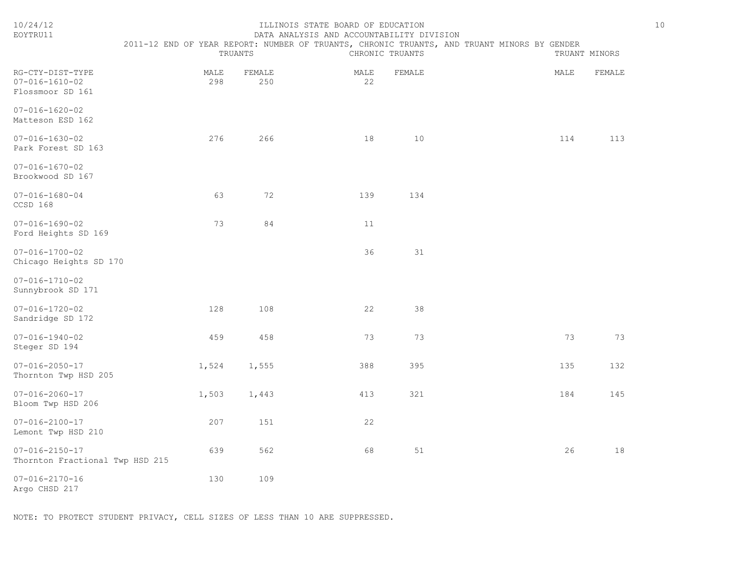ILLINOIS STATE BOARD OF EDUCATION
DATA ANALYSIS AND ACCOUNTABILITY DIVISION
2011-12 END OF YEAR REPORT: NUMBER OF TRUANTS, CHRONIC TRUANTS, AND TRUANT MINORS BY GENDER

| RG-CTY-DIST-TYPE | TRUANTS | | CHRONIC TRUANTS | | TRUANT MINORS | |
|---|---|---|---|---|---|---|
| | MALE | FEMALE | MALE | FEMALE | MALE | FEMALE |
| 07-016-1610-02 Flossmoor SD 161 | 298 | 250 | 22 | | | |
| 07-016-1620-02 Matteson ESD 162 | | | | | | |
| 07-016-1630-02 Park Forest SD 163 | 276 | 266 | 18 | 10 | 114 | 113 |
| 07-016-1670-02 Brookwood SD 167 | | | | | | |
| 07-016-1680-04 CCSD 168 | 63 | 72 | 139 | 134 | | |
| 07-016-1690-02 Ford Heights SD 169 | 73 | 84 | 11 | | | |
| 07-016-1700-02 Chicago Heights SD 170 | | | 36 | 31 | | |
| 07-016-1710-02 Sunnybrook SD 171 | | | | | | |
| 07-016-1720-02 Sandridge SD 172 | 128 | 108 | 22 | 38 | | |
| 07-016-1940-02 Steger SD 194 | 459 | 458 | 73 | 73 | 73 | 73 |
| 07-016-2050-17 Thornton Twp HSD 205 | 1,524 | 1,555 | 388 | 395 | 135 | 132 |
| 07-016-2060-17 Bloom Twp HSD 206 | 1,503 | 1,443 | 413 | 321 | 184 | 145 |
| 07-016-2100-17 Lemont Twp HSD 210 | 207 | 151 | 22 | | | |
| 07-016-2150-17 Thornton Fractional Twp HSD 215 | 639 | 562 | 68 | 51 | 26 | 18 |
| 07-016-2170-16 Argo CHSD 217 | 130 | 109 | | | | |

NOTE: TO PROTECT STUDENT PRIVACY, CELL SIZES OF LESS THAN 10 ARE SUPPRESSED.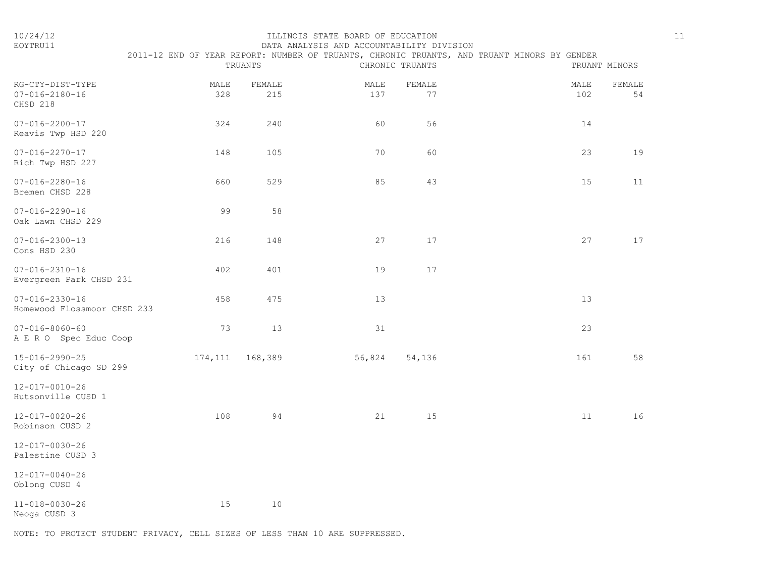ILLINOIS STATE BOARD OF EDUCATION
DATA ANALYSIS AND ACCOUNTABILITY DIVISION
2011-12 END OF YEAR REPORT: NUMBER OF TRUANTS, CHRONIC TRUANTS, AND TRUANT MINORS BY GENDER

| | TRUANTS | | CHRONIC TRUANTS | | TRUANT MINORS | |
|---|---|---|---|---|---|---|
| RG-CTY-DIST-TYPE | MALE | FEMALE | MALE | FEMALE | MALE | FEMALE |
| 07-016-2180-16 CHSD 218 | 328 | 215 | 137 | 77 | 102 | 54 |
| 07-016-2200-17 Reavis Twp HSD 220 | 324 | 240 | 60 | 56 | 14 | |
| 07-016-2270-17 Rich Twp HSD 227 | 148 | 105 | 70 | 60 | 23 | 19 |
| 07-016-2280-16 Bremen CHSD 228 | 660 | 529 | 85 | 43 | 15 | 11 |
| 07-016-2290-16 Oak Lawn CHSD 229 | 99 | 58 | | | | |
| 07-016-2300-13 Cons HSD 230 | 216 | 148 | 27 | 17 | 27 | 17 |
| 07-016-2310-16 Evergreen Park CHSD 231 | 402 | 401 | 19 | 17 | | |
| 07-016-2330-16 Homewood Flossmoor CHSD 233 | 458 | 475 | 13 | | 13 | |
| 07-016-8060-60 A E R O Spec Educ Coop | 73 | 13 | 31 | | 23 | |
| 15-016-2990-25 City of Chicago SD 299 | 174,111 | 168,389 | 56,824 | 54,136 | 161 | 58 |
| 12-017-0010-26 Hutsonville CUSD 1 | | | | | | |
| 12-017-0020-26 Robinson CUSD 2 | 108 | 94 | 21 | 15 | 11 | 16 |
| 12-017-0030-26 Palestine CUSD 3 | | | | | | |
| 12-017-0040-26 Oblong CUSD 4 | | | | | | |
| 11-018-0030-26 Neoga CUSD 3 | 15 | 10 | | | | |

NOTE: TO PROTECT STUDENT PRIVACY, CELL SIZES OF LESS THAN 10 ARE SUPPRESSED.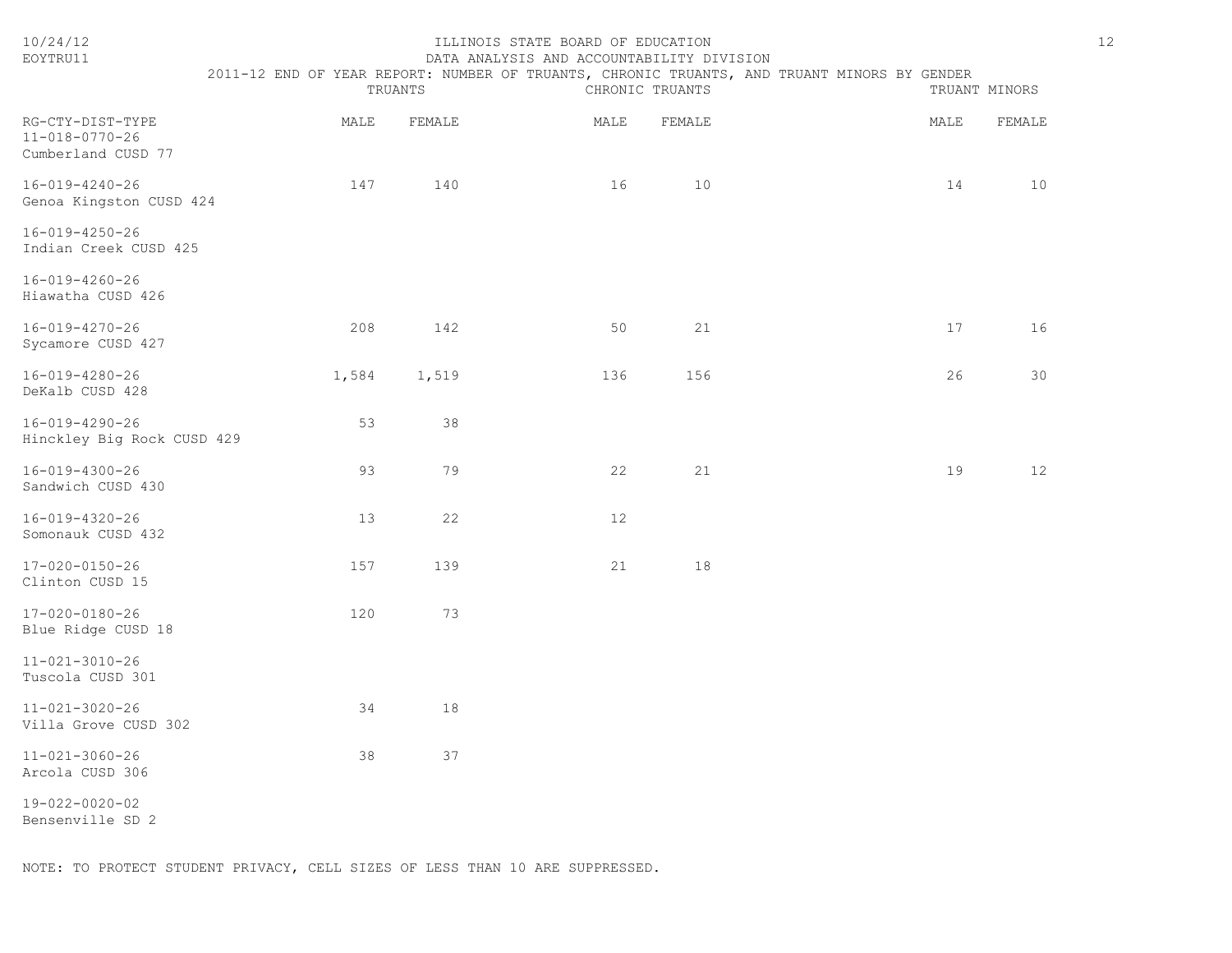ILLINOIS STATE BOARD OF EDUCATION
DATA ANALYSIS AND ACCOUNTABILITY DIVISION
2011-12 END OF YEAR REPORT: NUMBER OF TRUANTS, CHRONIC TRUANTS, AND TRUANT MINORS BY GENDER

| RG-CTY-DIST-TYPE | TRUANTS | | CHRONIC TRUANTS | | TRUANT MINORS | |
|---|---|---|---|---|---|---|
| | MALE | FEMALE | MALE | FEMALE | MALE | FEMALE |
| 11-018-0770-26 Cumberland CUSD 77 | | | | | | |
| 16-019-4240-26 Genoa Kingston CUSD 424 | 147 | 140 | 16 | 10 | 14 | 10 |
| 16-019-4250-26 Indian Creek CUSD 425 | | | | | | |
| 16-019-4260-26 Hiawatha CUSD 426 | | | | | | |
| 16-019-4270-26 Sycamore CUSD 427 | 208 | 142 | 50 | 21 | 17 | 16 |
| 16-019-4280-26 DeKalb CUSD 428 | 1,584 | 1,519 | 136 | 156 | 26 | 30 |
| 16-019-4290-26 Hinckley Big Rock CUSD 429 | 53 | 38 | | | | |
| 16-019-4300-26 Sandwich CUSD 430 | 93 | 79 | 22 | 21 | 19 | 12 |
| 16-019-4320-26 Somonauk CUSD 432 | 13 | 22 | 12 | | | |
| 17-020-0150-26 Clinton CUSD 15 | 157 | 139 | 21 | 18 | | |
| 17-020-0180-26 Blue Ridge CUSD 18 | 120 | 73 | | | | |
| 11-021-3010-26 Tuscola CUSD 301 | | | | | | |
| 11-021-3020-26 Villa Grove CUSD 302 | 34 | 18 | | | | |
| 11-021-3060-26 Arcola CUSD 306 | 38 | 37 | | | | |
| 19-022-0020-02 Bensenville SD 2 | | | | | | |

NOTE: TO PROTECT STUDENT PRIVACY, CELL SIZES OF LESS THAN 10 ARE SUPPRESSED.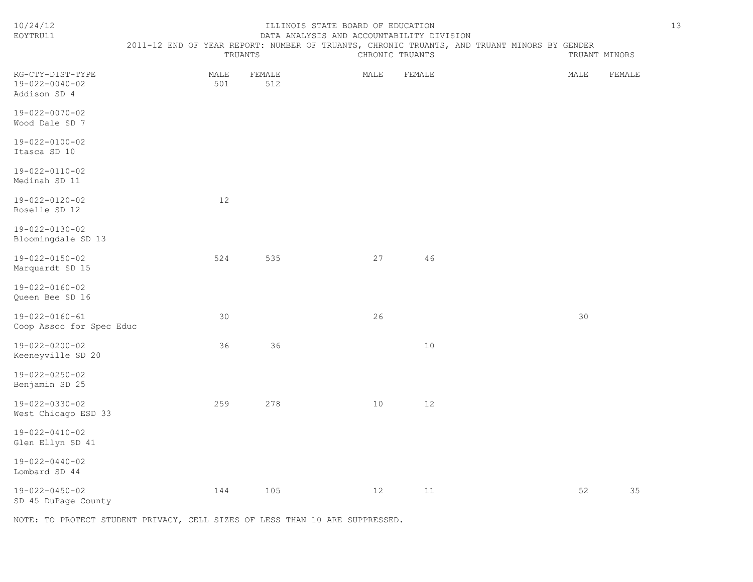ILLINOIS STATE BOARD OF EDUCATION
DATA ANALYSIS AND ACCOUNTABILITY DIVISION
2011-12 END OF YEAR REPORT: NUMBER OF TRUANTS, CHRONIC TRUANTS, AND TRUANT MINORS BY GENDER

10/24/12
EOYTRU11

| RG-CTY-DIST-TYPE | TRUANTS | | CHRONIC TRUANTS | | TRUANT MINORS | |
|---|---|---|---|---|---|---|
| | MALE | FEMALE | MALE | FEMALE | MALE | FEMALE |
| 19-022-0040-02 Addison SD 4 | 501 | 512 | | | | |
| 19-022-0070-02 Wood Dale SD 7 | | | | | | |
| 19-022-0100-02 Itasca SD 10 | | | | | | |
| 19-022-0110-02 Medinah SD 11 | | | | | | |
| 19-022-0120-02 Roselle SD 12 | 12 | | | | | |
| 19-022-0130-02 Bloomingdale SD 13 | | | | | | |
| 19-022-0150-02 Marquardt SD 15 | 524 | 535 | 27 | 46 | | |
| 19-022-0160-02 Queen Bee SD 16 | | | | | | |
| 19-022-0160-61 Coop Assoc for Spec Educ | 30 | | 26 | | 30 | |
| 19-022-0200-02 Keeneyville SD 20 | 36 | 36 | | 10 | | |
| 19-022-0250-02 Benjamin SD 25 | | | | | | |
| 19-022-0330-02 West Chicago ESD 33 | 259 | 278 | 10 | 12 | | |
| 19-022-0410-02 Glen Ellyn SD 41 | | | | | | |
| 19-022-0440-02 Lombard SD 44 | | | | | | |
| 19-022-0450-02 SD 45 DuPage County | 144 | 105 | 12 | 11 | 52 | 35 |

NOTE: TO PROTECT STUDENT PRIVACY, CELL SIZES OF LESS THAN 10 ARE SUPPRESSED.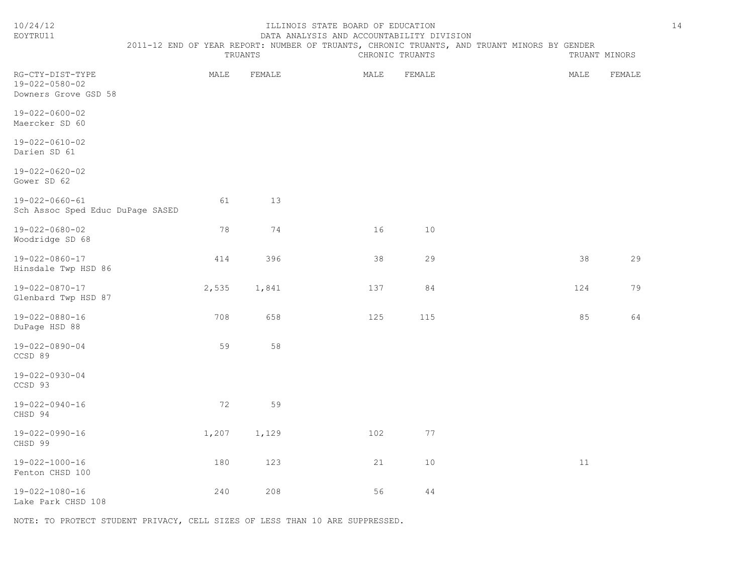ILLINOIS STATE BOARD OF EDUCATION
DATA ANALYSIS AND ACCOUNTABILITY DIVISION
2011-12 END OF YEAR REPORT: NUMBER OF TRUANTS, CHRONIC TRUANTS, AND TRUANT MINORS BY GENDER

| | TRUANTS | | CHRONIC TRUANTS | | TRUANT MINORS | |
|---|---|---|---|---|---|---|
| RG-CTY-DIST-TYPE | MALE | FEMALE | MALE | FEMALE | MALE | FEMALE |
| 19-022-0580-02 Downers Grove GSD 58 | | | | | | |
| 19-022-0600-02 Maercker SD 60 | | | | | | |
| 19-022-0610-02 Darien SD 61 | | | | | | |
| 19-022-0620-02 Gower SD 62 | | | | | | |
| 19-022-0660-61 Sch Assoc Sped Educ DuPage SASED | 61 | 13 | | | | |
| 19-022-0680-02 Woodridge SD 68 | 78 | 74 | 16 | 10 | | |
| 19-022-0860-17 Hinsdale Twp HSD 86 | 414 | 396 | 38 | 29 | 38 | 29 |
| 19-022-0870-17 Glenbard Twp HSD 87 | 2,535 | 1,841 | 137 | 84 | 124 | 79 |
| 19-022-0880-16 DuPage HSD 88 | 708 | 658 | 125 | 115 | 85 | 64 |
| 19-022-0890-04 CCSD 89 | 59 | 58 | | | | |
| 19-022-0930-04 CCSD 93 | | | | | | |
| 19-022-0940-16 CHSD 94 | 72 | 59 | | | | |
| 19-022-0990-16 CHSD 99 | 1,207 | 1,129 | 102 | 77 | | |
| 19-022-1000-16 Fenton CHSD 100 | 180 | 123 | 21 | 10 | 11 | |
| 19-022-1080-16 Lake Park CHSD 108 | 240 | 208 | 56 | 44 | | |

NOTE: TO PROTECT STUDENT PRIVACY, CELL SIZES OF LESS THAN 10 ARE SUPPRESSED.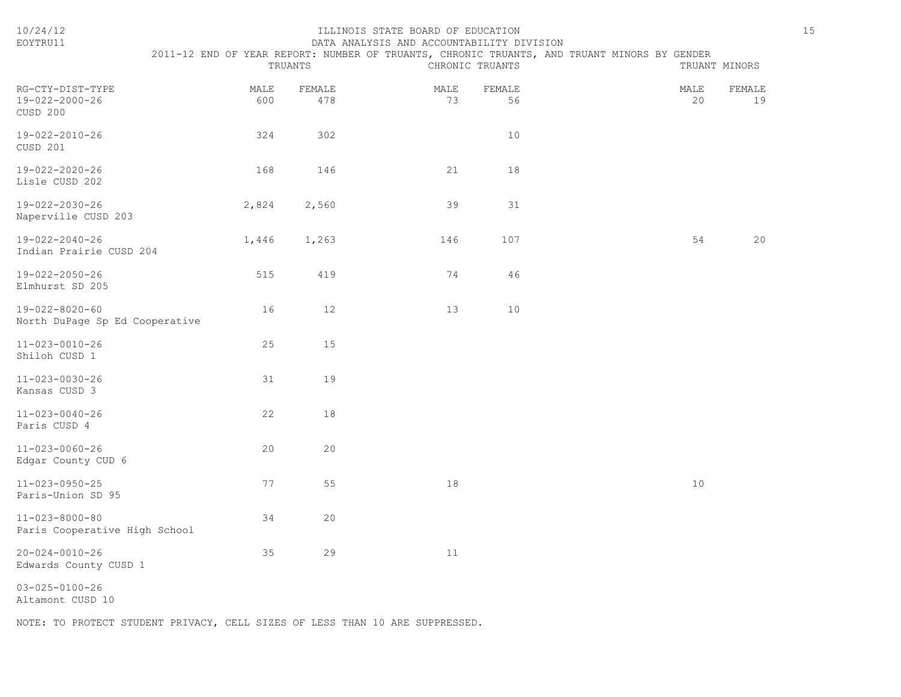| RG-CTY-DIST-TYPE | TRUANTS | | CHRONIC TRUANTS | | TRUANT MINORS | |
|---|---|---|---|---|---|---|
| | MALE | FEMALE | MALE | FEMALE | MALE | FEMALE |
| 19-022-2000-26 CUSD 200 | 600 | 478 | 73 | 56 | 20 | 19 |
| 19-022-2010-26 CUSD 201 | 324 | 302 | | 10 | | |
| 19-022-2020-26 Lisle CUSD 202 | 168 | 146 | 21 | 18 | | |
| 19-022-2030-26 Naperville CUSD 203 | 2,824 | 2,560 | 39 | 31 | | |
| 19-022-2040-26 Indian Prairie CUSD 204 | 1,446 | 1,263 | 146 | 107 | 54 | 20 |
| 19-022-2050-26 Elmhurst SD 205 | 515 | 419 | 74 | 46 | | |
| 19-022-8020-60 North DuPage Sp Ed Cooperative | 16 | 12 | 13 | 10 | | |
| 11-023-0010-26 Shiloh CUSD 1 | 25 | 15 | | | | |
| 11-023-0030-26 Kansas CUSD 3 | 31 | 19 | | | | |
| 11-023-0040-26 Paris CUSD 4 | 22 | 18 | | | | |
| 11-023-0060-26 Edgar County CUD 6 | 20 | 20 | | | | |
| 11-023-0950-25 Paris-Union SD 95 | 77 | 55 | 18 | | 10 | |
| 11-023-8000-80 Paris Cooperative High School | 34 | 20 | | | | |
| 20-024-0010-26 Edwards County CUSD 1 | 35 | 29 | 11 | | | |
| 03-025-0100-26 Altamont CUSD 10 | | | | | | |

NOTE: TO PROTECT STUDENT PRIVACY, CELL SIZES OF LESS THAN 10 ARE SUPPRESSED.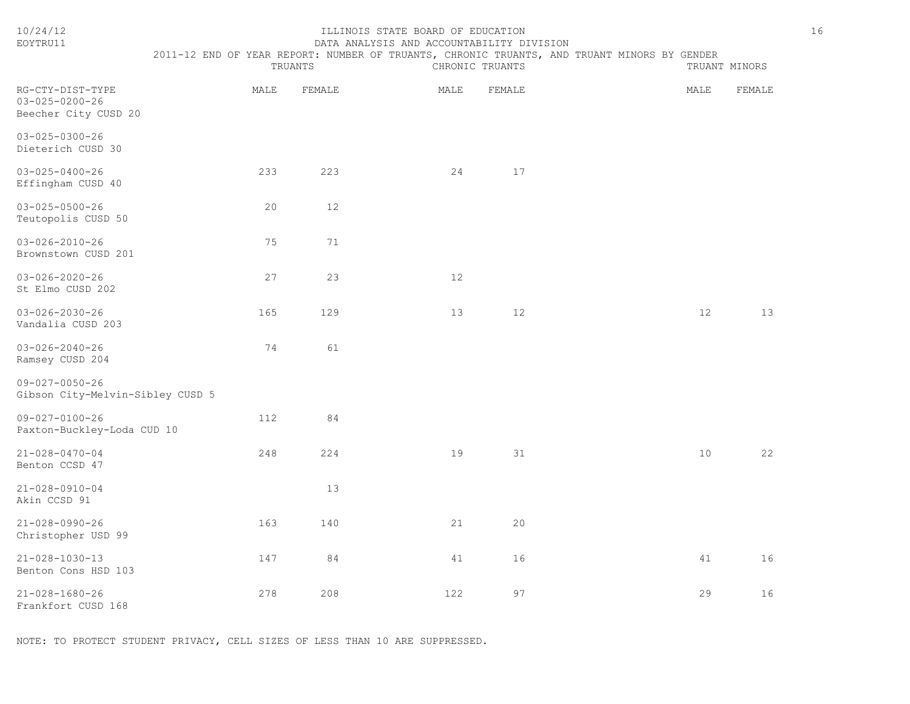ILLINOIS STATE BOARD OF EDUCATION
DATA ANALYSIS AND ACCOUNTABILITY DIVISION

2011-12 END OF YEAR REPORT: NUMBER OF TRUANTS, CHRONIC TRUANTS, AND TRUANT MINORS BY GENDER

| RG-CTY-DIST-TYPE | TRUANTS | | CHRONIC TRUANTS | | TRUANT MINORS | |
|---|---|---|---|---|---|---|
| | MALE | FEMALE | MALE | FEMALE | MALE | FEMALE |
| 03-025-0200-26 Beecher City CUSD 20 | | | | | | |
| 03-025-0300-26 Dieterich CUSD 30 | | | | | | |
| 03-025-0400-26 Effingham CUSD 40 | 233 | 223 | 24 | 17 | | |
| 03-025-0500-26 Teutopolis CUSD 50 | 20 | 12 | | | | |
| 03-026-2010-26 Brownstown CUSD 201 | 75 | 71 | | | | |
| 03-026-2020-26 St Elmo CUSD 202 | 27 | 23 | 12 | | | |
| 03-026-2030-26 Vandalia CUSD 203 | 165 | 129 | 13 | 12 | 12 | 13 |
| 03-026-2040-26 Ramsey CUSD 204 | 74 | 61 | | | | |
| 09-027-0050-26 Gibson City-Melvin-Sibley CUSD 5 | | | | | | |
| 09-027-0100-26 Paxton-Buckley-Loda CUD 10 | 112 | 84 | | | | |
| 21-028-0470-04 Benton CCSD 47 | 248 | 224 | 19 | 31 | 10 | 22 |
| 21-028-0910-04 Akin CCSD 91 | | 13 | | | | |
| 21-028-0990-26 Christopher USD 99 | 163 | 140 | 21 | 20 | | |
| 21-028-1030-13 Benton Cons HSD 103 | 147 | 84 | 41 | 16 | 41 | 16 |
| 21-028-1680-26 Frankfort CUSD 168 | 278 | 208 | 122 | 97 | 29 | 16 |

NOTE: TO PROTECT STUDENT PRIVACY, CELL SIZES OF LESS THAN 10 ARE SUPPRESSED.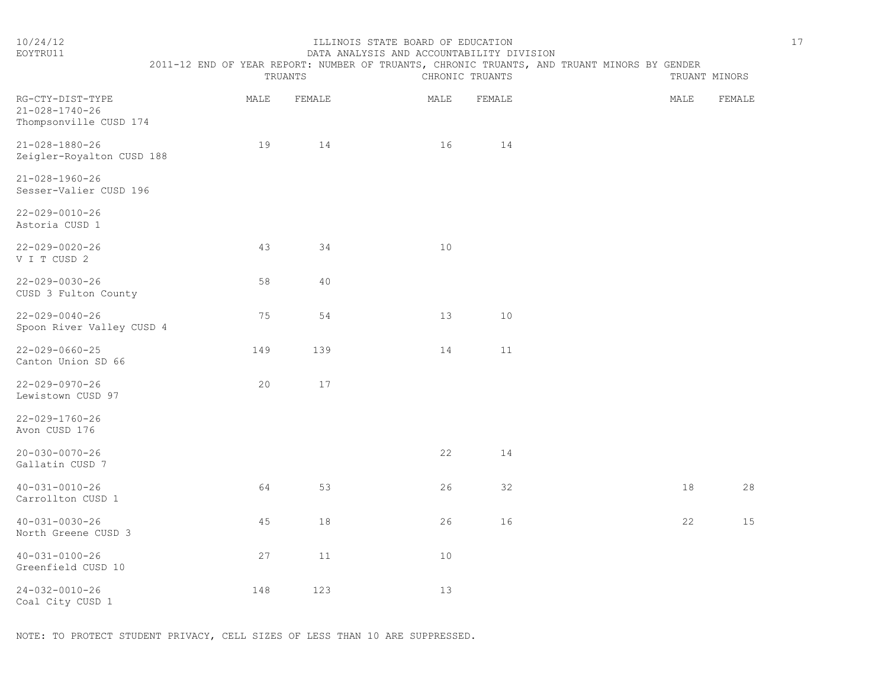# ILLINOIS STATE BOARD OF EDUCATION

## DATA ANALYSIS AND ACCOUNTABILITY DIVISION

### 2011-12 END OF YEAR REPORT: NUMBER OF TRUANTS, CHRONIC TRUANTS, AND TRUANT MINORS BY GENDER

| RG-CTY-DIST-TYPE | TRUANTS | | CHRONIC TRUANTS | | TRUANT MINORS | |
|---|---|---|---|---|---|---|
| | MALE | FEMALE | MALE | FEMALE | MALE | FEMALE |
| 21-028-1740-26 Thompsonville CUSD 174 | | | | | | |
| 21-028-1880-26 Zeigler-Royalton CUSD 188 | 19 | 14 | 16 | 14 | | |
| 21-028-1960-26 Sesser-Valier CUSD 196 | | | | | | |
| 22-029-0010-26 Astoria CUSD 1 | | | | | | |
| 22-029-0020-26 V I T CUSD 2 | 43 | 34 | 10 | | | |
| 22-029-0030-26 CUSD 3 Fulton County | 58 | 40 | | | | |
| 22-029-0040-26 Spoon River Valley CUSD 4 | 75 | 54 | 13 | 10 | | |
| 22-029-0660-25 Canton Union SD 66 | 149 | 139 | 14 | 11 | | |
| 22-029-0970-26 Lewistown CUSD 97 | 20 | 17 | | | | |
| 22-029-1760-26 Avon CUSD 176 | | | | | | |
| 20-030-0070-26 Gallatin CUSD 7 | | | 22 | 14 | | |
| 40-031-0010-26 Carrollton CUSD 1 | 64 | 53 | 26 | 32 | 18 | 28 |
| 40-031-0030-26 North Greene CUSD 3 | 45 | 18 | 26 | 16 | 22 | 15 |
| 40-031-0100-26 Greenfield CUSD 10 | 27 | 11 | 10 | | | |
| 24-032-0010-26 Coal City CUSD 1 | 148 | 123 | 13 | | | |

NOTE: TO PROTECT STUDENT PRIVACY, CELL SIZES OF LESS THAN 10 ARE SUPPRESSED.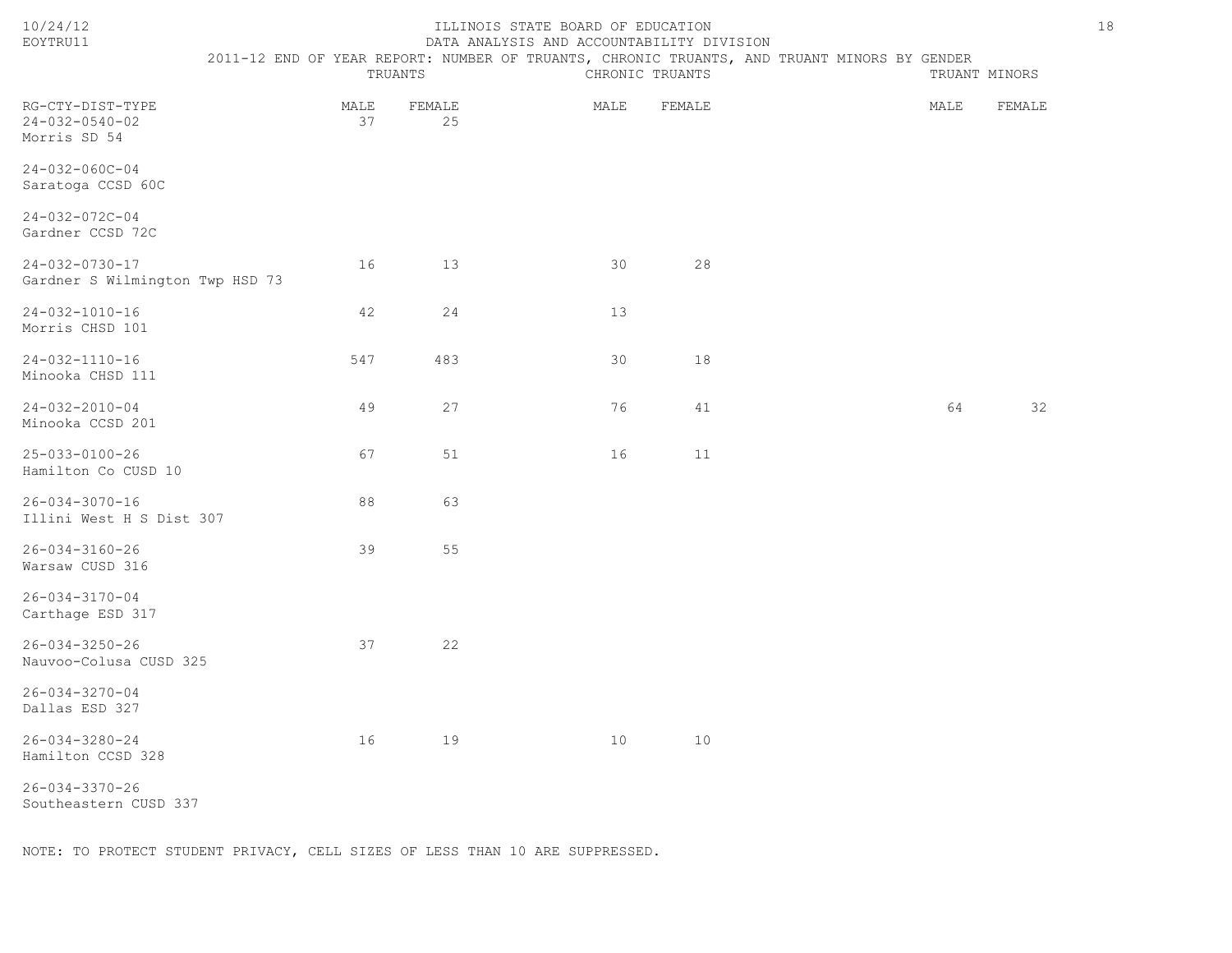ILLINOIS STATE BOARD OF EDUCATION
DATA ANALYSIS AND ACCOUNTABILITY DIVISION
2011-12 END OF YEAR REPORT: NUMBER OF TRUANTS, CHRONIC TRUANTS, AND TRUANT MINORS BY GENDER

10/24/12
EOYTRU11

| RG-CTY-DIST-TYPE | TRUANTS | | CHRONIC TRUANTS | | TRUANT MINORS | |
|---|---|---|---|---|---|---|
| | MALE | FEMALE | MALE | FEMALE | MALE | FEMALE |
| 24-032-0540-02 Morris SD 54 | 37 | 25 | | | | |
| 24-032-060C-04 Saratoga CCSD 60C | | | | | | |
| 24-032-072C-04 Gardner CCSD 72C | | | | | | |
| 24-032-0730-17 Gardner S Wilmington Twp HSD 73 | 16 | 13 | 30 | 28 | | |
| 24-032-1010-16 Morris CHSD 101 | 42 | 24 | 13 | | | |
| 24-032-1110-16 Minooka CHSD 111 | 547 | 483 | 30 | 18 | | |
| 24-032-2010-04 Minooka CCSD 201 | 49 | 27 | 76 | 41 | 64 | 32 |
| 25-033-0100-26 Hamilton Co CUSD 10 | 67 | 51 | 16 | 11 | | |
| 26-034-3070-16 Illini West H S Dist 307 | 88 | 63 | | | | |
| 26-034-3160-26 Warsaw CUSD 316 | 39 | 55 | | | | |
| 26-034-3170-04 Carthage ESD 317 | | | | | | |
| 26-034-3250-26 Nauvoo-Colusa CUSD 325 | 37 | 22 | | | | |
| 26-034-3270-04 Dallas ESD 327 | | | | | | |
| 26-034-3280-24 Hamilton CCSD 328 | 16 | 19 | 10 | 10 | | |
| 26-034-3370-26 Southeastern CUSD 337 | | | | | | |

NOTE: TO PROTECT STUDENT PRIVACY, CELL SIZES OF LESS THAN 10 ARE SUPPRESSED.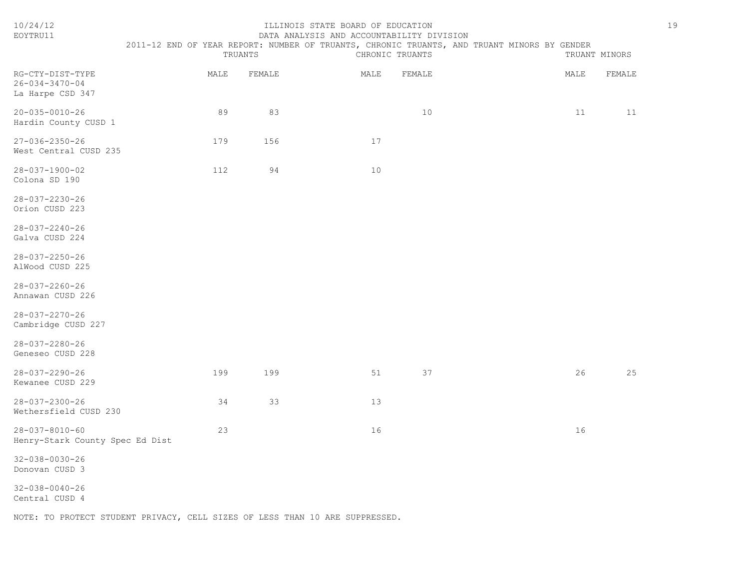ILLINOIS STATE BOARD OF EDUCATION
DATA ANALYSIS AND ACCOUNTABILITY DIVISION
2011-12 END OF YEAR REPORT: NUMBER OF TRUANTS, CHRONIC TRUANTS, AND TRUANT MINORS BY GENDER

10/24/12
EOYTRU11

| RG-CTY-DIST-TYPE | TRUANTS | | CHRONIC TRUANTS | | TRUANT MINORS | |
|---|---|---|---|---|---|---|
| | MALE | FEMALE | MALE | FEMALE | MALE | FEMALE |
| 26-034-3470-04 La Harpe CSD 347 | | | | | | |
| 20-035-0010-26 Hardin County CUSD 1 | 89 | 83 | | 10 | 11 | 11 |
| 27-036-2350-26 West Central CUSD 235 | 179 | 156 | 17 | | | |
| 28-037-1900-02 Colona SD 190 | 112 | 94 | 10 | | | |
| 28-037-2230-26 Orion CUSD 223 | | | | | | |
| 28-037-2240-26 Galva CUSD 224 | | | | | | |
| 28-037-2250-26 AlWood CUSD 225 | | | | | | |
| 28-037-2260-26 Annawan CUSD 226 | | | | | | |
| 28-037-2270-26 Cambridge CUSD 227 | | | | | | |
| 28-037-2280-26 Geneseo CUSD 228 | | | | | | |
| 28-037-2290-26 Kewanee CUSD 229 | 199 | 199 | 51 | 37 | 26 | 25 |
| 28-037-2300-26 Wethersfield CUSD 230 | 34 | 33 | 13 | | | |
| 28-037-8010-60 Henry-Stark County Spec Ed Dist | 23 | | 16 | | 16 | |
| 32-038-0030-26 Donovan CUSD 3 | | | | | | |
| 32-038-0040-26 Central CUSD 4 | | | | | | |

NOTE: TO PROTECT STUDENT PRIVACY, CELL SIZES OF LESS THAN 10 ARE SUPPRESSED.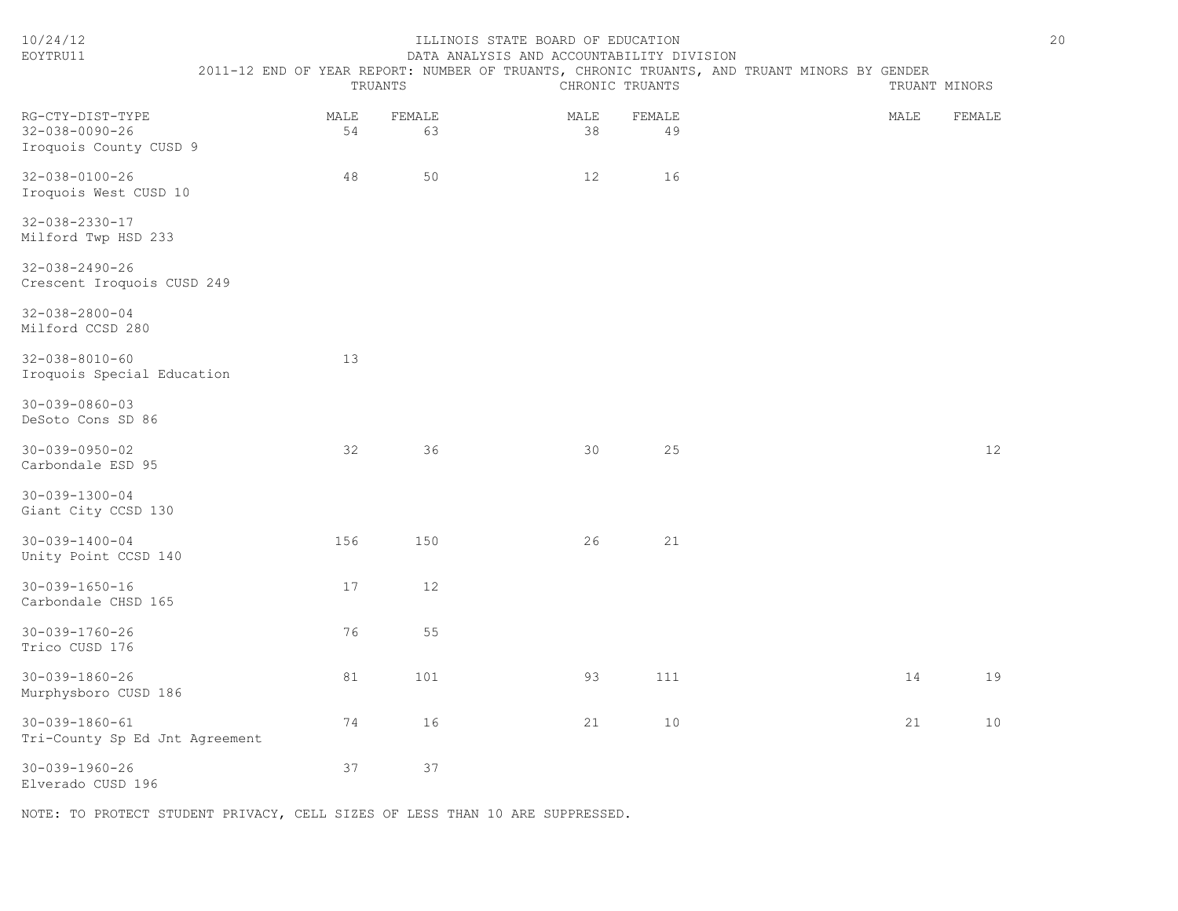ILLINOIS STATE BOARD OF EDUCATION
DATA ANALYSIS AND ACCOUNTABILITY DIVISION
2011-12 END OF YEAR REPORT: NUMBER OF TRUANTS, CHRONIC TRUANTS, AND TRUANT MINORS BY GENDER

| RG-CTY-DIST-TYPE | TRUANTS | | CHRONIC TRUANTS | | TRUANT MINORS | |
|---|---|---|---|---|---|---|
| | MALE | FEMALE | MALE | FEMALE | MALE | FEMALE |
| 32-038-0090-26 Iroquois County CUSD 9 | 54 | 63 | 38 | 49 | | |
| 32-038-0100-26 Iroquois West CUSD 10 | 48 | 50 | 12 | 16 | | |
| 32-038-2330-17 Milford Twp HSD 233 | | | | | | |
| 32-038-2490-26 Crescent Iroquois CUSD 249 | | | | | | |
| 32-038-2800-04 Milford CCSD 280 | | | | | | |
| 32-038-8010-60 Iroquois Special Education | 13 | | | | | |
| 30-039-0860-03 DeSoto Cons SD 86 | | | | | | |
| 30-039-0950-02 Carbondale ESD 95 | 32 | 36 | 30 | 25 | | 12 |
| 30-039-1300-04 Giant City CCSD 130 | | | | | | |
| 30-039-1400-04 Unity Point CCSD 140 | 156 | 150 | 26 | 21 | | |
| 30-039-1650-16 Carbondale CHSD 165 | 17 | 12 | | | | |
| 30-039-1760-26 Trico CUSD 176 | 76 | 55 | | | | |
| 30-039-1860-26 Murphysboro CUSD 186 | 81 | 101 | 93 | 111 | 14 | 19 |
| 30-039-1860-61 Tri-County Sp Ed Jnt Agreement | 74 | 16 | 21 | 10 | 21 | 10 |
| 30-039-1960-26 Elverado CUSD 196 | 37 | 37 | | | | |

NOTE: TO PROTECT STUDENT PRIVACY, CELL SIZES OF LESS THAN 10 ARE SUPPRESSED.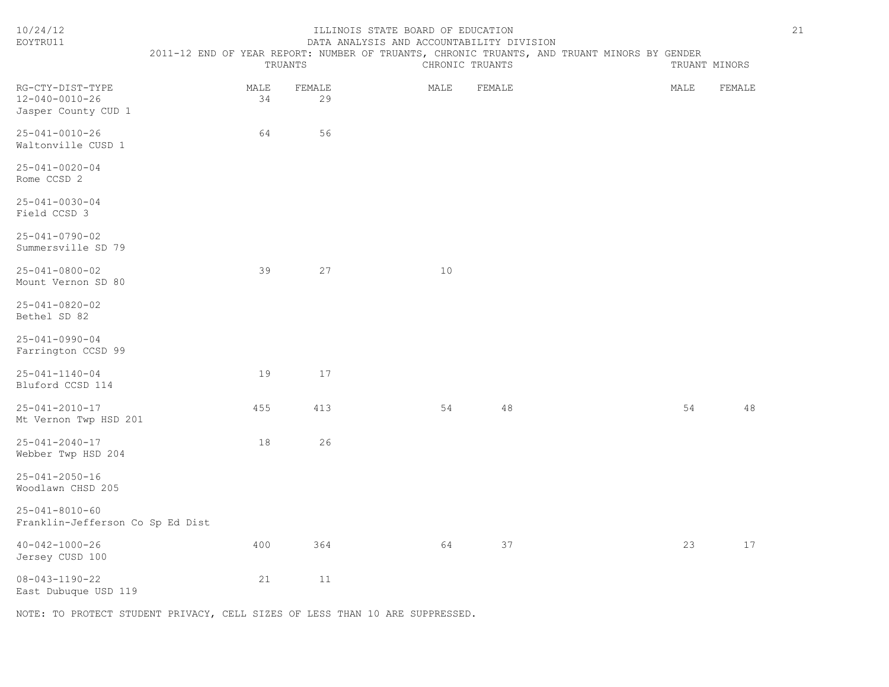ILLINOIS STATE BOARD OF EDUCATION
DATA ANALYSIS AND ACCOUNTABILITY DIVISION
2011-12 END OF YEAR REPORT: NUMBER OF TRUANTS, CHRONIC TRUANTS, AND TRUANT MINORS BY GENDER

| RG-CTY-DIST-TYPE | TRUANTS MALE | TRUANTS FEMALE | CHRONIC TRUANTS MALE | CHRONIC TRUANTS FEMALE | TRUANT MINORS MALE | TRUANT MINORS FEMALE |
|---|---|---|---|---|---|---|
| 12-040-0010-26 Jasper County CUD 1 | 34 | 29 | | | | |
| 25-041-0010-26 Waltonville CUSD 1 | 64 | 56 | | | | |
| 25-041-0020-04 Rome CCSD 2 | | | | | | |
| 25-041-0030-04 Field CCSD 3 | | | | | | |
| 25-041-0790-02 Summersville SD 79 | | | | | | |
| 25-041-0800-02 Mount Vernon SD 80 | 39 | 27 | 10 | | | |
| 25-041-0820-02 Bethel SD 82 | | | | | | |
| 25-041-0990-04 Farrington CCSD 99 | | | | | | |
| 25-041-1140-04 Bluford CCSD 114 | 19 | 17 | | | | |
| 25-041-2010-17 Mt Vernon Twp HSD 201 | 455 | 413 | 54 | 48 | 54 | 48 |
| 25-041-2040-17 Webber Twp HSD 204 | 18 | 26 | | | | |
| 25-041-2050-16 Woodlawn CHSD 205 | | | | | | |
| 25-041-8010-60 Franklin-Jefferson Co Sp Ed Dist | | | | | | |
| 40-042-1000-26 Jersey CUSD 100 | 400 | 364 | 64 | 37 | 23 | 17 |
| 08-043-1190-22 East Dubuque USD 119 | 21 | 11 | | | | |

NOTE: TO PROTECT STUDENT PRIVACY, CELL SIZES OF LESS THAN 10 ARE SUPPRESSED.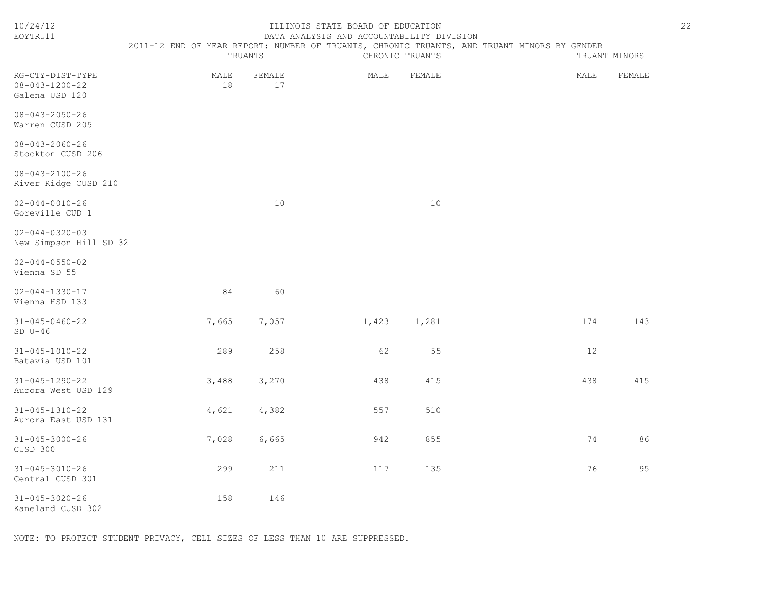ILLINOIS STATE BOARD OF EDUCATION
DATA ANALYSIS AND ACCOUNTABILITY DIVISION
2011-12 END OF YEAR REPORT: NUMBER OF TRUANTS, CHRONIC TRUANTS, AND TRUANT MINORS BY GENDER

| RG-CTY-DIST-TYPE | TRUANTS | | CHRONIC TRUANTS | | TRUANT MINORS | |
|---|---|---|---|---|---|---|
| | MALE | FEMALE | MALE | FEMALE | MALE | FEMALE |
| 08-043-1200-22 Galena USD 120 | 18 | 17 | | | | |
| 08-043-2050-26 Warren CUSD 205 | | | | | | |
| 08-043-2060-26 Stockton CUSD 206 | | | | | | |
| 08-043-2100-26 River Ridge CUSD 210 | | | | | | |
| 02-044-0010-26 Goreville CUD 1 | | 10 | | 10 | | |
| 02-044-0320-03 New Simpson Hill SD 32 | | | | | | |
| 02-044-0550-02 Vienna SD 55 | | | | | | |
| 02-044-1330-17 Vienna HSD 133 | 84 | 60 | | | | |
| 31-045-0460-22 SD U-46 | 7,665 | 7,057 | 1,423 | 1,281 | 174 | 143 |
| 31-045-1010-22 Batavia USD 101 | 289 | 258 | 62 | 55 | 12 | |
| 31-045-1290-22 Aurora West USD 129 | 3,488 | 3,270 | 438 | 415 | 438 | 415 |
| 31-045-1310-22 Aurora East USD 131 | 4,621 | 4,382 | 557 | 510 | | |
| 31-045-3000-26 CUSD 300 | 7,028 | 6,665 | 942 | 855 | 74 | 86 |
| 31-045-3010-26 Central CUSD 301 | 299 | 211 | 117 | 135 | 76 | 95 |
| 31-045-3020-26 Kaneland CUSD 302 | 158 | 146 | | | | |

NOTE: TO PROTECT STUDENT PRIVACY, CELL SIZES OF LESS THAN 10 ARE SUPPRESSED.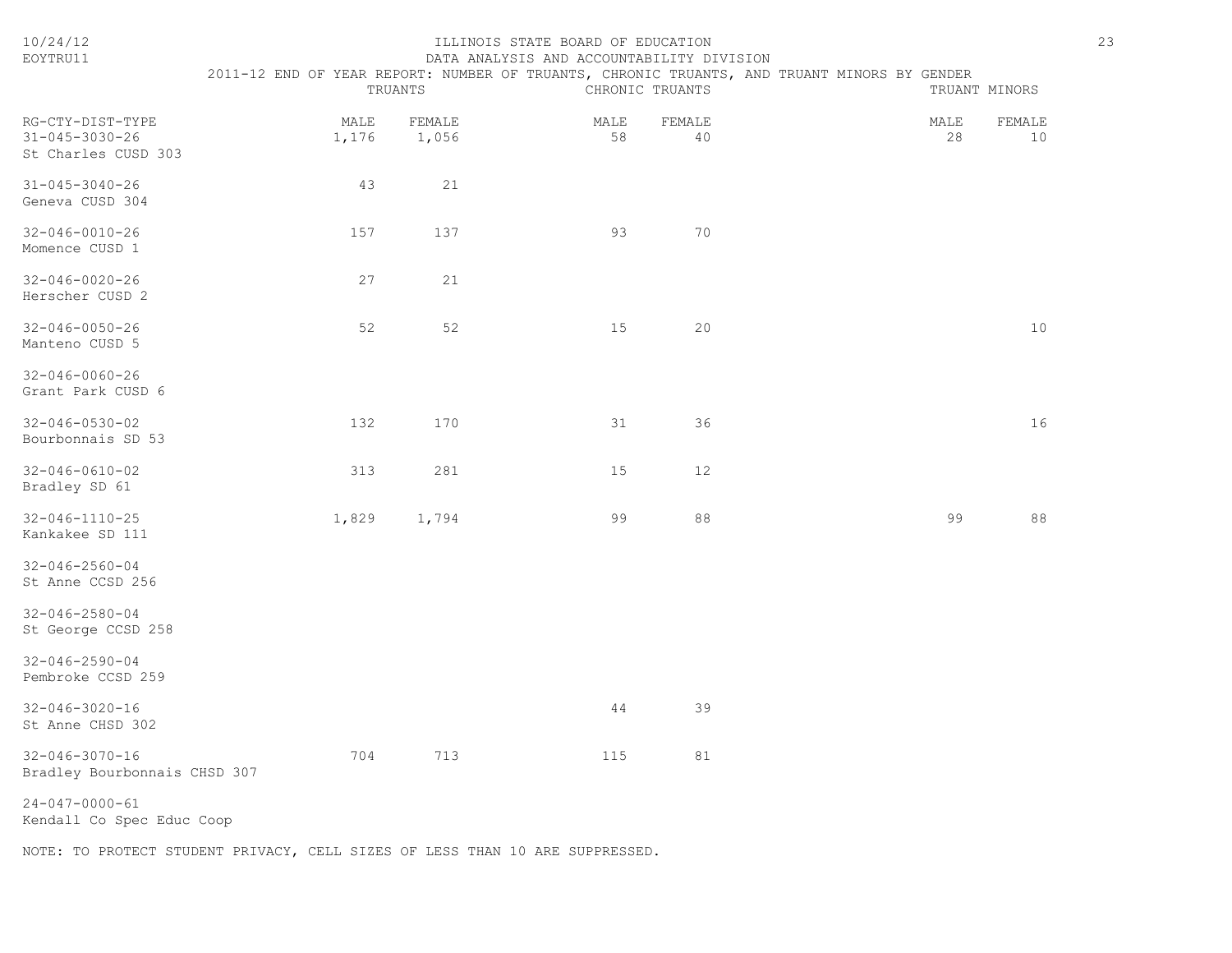ILLINOIS STATE BOARD OF EDUCATION

DATA ANALYSIS AND ACCOUNTABILITY DIVISION

2011-12 END OF YEAR REPORT: NUMBER OF TRUANTS, CHRONIC TRUANTS, AND TRUANT MINORS BY GENDER

| RG-CTY-DIST-TYPE | TRUANTS | | CHRONIC TRUANTS | | TRUANT MINORS | |
|---|---|---|---|---|---|---|
| | MALE | FEMALE | MALE | FEMALE | MALE | FEMALE |
| 31-045-3030-26 St Charles CUSD 303 | 1,176 | 1,056 | 58 | 40 | 28 | 10 |
| 31-045-3040-26 Geneva CUSD 304 | 43 | 21 | | | | |
| 32-046-0010-26 Momence CUSD 1 | 157 | 137 | 93 | 70 | | |
| 32-046-0020-26 Herscher CUSD 2 | 27 | 21 | | | | |
| 32-046-0050-26 Manteno CUSD 5 | 52 | 52 | 15 | 20 | | 10 |
| 32-046-0060-26 Grant Park CUSD 6 | | | | | | |
| 32-046-0530-02 Bourbonnais SD 53 | 132 | 170 | 31 | 36 | | 16 |
| 32-046-0610-02 Bradley SD 61 | 313 | 281 | 15 | 12 | | |
| 32-046-1110-25 Kankakee SD 111 | 1,829 | 1,794 | 99 | 88 | 99 | 88 |
| 32-046-2560-04 St Anne CCSD 256 | | | | | | |
| 32-046-2580-04 St George CCSD 258 | | | | | | |
| 32-046-2590-04 Pembroke CCSD 259 | | | | | | |
| 32-046-3020-16 St Anne CHSD 302 | | | 44 | 39 | | |
| 32-046-3070-16 Bradley Bourbonnais CHSD 307 | 704 | 713 | 115 | 81 | | |
| 24-047-0000-61 Kendall Co Spec Educ Coop | | | | | | |

NOTE: TO PROTECT STUDENT PRIVACY, CELL SIZES OF LESS THAN 10 ARE SUPPRESSED.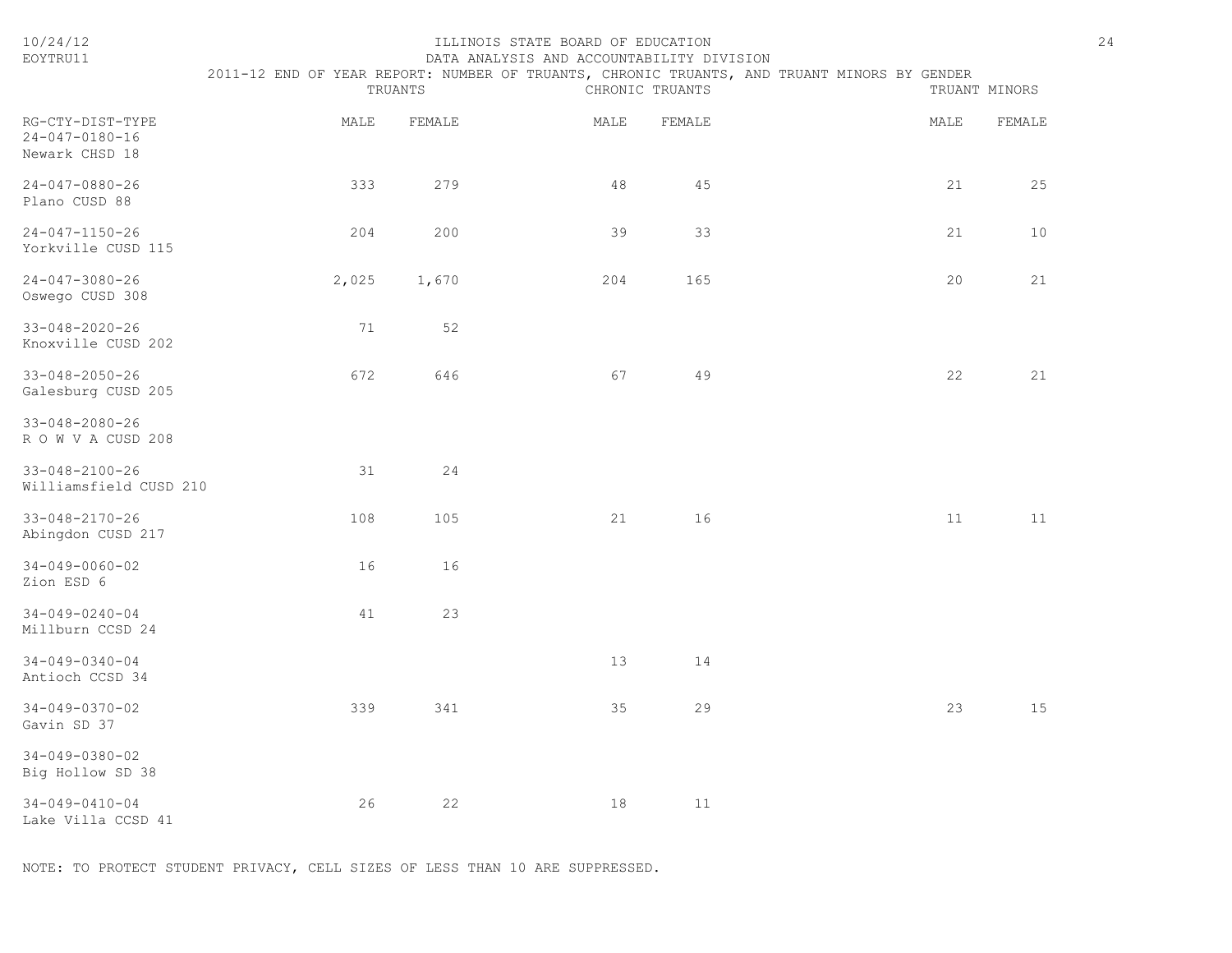ILLINOIS STATE BOARD OF EDUCATION
DATA ANALYSIS AND ACCOUNTABILITY DIVISION
2011-12 END OF YEAR REPORT: NUMBER OF TRUANTS, CHRONIC TRUANTS, AND TRUANT MINORS BY GENDER

| RG-CTY-DIST-TYPE | TRUANTS | | CHRONIC TRUANTS | | TRUANT MINORS | |
|---|---|---|---|---|---|---|
| | MALE | FEMALE | MALE | FEMALE | MALE | FEMALE |
| 24-047-0180-16 Newark CHSD 18 | | | | | | |
| 24-047-0880-26 Plano CUSD 88 | 333 | 279 | 48 | 45 | 21 | 25 |
| 24-047-1150-26 Yorkville CUSD 115 | 204 | 200 | 39 | 33 | 21 | 10 |
| 24-047-3080-26 Oswego CUSD 308 | 2,025 | 1,670 | 204 | 165 | 20 | 21 |
| 33-048-2020-26 Knoxville CUSD 202 | 71 | 52 | | | | |
| 33-048-2050-26 Galesburg CUSD 205 | 672 | 646 | 67 | 49 | 22 | 21 |
| 33-048-2080-26 R O W V A CUSD 208 | | | | | | |
| 33-048-2100-26 Williamsfield CUSD 210 | 31 | 24 | | | | |
| 33-048-2170-26 Abingdon CUSD 217 | 108 | 105 | 21 | 16 | 11 | 11 |
| 34-049-0060-02 Zion ESD 6 | 16 | 16 | | | | |
| 34-049-0240-04 Millburn CCSD 24 | 41 | 23 | | | | |
| 34-049-0340-04 Antioch CCSD 34 | | | 13 | 14 | | |
| 34-049-0370-02 Gavin SD 37 | 339 | 341 | 35 | 29 | 23 | 15 |
| 34-049-0380-02 Big Hollow SD 38 | | | | | | |
| 34-049-0410-04 Lake Villa CCSD 41 | 26 | 22 | 18 | 11 | | |

NOTE: TO PROTECT STUDENT PRIVACY, CELL SIZES OF LESS THAN 10 ARE SUPPRESSED.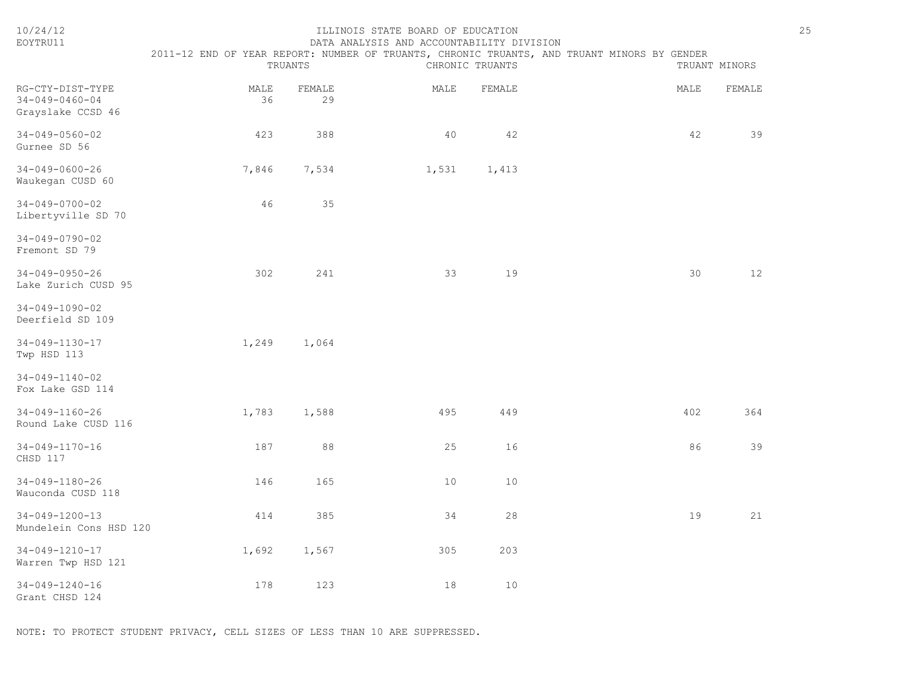# ILLINOIS STATE BOARD OF EDUCATION

## DATA ANALYSIS AND ACCOUNTABILITY DIVISION

### 2011-12 END OF YEAR REPORT: NUMBER OF TRUANTS, CHRONIC TRUANTS, AND TRUANT MINORS BY GENDER

| RG-CTY-DIST-TYPE | TRUANTS | | CHRONIC TRUANTS | | TRUANT MINORS | |
|---|---|---|---|---|---|---|
| | MALE | FEMALE | MALE | FEMALE | MALE | FEMALE |
| 34-049-0460-04 Grayslake CCSD 46 | 36 | 29 | | | | |
| 34-049-0560-02 Gurnee SD 56 | 423 | 388 | 40 | 42 | 42 | 39 |
| 34-049-0600-26 Waukegan CUSD 60 | 7,846 | 7,534 | 1,531 | 1,413 | | |
| 34-049-0700-02 Libertyville SD 70 | 46 | 35 | | | | |
| 34-049-0790-02 Fremont SD 79 | | | | | | |
| 34-049-0950-26 Lake Zurich CUSD 95 | 302 | 241 | 33 | 19 | 30 | 12 |
| 34-049-1090-02 Deerfield SD 109 | | | | | | |
| 34-049-1130-17 Twp HSD 113 | 1,249 | 1,064 | | | | |
| 34-049-1140-02 Fox Lake GSD 114 | | | | | | |
| 34-049-1160-26 Round Lake CUSD 116 | 1,783 | 1,588 | 495 | 449 | 402 | 364 |
| 34-049-1170-16 CHSD 117 | 187 | 88 | 25 | 16 | 86 | 39 |
| 34-049-1180-26 Wauconda CUSD 118 | 146 | 165 | 10 | 10 | | |
| 34-049-1200-13 Mundelein Cons HSD 120 | 414 | 385 | 34 | 28 | 19 | 21 |
| 34-049-1210-17 Warren Twp HSD 121 | 1,692 | 1,567 | 305 | 203 | | |
| 34-049-1240-16 Grant CHSD 124 | 178 | 123 | 18 | 10 | | |

NOTE: TO PROTECT STUDENT PRIVACY, CELL SIZES OF LESS THAN 10 ARE SUPPRESSED.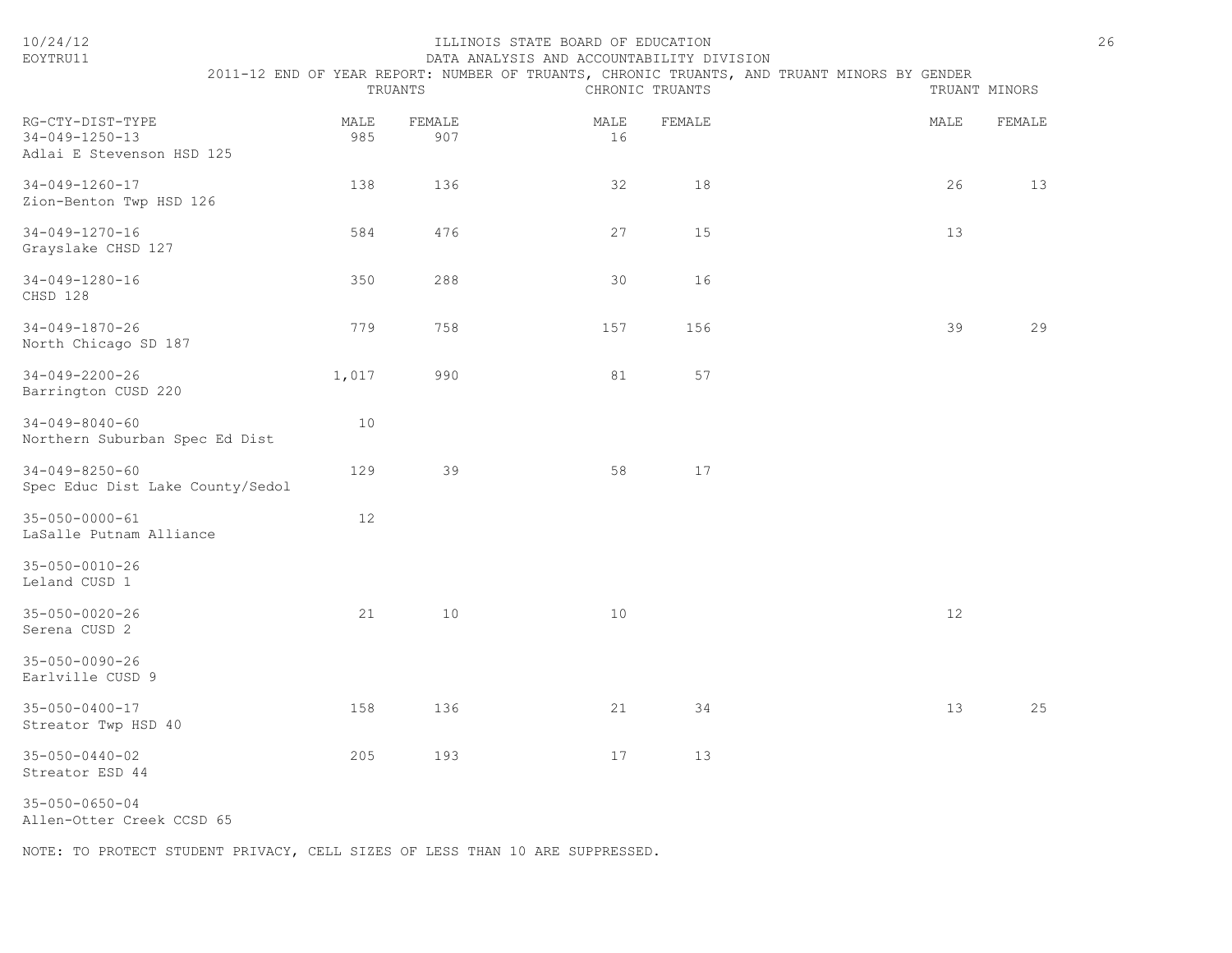ILLINOIS STATE BOARD OF EDUCATION
DATA ANALYSIS AND ACCOUNTABILITY DIVISION

# 2011-12 END OF YEAR REPORT: NUMBER OF TRUANTS, CHRONIC TRUANTS, AND TRUANT MINORS BY GENDER

| | TRUANTS | | CHRONIC TRUANTS | | TRUANT MINORS | |
|---|---|---|---|---|---|---|
| RG-CTY-DIST-TYPE | MALE | FEMALE | MALE | FEMALE | MALE | FEMALE |
| 34-049-1250-13 Adlai E Stevenson HSD 125 | 985 | 907 | 16 | | | |
| 34-049-1260-17 Zion-Benton Twp HSD 126 | 138 | 136 | 32 | 18 | 26 | 13 |
| 34-049-1270-16 Grayslake CHSD 127 | 584 | 476 | 27 | 15 | 13 | |
| 34-049-1280-16 CHSD 128 | 350 | 288 | 30 | 16 | | |
| 34-049-1870-26 North Chicago SD 187 | 779 | 758 | 157 | 156 | 39 | 29 |
| 34-049-2200-26 Barrington CUSD 220 | 1,017 | 990 | 81 | 57 | | |
| 34-049-8040-60 Northern Suburban Spec Ed Dist | 10 | | | | | |
| 34-049-8250-60 Spec Educ Dist Lake County/Sedol | 129 | 39 | 58 | 17 | | |
| 35-050-0000-61 LaSalle Putnam Alliance | 12 | | | | | |
| 35-050-0010-26 Leland CUSD 1 | | | | | | |
| 35-050-0020-26 Serena CUSD 2 | 21 | 10 | 10 | | 12 | |
| 35-050-0090-26 Earlville CUSD 9 | | | | | | |
| 35-050-0400-17 Streator Twp HSD 40 | 158 | 136 | 21 | 34 | 13 | 25 |
| 35-050-0440-02 Streator ESD 44 | 205 | 193 | 17 | 13 | | |
| 35-050-0650-04 Allen-Otter Creek CCSD 65 | | | | | | |

NOTE: TO PROTECT STUDENT PRIVACY, CELL SIZES OF LESS THAN 10 ARE SUPPRESSED.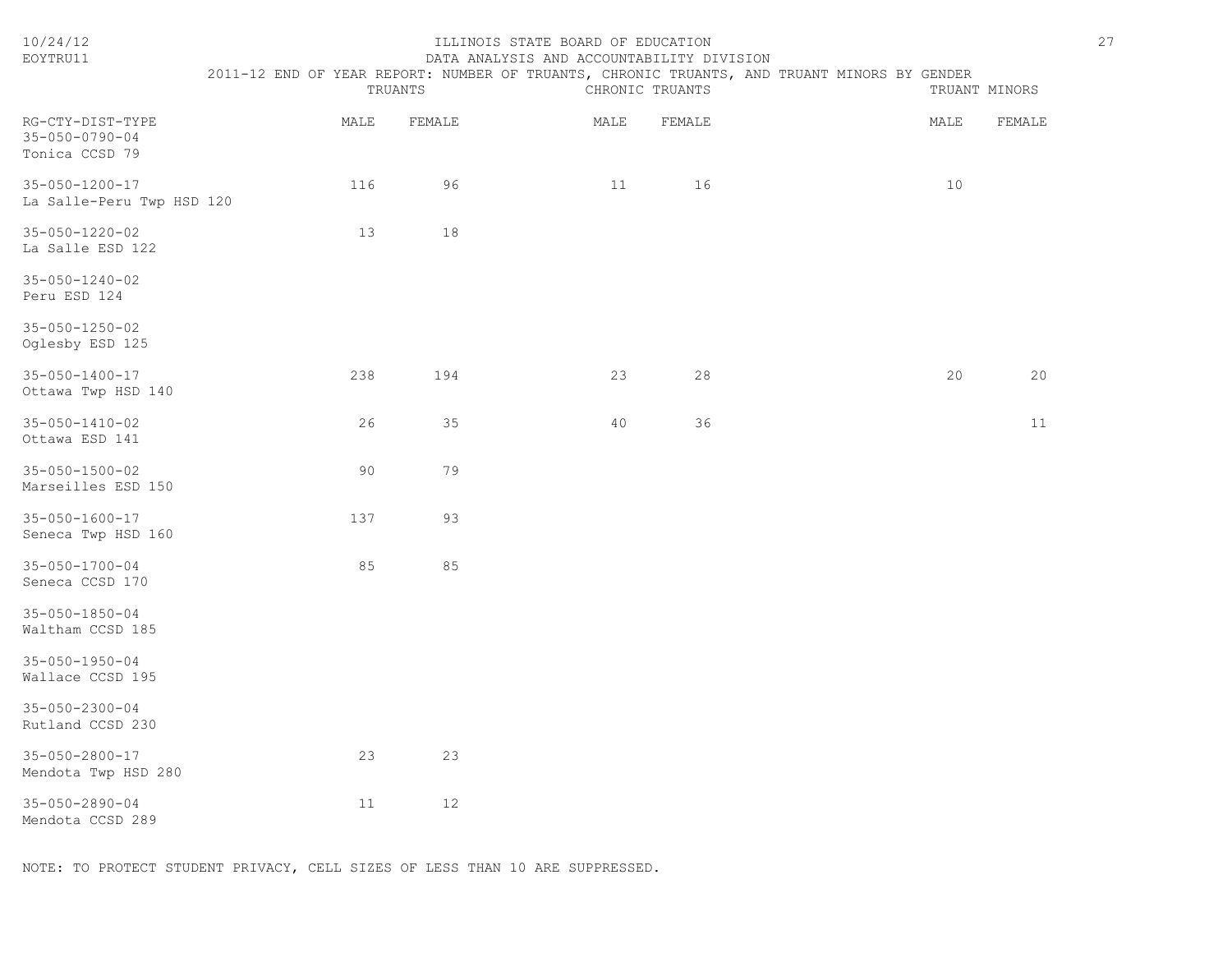ILLINOIS STATE BOARD OF EDUCATION
DATA ANALYSIS AND ACCOUNTABILITY DIVISION
2011-12 END OF YEAR REPORT: NUMBER OF TRUANTS, CHRONIC TRUANTS, AND TRUANT MINORS BY GENDER

| RG-CTY-DIST-TYPE | TRUANTS | | CHRONIC TRUANTS | | TRUANT MINORS | |
|---|---|---|---|---|---|---|
| | MALE | FEMALE | MALE | FEMALE | MALE | FEMALE |
| 35-050-0790-04 Tonica CCSD 79 | | | | | | |
| 35-050-1200-17 La Salle-Peru Twp HSD 120 | 116 | 96 | 11 | 16 | 10 | |
| 35-050-1220-02 La Salle ESD 122 | 13 | 18 | | | | |
| 35-050-1240-02 Peru ESD 124 | | | | | | |
| 35-050-1250-02 Oglesby ESD 125 | | | | | | |
| 35-050-1400-17 Ottawa Twp HSD 140 | 238 | 194 | 23 | 28 | 20 | 20 |
| 35-050-1410-02 Ottawa ESD 141 | 26 | 35 | 40 | 36 | | 11 |
| 35-050-1500-02 Marseilles ESD 150 | 90 | 79 | | | | |
| 35-050-1600-17 Seneca Twp HSD 160 | 137 | 93 | | | | |
| 35-050-1700-04 Seneca CCSD 170 | 85 | 85 | | | | |
| 35-050-1850-04 Waltham CCSD 185 | | | | | | |
| 35-050-1950-04 Wallace CCSD 195 | | | | | | |
| 35-050-2300-04 Rutland CCSD 230 | | | | | | |
| 35-050-2800-17 Mendota Twp HSD 280 | 23 | 23 | | | | |
| 35-050-2890-04 Mendota CCSD 289 | 11 | 12 | | | | |

NOTE: TO PROTECT STUDENT PRIVACY, CELL SIZES OF LESS THAN 10 ARE SUPPRESSED.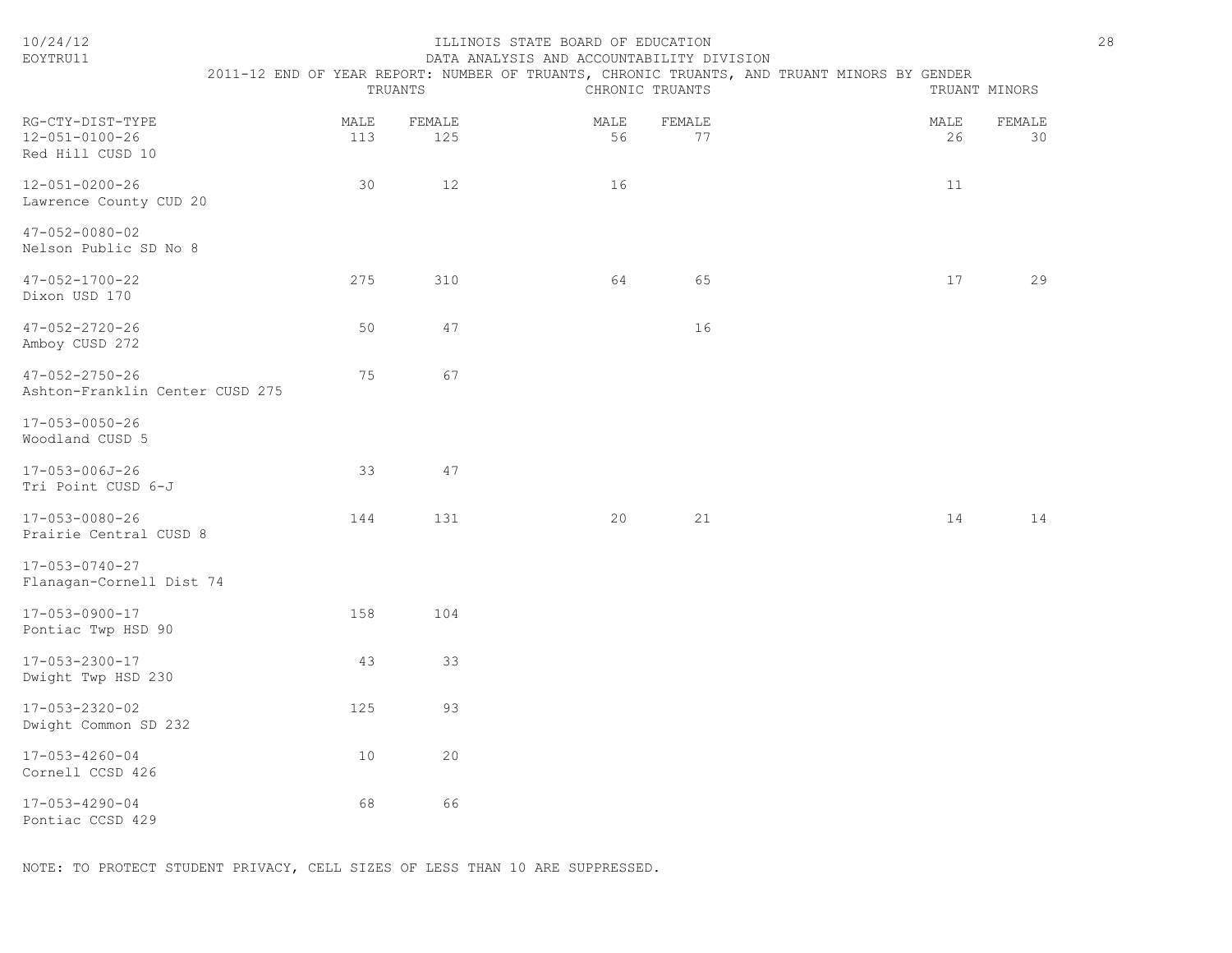ILLINOIS STATE BOARD OF EDUCATION
DATA ANALYSIS AND ACCOUNTABILITY DIVISION

2011-12 END OF YEAR REPORT: NUMBER OF TRUANTS, CHRONIC TRUANTS, AND TRUANT MINORS BY GENDER

| RG-CTY-DIST-TYPE | TRUANTS | | CHRONIC TRUANTS | | TRUANT MINORS | |
|---|---|---|---|---|---|---|
| | MALE | FEMALE | MALE | FEMALE | MALE | FEMALE |
| 12-051-0100-26 Red Hill CUSD 10 | 113 | 125 | 56 | 77 | 26 | 30 |
| 12-051-0200-26 Lawrence County CUD 20 | 30 | 12 | 16 | | 11 | |
| 47-052-0080-02 Nelson Public SD No 8 | | | | | | |
| 47-052-1700-22 Dixon USD 170 | 275 | 310 | 64 | 65 | 17 | 29 |
| 47-052-2720-26 Amboy CUSD 272 | 50 | 47 | | 16 | | |
| 47-052-2750-26 Ashton-Franklin Center CUSD 275 | 75 | 67 | | | | |
| 17-053-0050-26 Woodland CUSD 5 | | | | | | |
| 17-053-006J-26 Tri Point CUSD 6-J | 33 | 47 | | | | |
| 17-053-0080-26 Prairie Central CUSD 8 | 144 | 131 | 20 | 21 | 14 | 14 |
| 17-053-0740-27 Flanagan-Cornell Dist 74 | | | | | | |
| 17-053-0900-17 Pontiac Twp HSD 90 | 158 | 104 | | | | |
| 17-053-2300-17 Dwight Twp HSD 230 | 43 | 33 | | | | |
| 17-053-2320-02 Dwight Common SD 232 | 125 | 93 | | | | |
| 17-053-4260-04 Cornell CCSD 426 | 10 | 20 | | | | |
| 17-053-4290-04 Pontiac CCSD 429 | 68 | 66 | | | | |

NOTE: TO PROTECT STUDENT PRIVACY, CELL SIZES OF LESS THAN 10 ARE SUPPRESSED.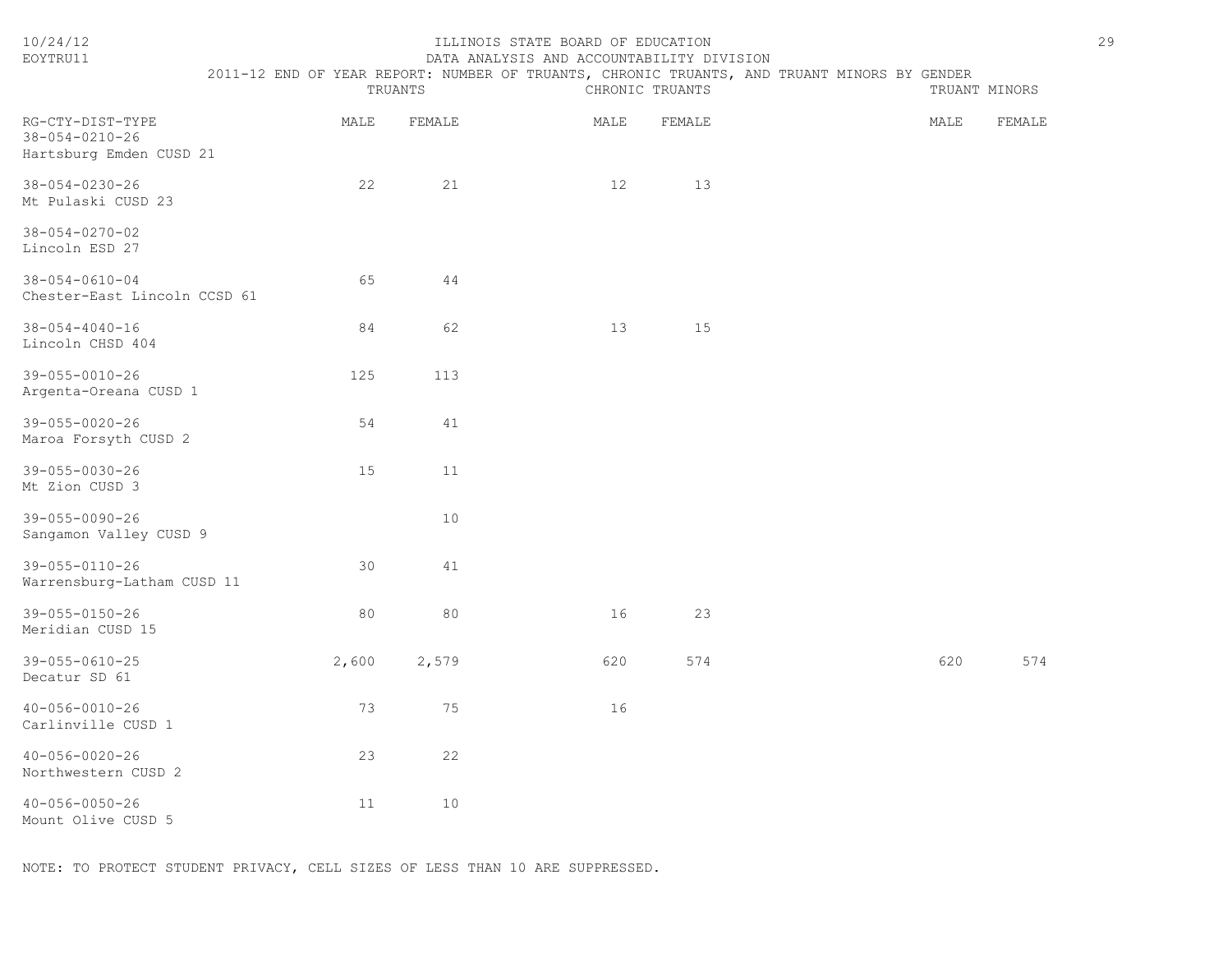ILLINOIS STATE BOARD OF EDUCATION
DATA ANALYSIS AND ACCOUNTABILITY DIVISION

2011-12 END OF YEAR REPORT: NUMBER OF TRUANTS, CHRONIC TRUANTS, AND TRUANT MINORS BY GENDER

| RG-CTY-DIST-TYPE | TRUANTS | | CHRONIC TRUANTS | | TRUANT MINORS | |
|---|---|---|---|---|---|---|
| | MALE | FEMALE | MALE | FEMALE | MALE | FEMALE |
| 38-054-0210-26 Hartsburg Emden CUSD 21 | | | | | | |
| 38-054-0230-26 Mt Pulaski CUSD 23 | 22 | 21 | 12 | 13 | | |
| 38-054-0270-02 Lincoln ESD 27 | | | | | | |
| 38-054-0610-04 Chester-East Lincoln CCSD 61 | 65 | 44 | | | | |
| 38-054-4040-16 Lincoln CHSD 404 | 84 | 62 | 13 | 15 | | |
| 39-055-0010-26 Argenta-Oreana CUSD 1 | 125 | 113 | | | | |
| 39-055-0020-26 Maroa Forsyth CUSD 2 | 54 | 41 | | | | |
| 39-055-0030-26 Mt Zion CUSD 3 | 15 | 11 | | | | |
| 39-055-0090-26 Sangamon Valley CUSD 9 | | 10 | | | | |
| 39-055-0110-26 Warrensburg-Latham CUSD 11 | 30 | 41 | | | | |
| 39-055-0150-26 Meridian CUSD 15 | 80 | 80 | 16 | 23 | | |
| 39-055-0610-25 Decatur SD 61 | 2,600 | 2,579 | 620 | 574 | 620 | 574 |
| 40-056-0010-26 Carlinville CUSD 1 | 73 | 75 | 16 | | | |
| 40-056-0020-26 Northwestern CUSD 2 | 23 | 22 | | | | |
| 40-056-0050-26 Mount Olive CUSD 5 | 11 | 10 | | | | |

NOTE: TO PROTECT STUDENT PRIVACY, CELL SIZES OF LESS THAN 10 ARE SUPPRESSED.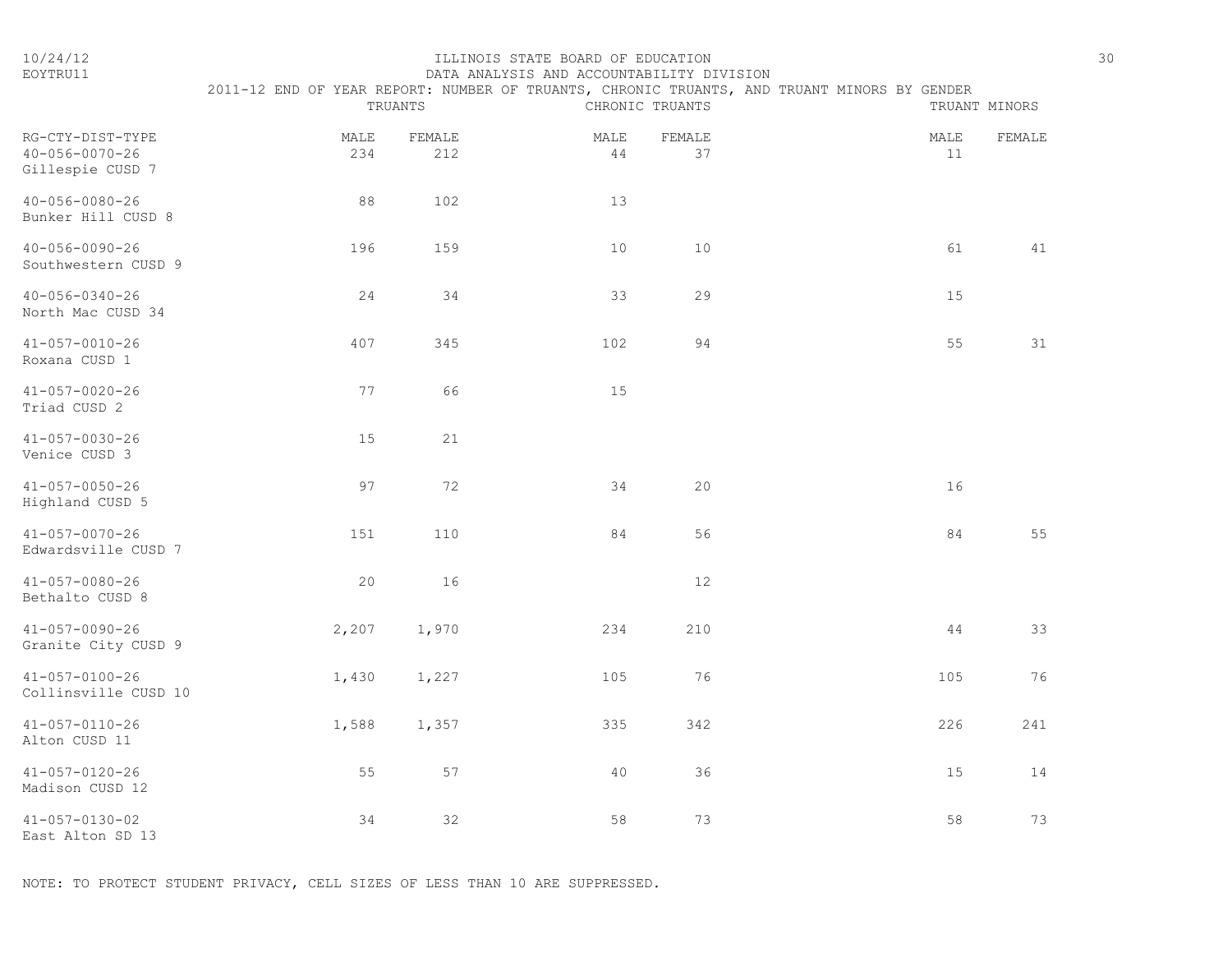ILLINOIS STATE BOARD OF EDUCATION
DATA ANALYSIS AND ACCOUNTABILITY DIVISION
2011-12 END OF YEAR REPORT: NUMBER OF TRUANTS, CHRONIC TRUANTS, AND TRUANT MINORS BY GENDER

| RG-CTY-DIST-TYPE | TRUANTS | | CHRONIC TRUANTS | | TRUANT MINORS | |
|---|---|---|---|---|---|---|
| | MALE | FEMALE | MALE | FEMALE | MALE | FEMALE |
| 40-056-0070-26 Gillespie CUSD 7 | 234 | 212 | 44 | 37 | 11 | |
| 40-056-0080-26 Bunker Hill CUSD 8 | 88 | 102 | 13 | | | |
| 40-056-0090-26 Southwestern CUSD 9 | 196 | 159 | 10 | 10 | 61 | 41 |
| 40-056-0340-26 North Mac CUSD 34 | 24 | 34 | 33 | 29 | 15 | |
| 41-057-0010-26 Roxana CUSD 1 | 407 | 345 | 102 | 94 | 55 | 31 |
| 41-057-0020-26 Triad CUSD 2 | 77 | 66 | 15 | | | |
| 41-057-0030-26 Venice CUSD 3 | 15 | 21 | | | | |
| 41-057-0050-26 Highland CUSD 5 | 97 | 72 | 34 | 20 | 16 | |
| 41-057-0070-26 Edwardsville CUSD 7 | 151 | 110 | 84 | 56 | 84 | 55 |
| 41-057-0080-26 Bethalto CUSD 8 | 20 | 16 | | 12 | | |
| 41-057-0090-26 Granite City CUSD 9 | 2,207 | 1,970 | 234 | 210 | 44 | 33 |
| 41-057-0100-26 Collinsville CUSD 10 | 1,430 | 1,227 | 105 | 76 | 105 | 76 |
| 41-057-0110-26 Alton CUSD 11 | 1,588 | 1,357 | 335 | 342 | 226 | 241 |
| 41-057-0120-26 Madison CUSD 12 | 55 | 57 | 40 | 36 | 15 | 14 |
| 41-057-0130-02 East Alton SD 13 | 34 | 32 | 58 | 73 | 58 | 73 |

NOTE: TO PROTECT STUDENT PRIVACY, CELL SIZES OF LESS THAN 10 ARE SUPPRESSED.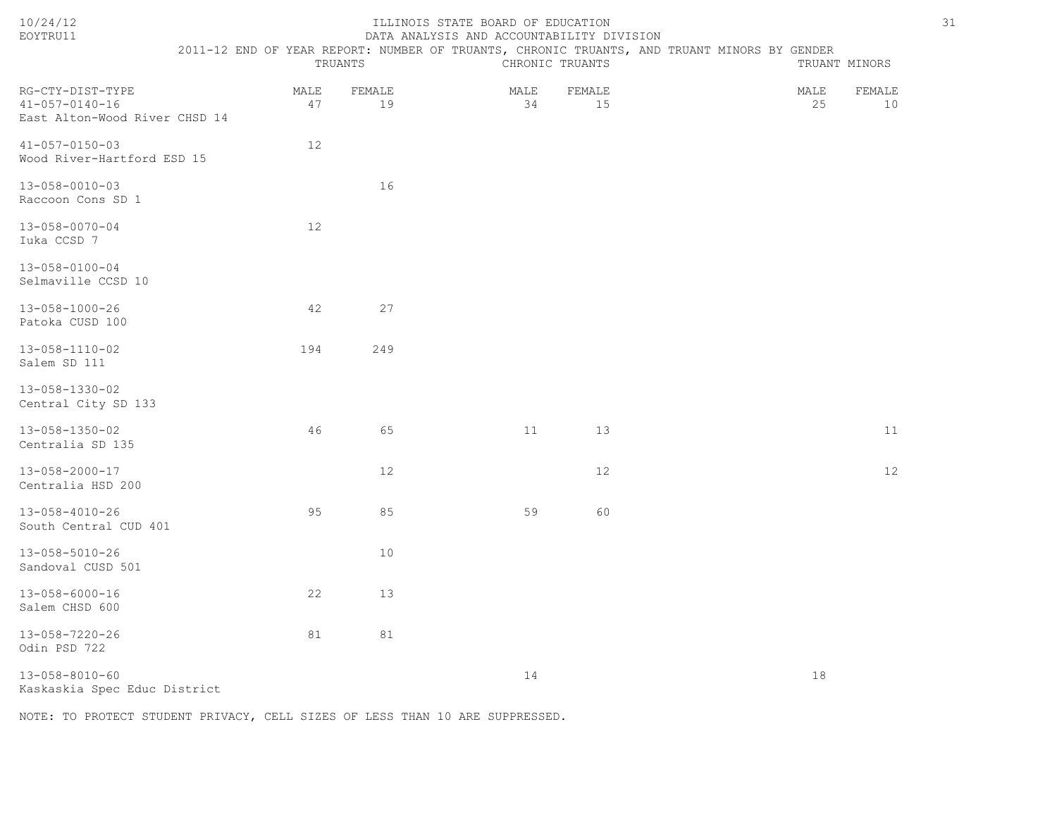ILLINOIS STATE BOARD OF EDUCATION

DATA ANALYSIS AND ACCOUNTABILITY DIVISION

2011-12 END OF YEAR REPORT: NUMBER OF TRUANTS, CHRONIC TRUANTS, AND TRUANT MINORS BY GENDER

| RG-CTY-DIST-TYPE | TRUANTS | | CHRONIC TRUANTS | | TRUANT MINORS | |
|---|---|---|---|---|---|---|
| | MALE | FEMALE | MALE | FEMALE | MALE | FEMALE |
| 41-057-0140-16 East Alton-Wood River CHSD 14 | 47 | 19 | 34 | 15 | 25 | 10 |
| 41-057-0150-03 Wood River-Hartford ESD 15 | 12 | | | | | |
| 13-058-0010-03 Raccoon Cons SD 1 | | 16 | | | | |
| 13-058-0070-04 Iuka CCSD 7 | 12 | | | | | |
| 13-058-0100-04 Selmaville CCSD 10 | | | | | | |
| 13-058-1000-26 Patoka CUSD 100 | 42 | 27 | | | | |
| 13-058-1110-02 Salem SD 111 | 194 | 249 | | | | |
| 13-058-1330-02 Central City SD 133 | | | | | | |
| 13-058-1350-02 Centralia SD 135 | 46 | 65 | 11 | 13 | | 11 |
| 13-058-2000-17 Centralia HSD 200 | | 12 | | 12 | | 12 |
| 13-058-4010-26 South Central CUD 401 | 95 | 85 | 59 | 60 | | |
| 13-058-5010-26 Sandoval CUSD 501 | | 10 | | | | |
| 13-058-6000-16 Salem CHSD 600 | 22 | 13 | | | | |
| 13-058-7220-26 Odin PSD 722 | 81 | 81 | | | | |
| 13-058-8010-60 Kaskaskia Spec Educ District | | | 14 | | 18 | |

NOTE: TO PROTECT STUDENT PRIVACY, CELL SIZES OF LESS THAN 10 ARE SUPPRESSED.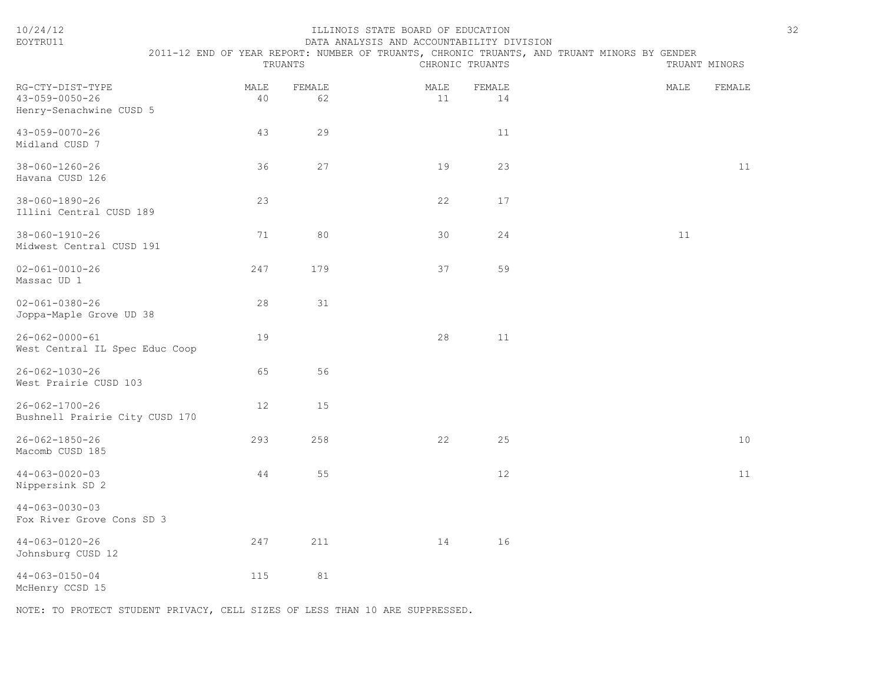ILLINOIS STATE BOARD OF EDUCATION
DATA ANALYSIS AND ACCOUNTABILITY DIVISION
2011-12 END OF YEAR REPORT: NUMBER OF TRUANTS, CHRONIC TRUANTS, AND TRUANT MINORS BY GENDER

10/24/12
EOYTRU11

| RG-CTY-DIST-TYPE | TRUANTS | | CHRONIC TRUANTS | | TRUANT MINORS | |
|---|---|---|---|---|---|---|
| | MALE | FEMALE | MALE | FEMALE | MALE | FEMALE |
| 43-059-0050-26 Henry-Senachwine CUSD 5 | 40 | 62 | 11 | 14 | | |
| 43-059-0070-26 Midland CUSD 7 | 43 | 29 | | 11 | | |
| 38-060-1260-26 Havana CUSD 126 | 36 | 27 | 19 | 23 | | 11 |
| 38-060-1890-26 Illini Central CUSD 189 | 23 | | 22 | 17 | | |
| 38-060-1910-26 Midwest Central CUSD 191 | 71 | 80 | 30 | 24 | 11 | |
| 02-061-0010-26 Massac UD 1 | 247 | 179 | 37 | 59 | | |
| 02-061-0380-26 Joppa-Maple Grove UD 38 | 28 | 31 | | | | |
| 26-062-0000-61 West Central IL Spec Educ Coop | 19 | | 28 | 11 | | |
| 26-062-1030-26 West Prairie CUSD 103 | 65 | 56 | | | | |
| 26-062-1700-26 Bushnell Prairie City CUSD 170 | 12 | 15 | | | | |
| 26-062-1850-26 Macomb CUSD 185 | 293 | 258 | 22 | 25 | | 10 |
| 44-063-0020-03 Nippersink SD 2 | 44 | 55 | | 12 | | 11 |
| 44-063-0030-03 Fox River Grove Cons SD 3 | | | | | | |
| 44-063-0120-26 Johnsburg CUSD 12 | 247 | 211 | 14 | 16 | | |
| 44-063-0150-04 McHenry CCSD 15 | 115 | 81 | | | | |

NOTE: TO PROTECT STUDENT PRIVACY, CELL SIZES OF LESS THAN 10 ARE SUPPRESSED.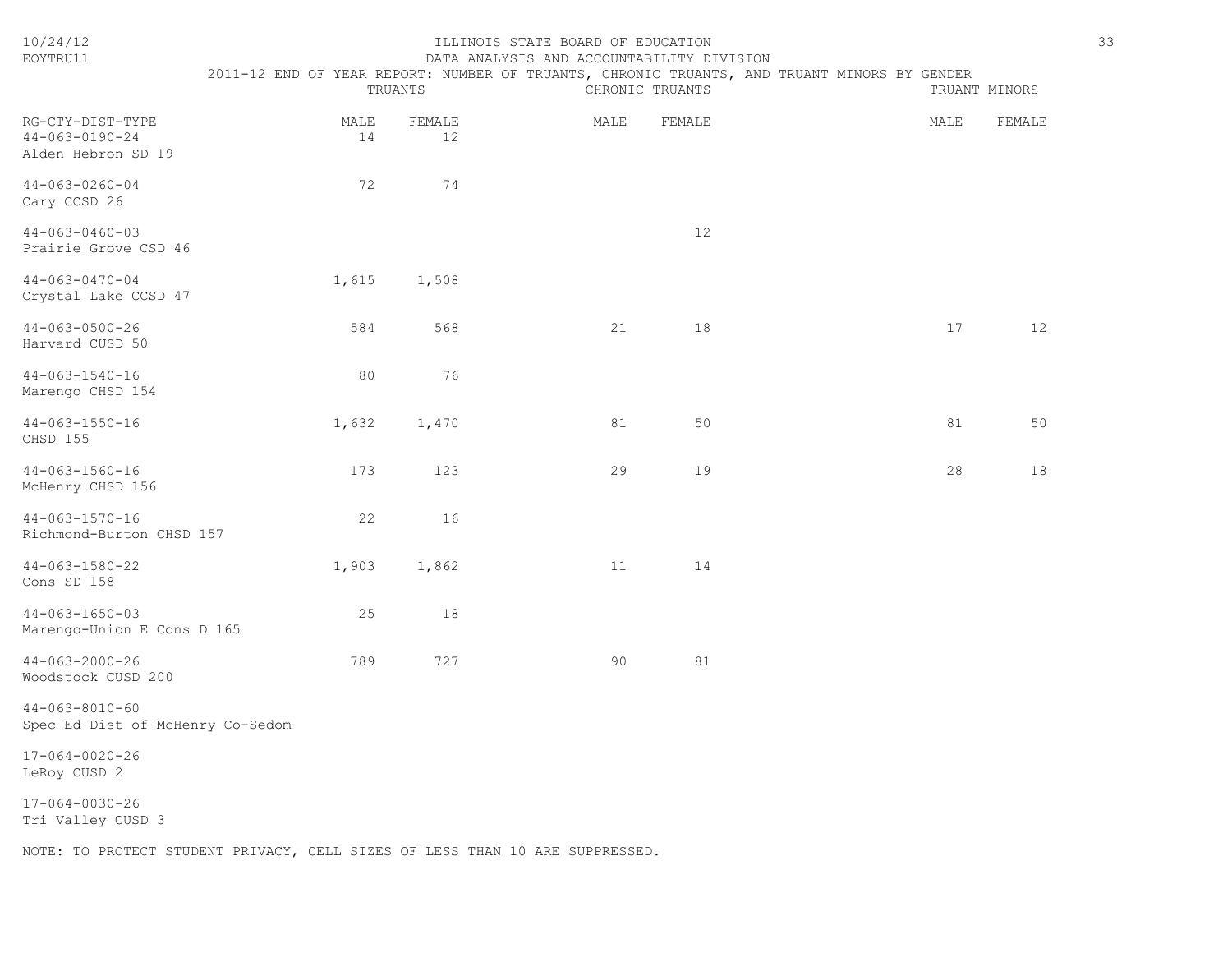ILLINOIS STATE BOARD OF EDUCATION

DATA ANALYSIS AND ACCOUNTABILITY DIVISION

2011-12 END OF YEAR REPORT: NUMBER OF TRUANTS, CHRONIC TRUANTS, AND TRUANT MINORS BY GENDER

| RG-CTY-DIST-TYPE | TRUANTS | | CHRONIC TRUANTS | | TRUANT MINORS | |
|---|---|---|---|---|---|---|
| | MALE | FEMALE | MALE | FEMALE | MALE | FEMALE |
| 44-063-0190-24 Alden Hebron SD 19 | 14 | 12 | | | | |
| 44-063-0260-04 Cary CCSD 26 | 72 | 74 | | | | |
| 44-063-0460-03 Prairie Grove CSD 46 | | | | 12 | | |
| 44-063-0470-04 Crystal Lake CCSD 47 | 1,615 | 1,508 | | | | |
| 44-063-0500-26 Harvard CUSD 50 | 584 | 568 | 21 | 18 | 17 | 12 |
| 44-063-1540-16 Marengo CHSD 154 | 80 | 76 | | | | |
| 44-063-1550-16 CHSD 155 | 1,632 | 1,470 | 81 | 50 | 81 | 50 |
| 44-063-1560-16 McHenry CHSD 156 | 173 | 123 | 29 | 19 | 28 | 18 |
| 44-063-1570-16 Richmond-Burton CHSD 157 | 22 | 16 | | | | |
| 44-063-1580-22 Cons SD 158 | 1,903 | 1,862 | 11 | 14 | | |
| 44-063-1650-03 Marengo-Union E Cons D 165 | 25 | 18 | | | | |
| 44-063-2000-26 Woodstock CUSD 200 | 789 | 727 | 90 | 81 | | |
| 44-063-8010-60 Spec Ed Dist of McHenry Co-Sedom | | | | | | |
| 17-064-0020-26 LeRoy CUSD 2 | | | | | | |
| 17-064-0030-26 Tri Valley CUSD 3 | | | | | | |

NOTE: TO PROTECT STUDENT PRIVACY, CELL SIZES OF LESS THAN 10 ARE SUPPRESSED.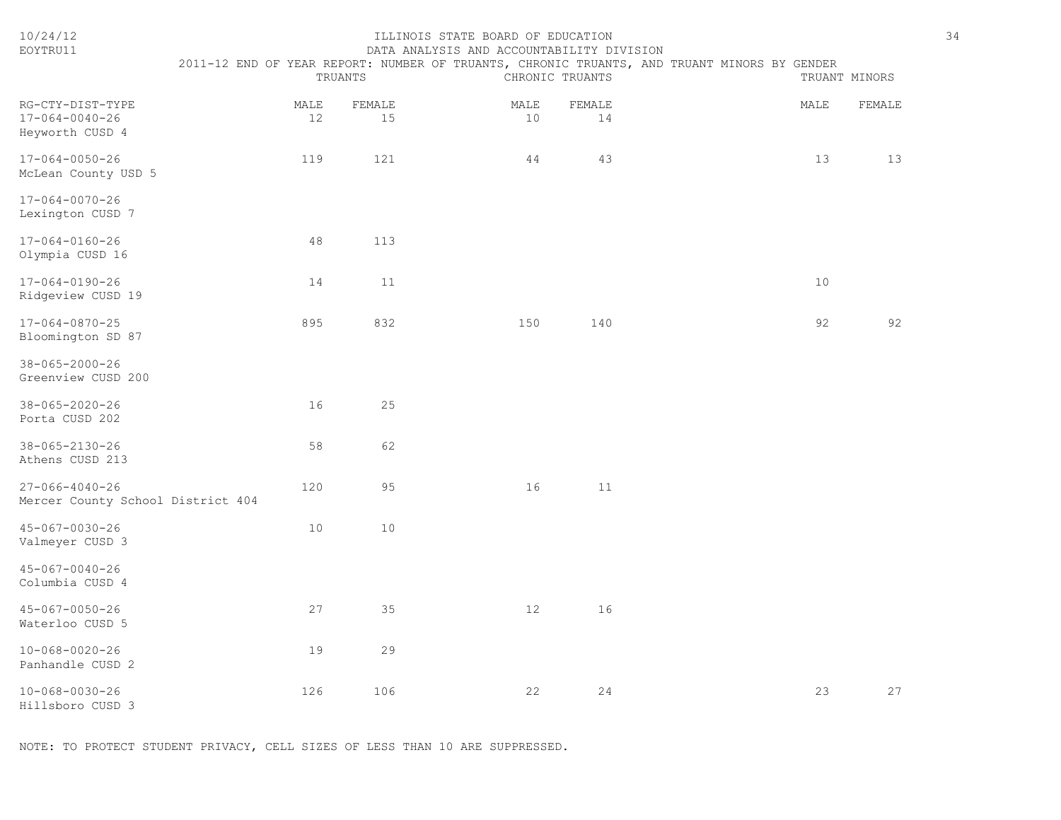ILLINOIS STATE BOARD OF EDUCATION
DATA ANALYSIS AND ACCOUNTABILITY DIVISION
2011-12 END OF YEAR REPORT: NUMBER OF TRUANTS, CHRONIC TRUANTS, AND TRUANT MINORS BY GENDER

| RG-CTY-DIST-TYPE | TRUANTS | | CHRONIC TRUANTS | | TRUANT MINORS | |
|---|---|---|---|---|---|---|
| | MALE | FEMALE | MALE | FEMALE | MALE | FEMALE |
| 17-064-0040-26 Heyworth CUSD 4 | 12 | 15 | 10 | 14 | | |
| 17-064-0050-26 McLean County USD 5 | 119 | 121 | 44 | 43 | 13 | 13 |
| 17-064-0070-26 Lexington CUSD 7 | | | | | | |
| 17-064-0160-26 Olympia CUSD 16 | 48 | 113 | | | | |
| 17-064-0190-26 Ridgeview CUSD 19 | 14 | 11 | | | 10 | |
| 17-064-0870-25 Bloomington SD 87 | 895 | 832 | 150 | 140 | 92 | 92 |
| 38-065-2000-26 Greenview CUSD 200 | | | | | | |
| 38-065-2020-26 Porta CUSD 202 | 16 | 25 | | | | |
| 38-065-2130-26 Athens CUSD 213 | 58 | 62 | | | | |
| 27-066-4040-26 Mercer County School District 404 | 120 | 95 | 16 | 11 | | |
| 45-067-0030-26 Valmeyer CUSD 3 | 10 | 10 | | | | |
| 45-067-0040-26 Columbia CUSD 4 | | | | | | |
| 45-067-0050-26 Waterloo CUSD 5 | 27 | 35 | 12 | 16 | | |
| 10-068-0020-26 Panhandle CUSD 2 | 19 | 29 | | | | |
| 10-068-0030-26 Hillsboro CUSD 3 | 126 | 106 | 22 | 24 | 23 | 27 |

NOTE: TO PROTECT STUDENT PRIVACY, CELL SIZES OF LESS THAN 10 ARE SUPPRESSED.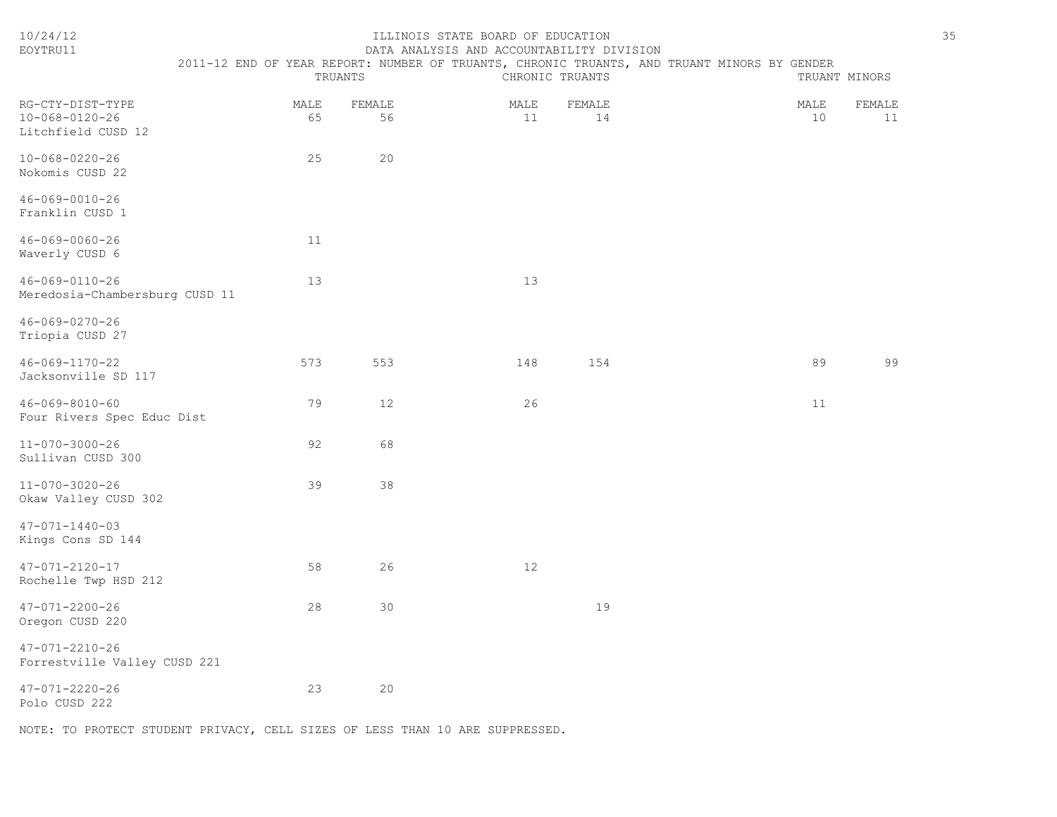ILLINOIS STATE BOARD OF EDUCATION
DATA ANALYSIS AND ACCOUNTABILITY DIVISION
2011-12 END OF YEAR REPORT: NUMBER OF TRUANTS, CHRONIC TRUANTS, AND TRUANT MINORS BY GENDER

| RG-CTY-DIST-TYPE | TRUANTS | | CHRONIC TRUANTS | | TRUANT MINORS | |
|---|---|---|---|---|---|---|
| | MALE | FEMALE | MALE | FEMALE | MALE | FEMALE |
| 10-068-0120-26 Litchfield CUSD 12 | 65 | 56 | 11 | 14 | 10 | 11 |
| 10-068-0220-26 Nokomis CUSD 22 | 25 | 20 | | | | |
| 46-069-0010-26 Franklin CUSD 1 | | | | | | |
| 46-069-0060-26 Waverly CUSD 6 | 11 | | | | | |
| 46-069-0110-26 Meredosia-Chambersburg CUSD 11 | 13 | | 13 | | | |
| 46-069-0270-26 Triopia CUSD 27 | | | | | | |
| 46-069-1170-22 Jacksonville SD 117 | 573 | 553 | 148 | 154 | 89 | 99 |
| 46-069-8010-60 Four Rivers Spec Educ Dist | 79 | 12 | 26 | | 11 | |
| 11-070-3000-26 Sullivan CUSD 300 | 92 | 68 | | | | |
| 11-070-3020-26 Okaw Valley CUSD 302 | 39 | 38 | | | | |
| 47-071-1440-03 Kings Cons SD 144 | | | | | | |
| 47-071-2120-17 Rochelle Twp HSD 212 | 58 | 26 | 12 | | | |
| 47-071-2200-26 Oregon CUSD 220 | 28 | 30 | | 19 | | |
| 47-071-2210-26 Forrestville Valley CUSD 221 | | | | | | |
| 47-071-2220-26 Polo CUSD 222 | 23 | 20 | | | | |

NOTE: TO PROTECT STUDENT PRIVACY, CELL SIZES OF LESS THAN 10 ARE SUPPRESSED.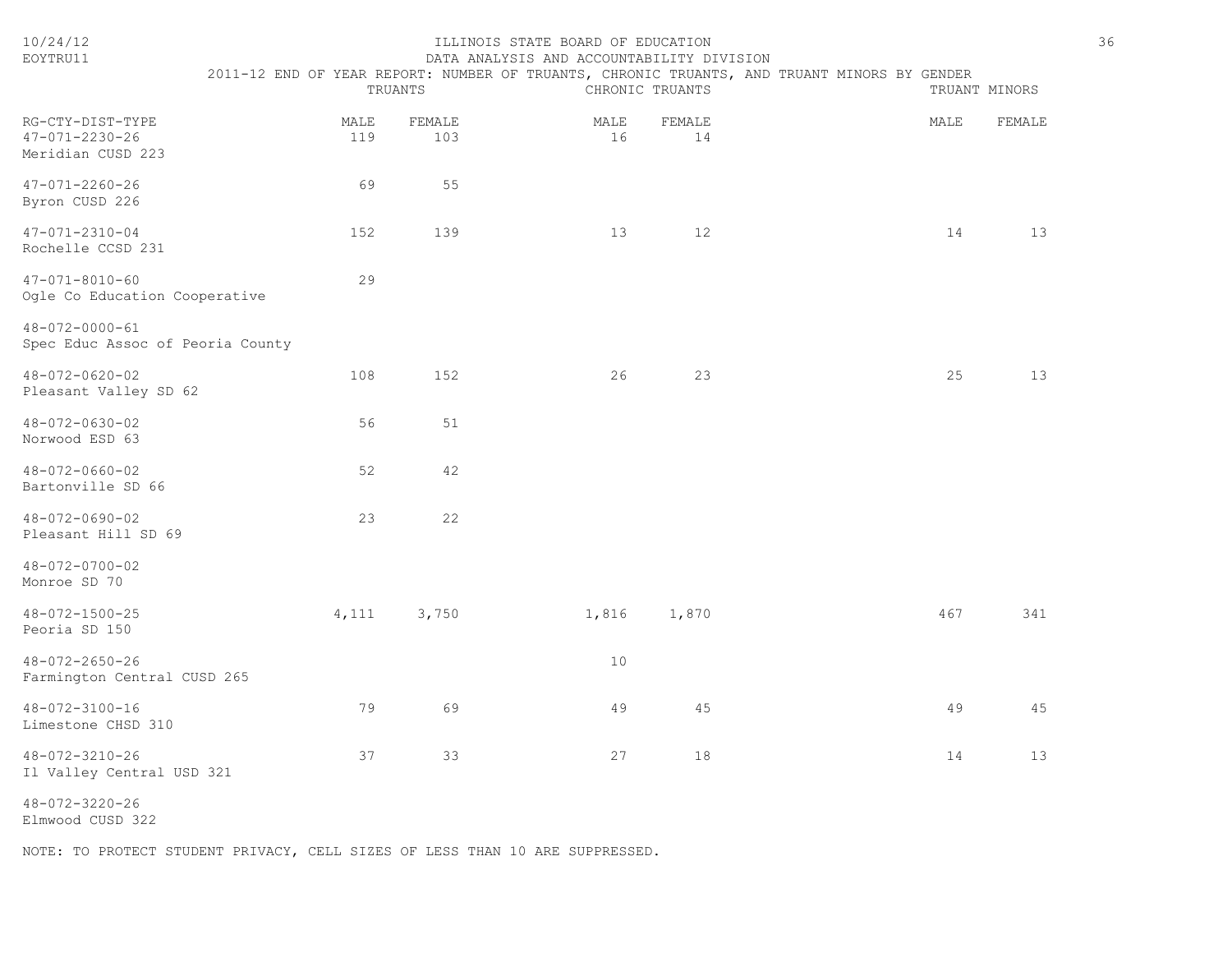ILLINOIS STATE BOARD OF EDUCATION
DATA ANALYSIS AND ACCOUNTABILITY DIVISION
2011-12 END OF YEAR REPORT: NUMBER OF TRUANTS, CHRONIC TRUANTS, AND TRUANT MINORS BY GENDER

10/24/12
EOYTRU11

| | TRUANTS | | CHRONIC TRUANTS | | TRUANT MINORS | |
|---|---|---|---|---|---|---|
| RG-CTY-DIST-TYPE | MALE | FEMALE | MALE | FEMALE | MALE | FEMALE |
| 47-071-2230-26 Meridian CUSD 223 | 119 | 103 | 16 | 14 | | |
| 47-071-2260-26 Byron CUSD 226 | 69 | 55 | | | | |
| 47-071-2310-04 Rochelle CCSD 231 | 152 | 139 | 13 | 12 | 14 | 13 |
| 47-071-8010-60 Ogle Co Education Cooperative | 29 | | | | | |
| 48-072-0000-61 Spec Educ Assoc of Peoria County | | | | | | |
| 48-072-0620-02 Pleasant Valley SD 62 | 108 | 152 | 26 | 23 | 25 | 13 |
| 48-072-0630-02 Norwood ESD 63 | 56 | 51 | | | | |
| 48-072-0660-02 Bartonville SD 66 | 52 | 42 | | | | |
| 48-072-0690-02 Pleasant Hill SD 69 | 23 | 22 | | | | |
| 48-072-0700-02 Monroe SD 70 | | | | | | |
| 48-072-1500-25 Peoria SD 150 | 4,111 | 3,750 | 1,816 | 1,870 | 467 | 341 |
| 48-072-2650-26 Farmington Central CUSD 265 | | | 10 | | | |
| 48-072-3100-16 Limestone CHSD 310 | 79 | 69 | 49 | 45 | 49 | 45 |
| 48-072-3210-26 Il Valley Central USD 321 | 37 | 33 | 27 | 18 | 14 | 13 |
| 48-072-3220-26 Elmwood CUSD 322 | | | | | | |

NOTE: TO PROTECT STUDENT PRIVACY, CELL SIZES OF LESS THAN 10 ARE SUPPRESSED.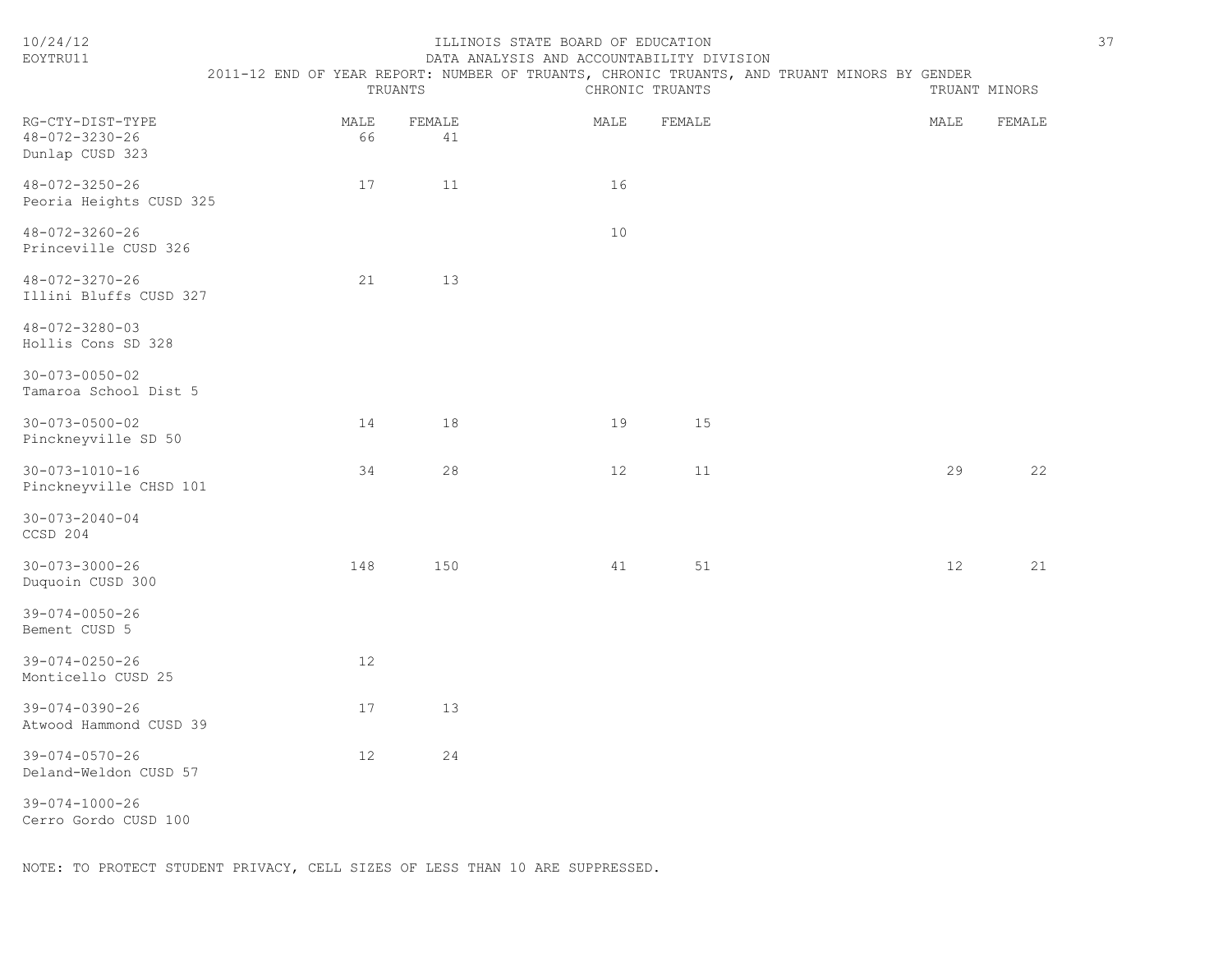ILLINOIS STATE BOARD OF EDUCATION
DATA ANALYSIS AND ACCOUNTABILITY DIVISION
2011-12 END OF YEAR REPORT: NUMBER OF TRUANTS, CHRONIC TRUANTS, AND TRUANT MINORS BY GENDER

| RG-CTY-DIST-TYPE | TRUANTS | | CHRONIC TRUANTS | | TRUANT MINORS | |
|---|---|---|---|---|---|---|
| | MALE | FEMALE | MALE | FEMALE | MALE | FEMALE |
| 48-072-3230-26 Dunlap CUSD 323 | 66 | 41 | | | | |
| 48-072-3250-26 Peoria Heights CUSD 325 | 17 | 11 | 16 | | | |
| 48-072-3260-26 Princeville CUSD 326 | | | 10 | | | |
| 48-072-3270-26 Illini Bluffs CUSD 327 | 21 | 13 | | | | |
| 48-072-3280-03 Hollis Cons SD 328 | | | | | | |
| 30-073-0050-02 Tamaroa School Dist 5 | | | | | | |
| 30-073-0500-02 Pinckneyville SD 50 | 14 | 18 | 19 | 15 | | |
| 30-073-1010-16 Pinckneyville CHSD 101 | 34 | 28 | 12 | 11 | 29 | 22 |
| 30-073-2040-04 CCSD 204 | | | | | | |
| 30-073-3000-26 Duquoin CUSD 300 | 148 | 150 | 41 | 51 | 12 | 21 |
| 39-074-0050-26 Bement CUSD 5 | | | | | | |
| 39-074-0250-26 Monticello CUSD 25 | 12 | | | | | |
| 39-074-0390-26 Atwood Hammond CUSD 39 | 17 | 13 | | | | |
| 39-074-0570-26 Deland-Weldon CUSD 57 | 12 | 24 | | | | |
| 39-074-1000-26 Cerro Gordo CUSD 100 | | | | | | |

NOTE: TO PROTECT STUDENT PRIVACY, CELL SIZES OF LESS THAN 10 ARE SUPPRESSED.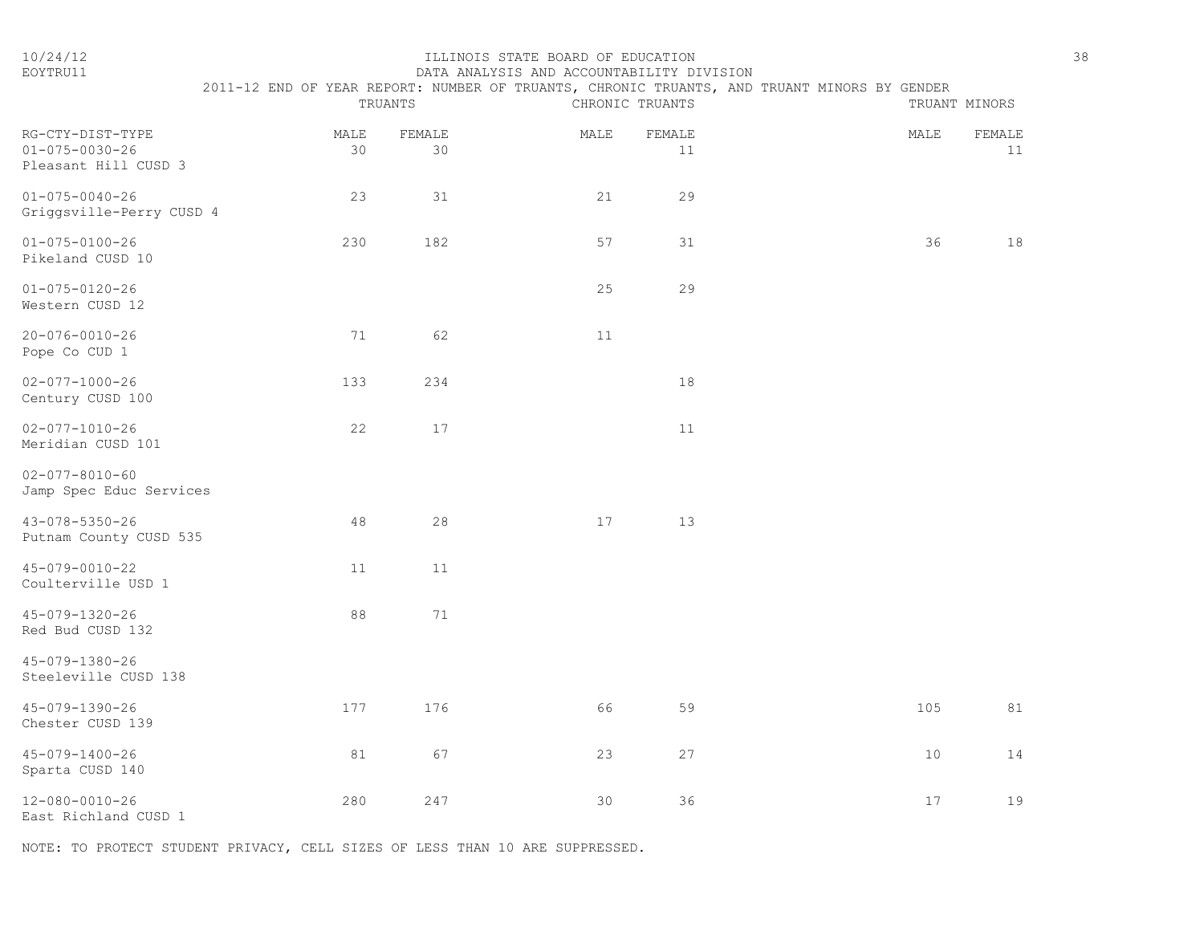ILLINOIS STATE BOARD OF EDUCATION
DATA ANALYSIS AND ACCOUNTABILITY DIVISION

2011-12 END OF YEAR REPORT: NUMBER OF TRUANTS, CHRONIC TRUANTS, AND TRUANT MINORS BY GENDER

| RG-CTY-DIST-TYPE | TRUANTS | | CHRONIC TRUANTS | | TRUANT MINORS | |
|---|---|---|---|---|---|---|
| | MALE | FEMALE | MALE | FEMALE | MALE | FEMALE |
| 01-075-0030-26 Pleasant Hill CUSD 3 | 30 | 30 | | 11 | | 11 |
| 01-075-0040-26 Griggsville-Perry CUSD 4 | 23 | 31 | 21 | 29 | | |
| 01-075-0100-26 Pikeland CUSD 10 | 230 | 182 | 57 | 31 | 36 | 18 |
| 01-075-0120-26 Western CUSD 12 | | | 25 | 29 | | |
| 20-076-0010-26 Pope Co CUD 1 | 71 | 62 | 11 | | | |
| 02-077-1000-26 Century CUSD 100 | 133 | 234 | | 18 | | |
| 02-077-1010-26 Meridian CUSD 101 | 22 | 17 | | 11 | | |
| 02-077-8010-60 Jamp Spec Educ Services | | | | | | |
| 43-078-5350-26 Putnam County CUSD 535 | 48 | 28 | 17 | 13 | | |
| 45-079-0010-22 Coulterville USD 1 | 11 | 11 | | | | |
| 45-079-1320-26 Red Bud CUSD 132 | 88 | 71 | | | | |
| 45-079-1380-26 Steeleville CUSD 138 | | | | | | |
| 45-079-1390-26 Chester CUSD 139 | 177 | 176 | 66 | 59 | 105 | 81 |
| 45-079-1400-26 Sparta CUSD 140 | 81 | 67 | 23 | 27 | 10 | 14 |
| 12-080-0010-26 East Richland CUSD 1 | 280 | 247 | 30 | 36 | 17 | 19 |

NOTE: TO PROTECT STUDENT PRIVACY, CELL SIZES OF LESS THAN 10 ARE SUPPRESSED.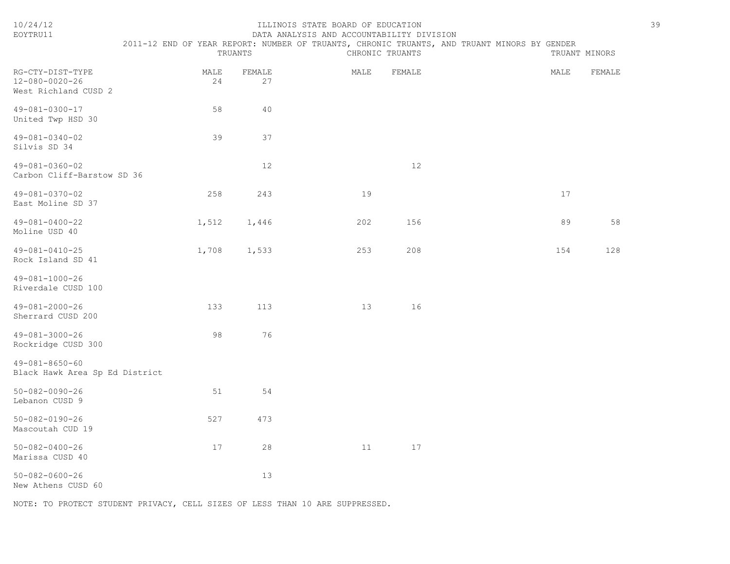ILLINOIS STATE BOARD OF EDUCATION
DATA ANALYSIS AND ACCOUNTABILITY DIVISION
2011-12 END OF YEAR REPORT: NUMBER OF TRUANTS, CHRONIC TRUANTS, AND TRUANT MINORS BY GENDER

| | TRUANTS | | CHRONIC TRUANTS | | TRUANT MINORS | |
|---|---|---|---|---|---|---|
| RG-CTY-DIST-TYPE | MALE | FEMALE | MALE | FEMALE | MALE | FEMALE |
| 12-080-0020-26 West Richland CUSD 2 | 24 | 27 | | | | |
| 49-081-0300-17 United Twp HSD 30 | 58 | 40 | | | | |
| 49-081-0340-02 Silvis SD 34 | 39 | 37 | | | | |
| 49-081-0360-02 Carbon Cliff-Barstow SD 36 | | 12 | | 12 | | |
| 49-081-0370-02 East Moline SD 37 | 258 | 243 | 19 | | 17 | |
| 49-081-0400-22 Moline USD 40 | 1,512 | 1,446 | 202 | 156 | 89 | 58 |
| 49-081-0410-25 Rock Island SD 41 | 1,708 | 1,533 | 253 | 208 | 154 | 128 |
| 49-081-1000-26 Riverdale CUSD 100 | | | | | | |
| 49-081-2000-26 Sherrard CUSD 200 | 133 | 113 | 13 | 16 | | |
| 49-081-3000-26 Rockridge CUSD 300 | 98 | 76 | | | | |
| 49-081-8650-60 Black Hawk Area Sp Ed District | | | | | | |
| 50-082-0090-26 Lebanon CUSD 9 | 51 | 54 | | | | |
| 50-082-0190-26 Mascoutah CUD 19 | 527 | 473 | | | | |
| 50-082-0400-26 Marissa CUSD 40 | 17 | 28 | 11 | 17 | | |
| 50-082-0600-26 New Athens CUSD 60 | | 13 | | | | |

NOTE: TO PROTECT STUDENT PRIVACY, CELL SIZES OF LESS THAN 10 ARE SUPPRESSED.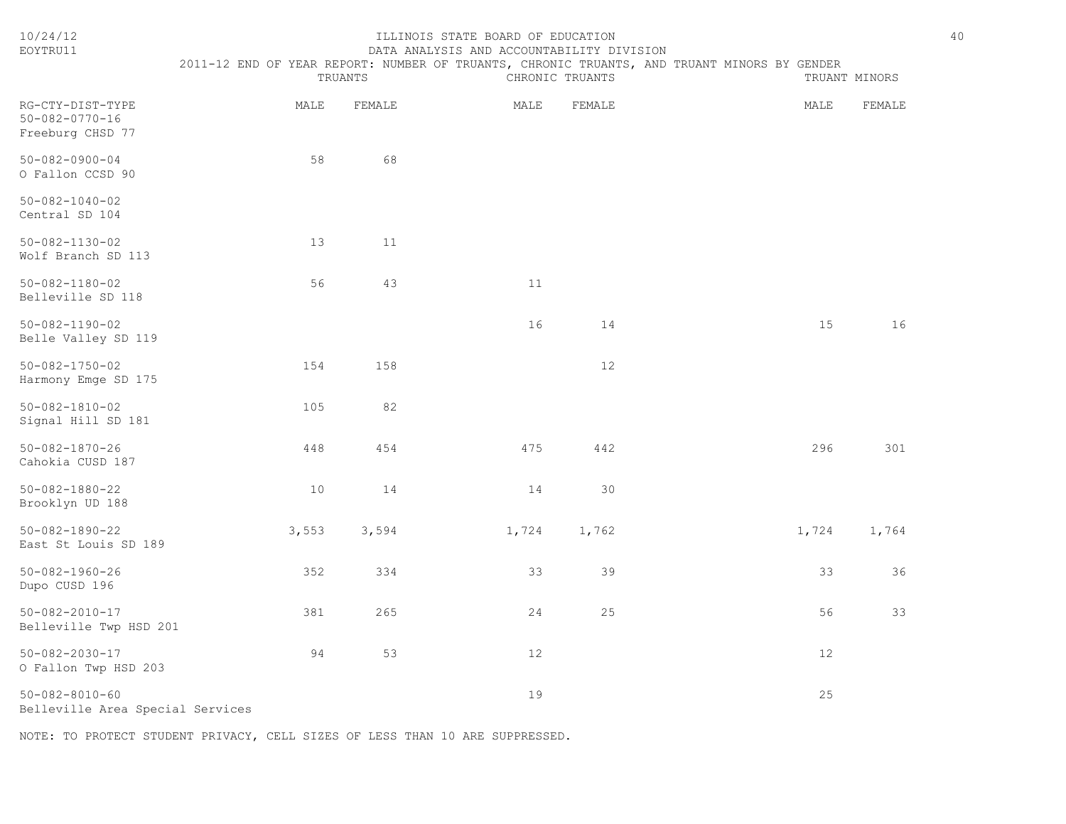ILLINOIS STATE BOARD OF EDUCATION

DATA ANALYSIS AND ACCOUNTABILITY DIVISION

2011-12 END OF YEAR REPORT: NUMBER OF TRUANTS, CHRONIC TRUANTS, AND TRUANT MINORS BY GENDER

| RG-CTY-DIST-TYPE | TRUANTS | | CHRONIC TRUANTS | | TRUANT MINORS | |
|---|---|---|---|---|---|---|
| | MALE | FEMALE | MALE | FEMALE | MALE | FEMALE |
| 50-082-0770-16 Freeburg CHSD 77 | | | | | | |
| 50-082-0900-04 O Fallon CCSD 90 | 58 | 68 | | | | |
| 50-082-1040-02 Central SD 104 | | | | | | |
| 50-082-1130-02 Wolf Branch SD 113 | 13 | 11 | | | | |
| 50-082-1180-02 Belleville SD 118 | 56 | 43 | 11 | | | |
| 50-082-1190-02 Belle Valley SD 119 | | | 16 | 14 | 15 | 16 |
| 50-082-1750-02 Harmony Emge SD 175 | 154 | 158 | | 12 | | |
| 50-082-1810-02 Signal Hill SD 181 | 105 | 82 | | | | |
| 50-082-1870-26 Cahokia CUSD 187 | 448 | 454 | 475 | 442 | 296 | 301 |
| 50-082-1880-22 Brooklyn UD 188 | 10 | 14 | 14 | 30 | | |
| 50-082-1890-22 East St Louis SD 189 | 3,553 | 3,594 | 1,724 | 1,762 | 1,724 | 1,764 |
| 50-082-1960-26 Dupo CUSD 196 | 352 | 334 | 33 | 39 | 33 | 36 |
| 50-082-2010-17 Belleville Twp HSD 201 | 381 | 265 | 24 | 25 | 56 | 33 |
| 50-082-2030-17 O Fallon Twp HSD 203 | 94 | 53 | 12 | | 12 | |
| 50-082-8010-60 Belleville Area Special Services | | | 19 | | 25 | |

NOTE: TO PROTECT STUDENT PRIVACY, CELL SIZES OF LESS THAN 10 ARE SUPPRESSED.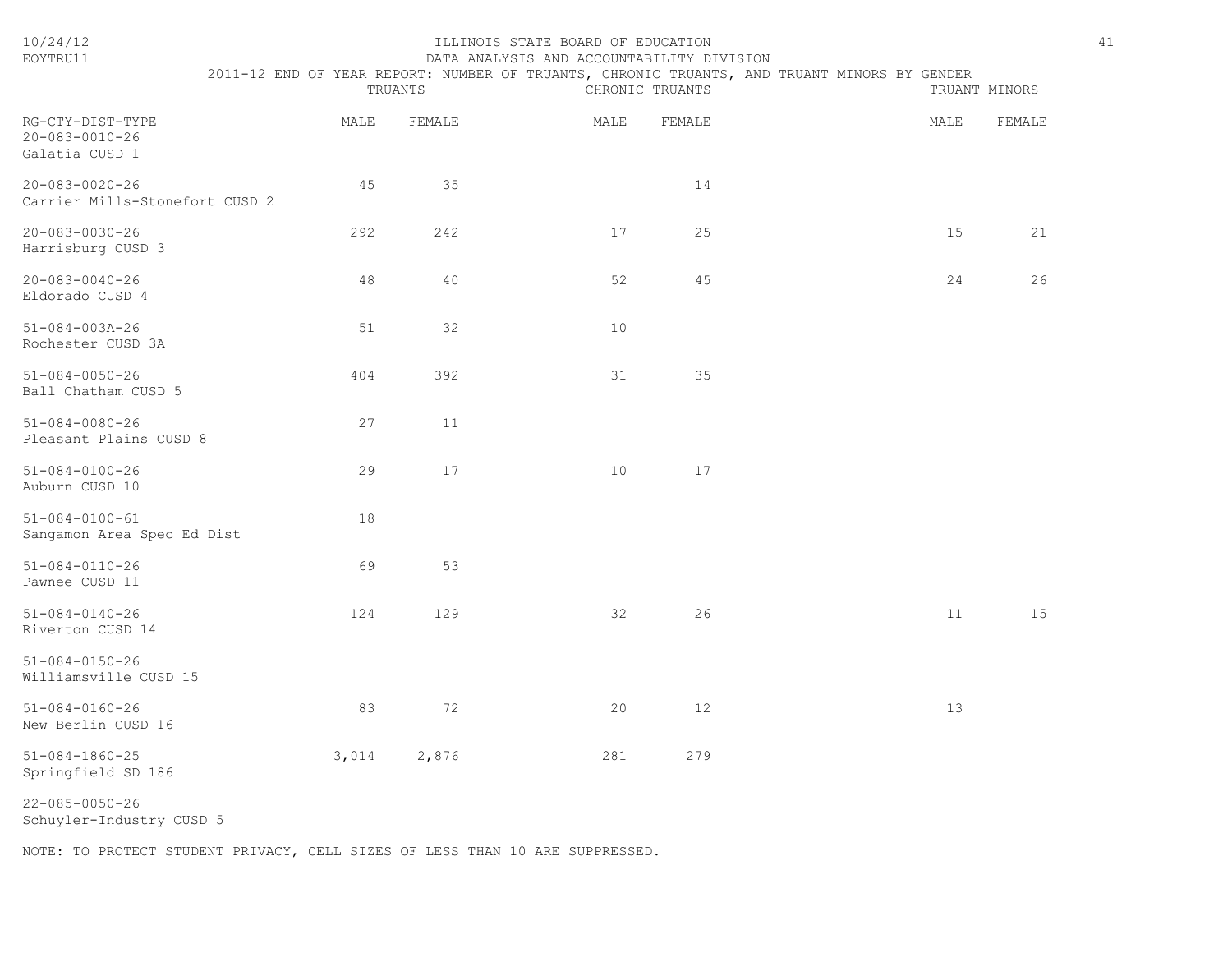# ILLINOIS STATE BOARD OF EDUCATION

## DATA ANALYSIS AND ACCOUNTABILITY DIVISION

### 2011-12 END OF YEAR REPORT: NUMBER OF TRUANTS, CHRONIC TRUANTS, AND TRUANT MINORS BY GENDER

| | TRUANTS | | CHRONIC TRUANTS | | TRUANT MINORS | |
|---|---|---|---|---|---|---|
| RG-CTY-DIST-TYPE | MALE | FEMALE | MALE | FEMALE | MALE | FEMALE |
| 20-083-0010-26 Galatia CUSD 1 | | | | | | |
| 20-083-0020-26 Carrier Mills-Stonefort CUSD 2 | 45 | 35 | | 14 | | |
| 20-083-0030-26 Harrisburg CUSD 3 | 292 | 242 | 17 | 25 | 15 | 21 |
| 20-083-0040-26 Eldorado CUSD 4 | 48 | 40 | 52 | 45 | 24 | 26 |
| 51-084-003A-26 Rochester CUSD 3A | 51 | 32 | 10 | | | |
| 51-084-0050-26 Ball Chatham CUSD 5 | 404 | 392 | 31 | 35 | | |
| 51-084-0080-26 Pleasant Plains CUSD 8 | 27 | 11 | | | | |
| 51-084-0100-26 Auburn CUSD 10 | 29 | 17 | 10 | 17 | | |
| 51-084-0100-61 Sangamon Area Spec Ed Dist | 18 | | | | | |
| 51-084-0110-26 Pawnee CUSD 11 | 69 | 53 | | | | |
| 51-084-0140-26 Riverton CUSD 14 | 124 | 129 | 32 | 26 | 11 | 15 |
| 51-084-0150-26 Williamsville CUSD 15 | | | | | | |
| 51-084-0160-26 New Berlin CUSD 16 | 83 | 72 | 20 | 12 | 13 | |
| 51-084-1860-25 Springfield SD 186 | 3,014 | 2,876 | 281 | 279 | | |
| 22-085-0050-26 Schuyler-Industry CUSD 5 | | | | | | |

NOTE: TO PROTECT STUDENT PRIVACY, CELL SIZES OF LESS THAN 10 ARE SUPPRESSED.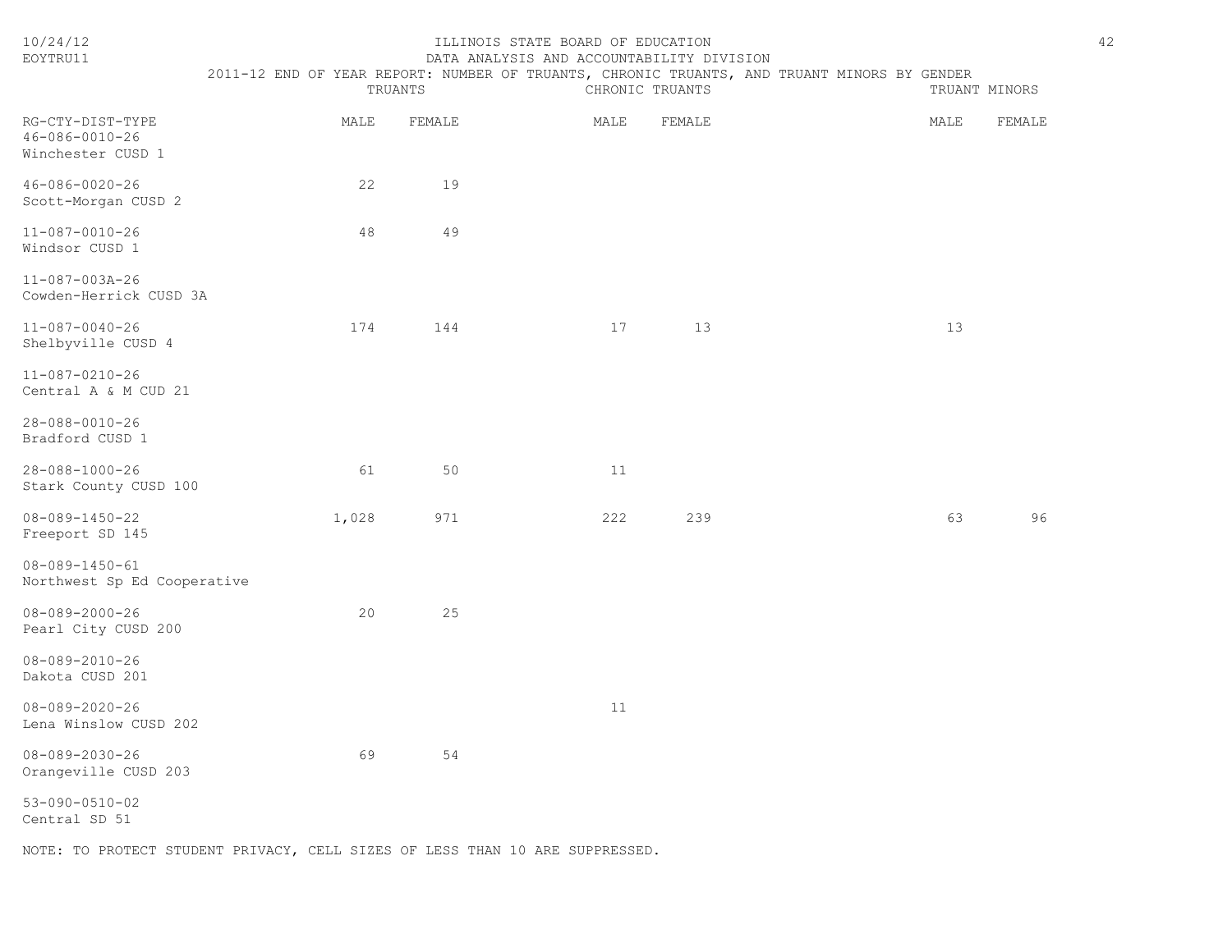ILLINOIS STATE BOARD OF EDUCATION
DATA ANALYSIS AND ACCOUNTABILITY DIVISION
2011-12 END OF YEAR REPORT: NUMBER OF TRUANTS, CHRONIC TRUANTS, AND TRUANT MINORS BY GENDER

| RG-CTY-DIST-TYPE | TRUANTS MALE | TRUANTS FEMALE | CHRONIC TRUANTS MALE | CHRONIC TRUANTS FEMALE | TRUANT MINORS MALE | TRUANT MINORS FEMALE |
|---|---|---|---|---|---|---|
| 46-086-0010-26 Winchester CUSD 1 | | | | | | |
| 46-086-0020-26 Scott-Morgan CUSD 2 | 22 | 19 | | | | |
| 11-087-0010-26 Windsor CUSD 1 | 48 | 49 | | | | |
| 11-087-003A-26 Cowden-Herrick CUSD 3A | | | | | | |
| 11-087-0040-26 Shelbyville CUSD 4 | 174 | 144 | 17 | 13 | 13 | |
| 11-087-0210-26 Central A & M CUD 21 | | | | | | |
| 28-088-0010-26 Bradford CUSD 1 | | | | | | |
| 28-088-1000-26 Stark County CUSD 100 | 61 | 50 | 11 | | | |
| 08-089-1450-22 Freeport SD 145 | 1,028 | 971 | 222 | 239 | 63 | 96 |
| 08-089-1450-61 Northwest Sp Ed Cooperative | | | | | | |
| 08-089-2000-26 Pearl City CUSD 200 | 20 | 25 | | | | |
| 08-089-2010-26 Dakota CUSD 201 | | | | | | |
| 08-089-2020-26 Lena Winslow CUSD 202 | | | 11 | | | |
| 08-089-2030-26 Orangeville CUSD 203 | 69 | 54 | | | | |
| 53-090-0510-02 Central SD 51 | | | | | | |

NOTE: TO PROTECT STUDENT PRIVACY, CELL SIZES OF LESS THAN 10 ARE SUPPRESSED.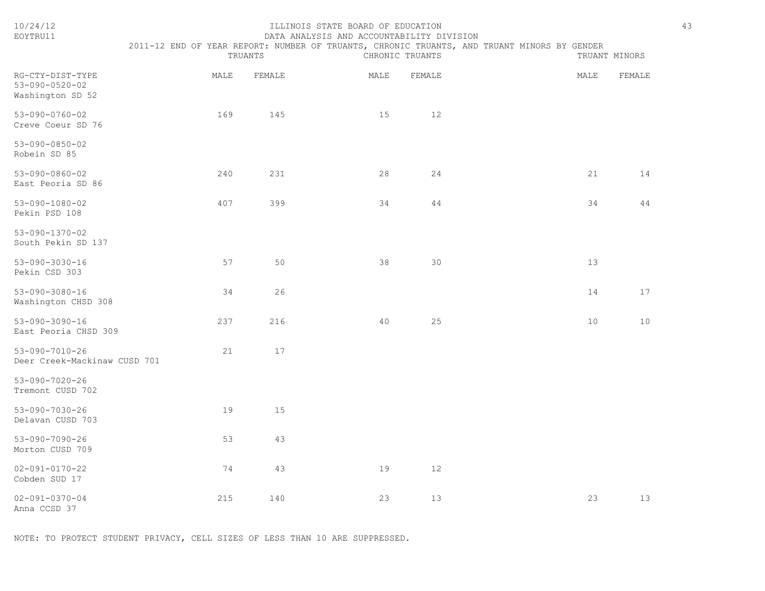ILLINOIS STATE BOARD OF EDUCATION

DATA ANALYSIS AND ACCOUNTABILITY DIVISION

2011-12 END OF YEAR REPORT: NUMBER OF TRUANTS, CHRONIC TRUANTS, AND TRUANT MINORS BY GENDER

| RG-CTY-DIST-TYPE | TRUANTS | | CHRONIC TRUANTS | | TRUANT MINORS | |
|---|---|---|---|---|---|---|
| | MALE | FEMALE | MALE | FEMALE | MALE | FEMALE |
| 53-090-0520-02 Washington SD 52 | | | | | | |
| 53-090-0760-02 Creve Coeur SD 76 | 169 | 145 | 15 | 12 | | |
| 53-090-0850-02 Robein SD 85 | | | | | | |
| 53-090-0860-02 East Peoria SD 86 | 240 | 231 | 28 | 24 | 21 | 14 |
| 53-090-1080-02 Pekin PSD 108 | 407 | 399 | 34 | 44 | 34 | 44 |
| 53-090-1370-02 South Pekin SD 137 | | | | | | |
| 53-090-3030-16 Pekin CSD 303 | 57 | 50 | 38 | 30 | 13 | |
| 53-090-3080-16 Washington CHSD 308 | 34 | 26 | | | 14 | 17 |
| 53-090-3090-16 East Peoria CHSD 309 | 237 | 216 | 40 | 25 | 10 | 10 |
| 53-090-7010-26 Deer Creek-Mackinaw CUSD 701 | 21 | 17 | | | | |
| 53-090-7020-26 Tremont CUSD 702 | | | | | | |
| 53-090-7030-26 Delavan CUSD 703 | 19 | 15 | | | | |
| 53-090-7090-26 Morton CUSD 709 | 53 | 43 | | | | |
| 02-091-0170-22 Cobden SUD 17 | 74 | 43 | 19 | 12 | | |
| 02-091-0370-04 Anna CCSD 37 | 215 | 140 | 23 | 13 | 23 | 13 |

NOTE: TO PROTECT STUDENT PRIVACY, CELL SIZES OF LESS THAN 10 ARE SUPPRESSED.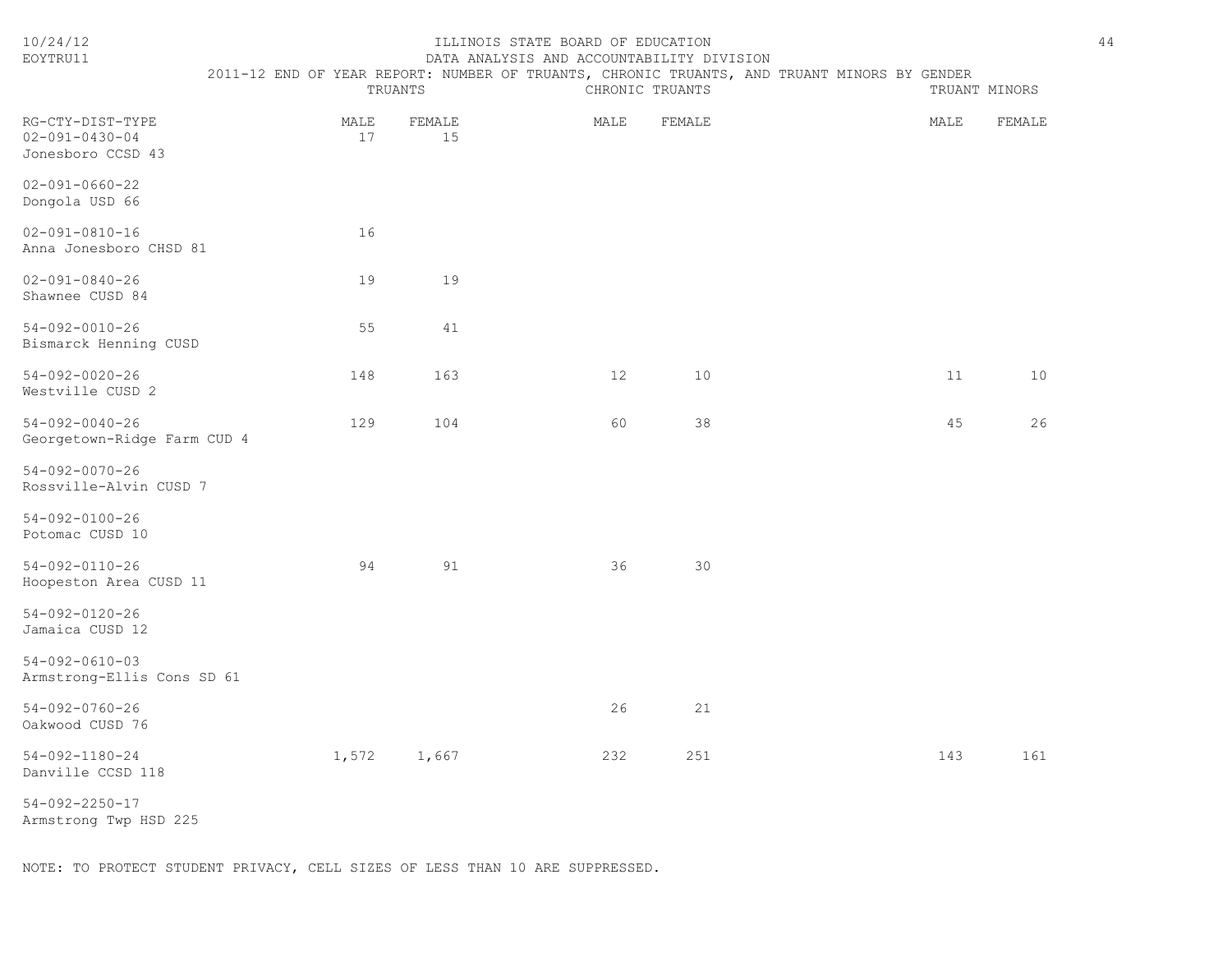ILLINOIS STATE BOARD OF EDUCATION

DATA ANALYSIS AND ACCOUNTABILITY DIVISION

2011-12 END OF YEAR REPORT: NUMBER OF TRUANTS, CHRONIC TRUANTS, AND TRUANT MINORS BY GENDER

| RG-CTY-DIST-TYPE | TRUANTS | | CHRONIC TRUANTS | | TRUANT MINORS | |
|---|---|---|---|---|---|---|
| | MALE | FEMALE | MALE | FEMALE | MALE | FEMALE |
| 02-091-0430-04 Jonesboro CCSD 43 | 17 | 15 | | | | |
| 02-091-0660-22 Dongola USD 66 | | | | | | |
| 02-091-0810-16 Anna Jonesboro CHSD 81 | 16 | | | | | |
| 02-091-0840-26 Shawnee CUSD 84 | 19 | 19 | | | | |
| 54-092-0010-26 Bismarck Henning CUSD | 55 | 41 | | | | |
| 54-092-0020-26 Westville CUSD 2 | 148 | 163 | 12 | 10 | 11 | 10 |
| 54-092-0040-26 Georgetown-Ridge Farm CUD 4 | 129 | 104 | 60 | 38 | 45 | 26 |
| 54-092-0070-26 Rossville-Alvin CUSD 7 | | | | | | |
| 54-092-0100-26 Potomac CUSD 10 | | | | | | |
| 54-092-0110-26 Hoopeston Area CUSD 11 | 94 | 91 | 36 | 30 | | |
| 54-092-0120-26 Jamaica CUSD 12 | | | | | | |
| 54-092-0610-03 Armstrong-Ellis Cons SD 61 | | | | | | |
| 54-092-0760-26 Oakwood CUSD 76 | | | 26 | 21 | | |
| 54-092-1180-24 Danville CCSD 118 | 1,572 | 1,667 | 232 | 251 | 143 | 161 |
| 54-092-2250-17 Armstrong Twp HSD 225 | | | | | | |

NOTE: TO PROTECT STUDENT PRIVACY, CELL SIZES OF LESS THAN 10 ARE SUPPRESSED.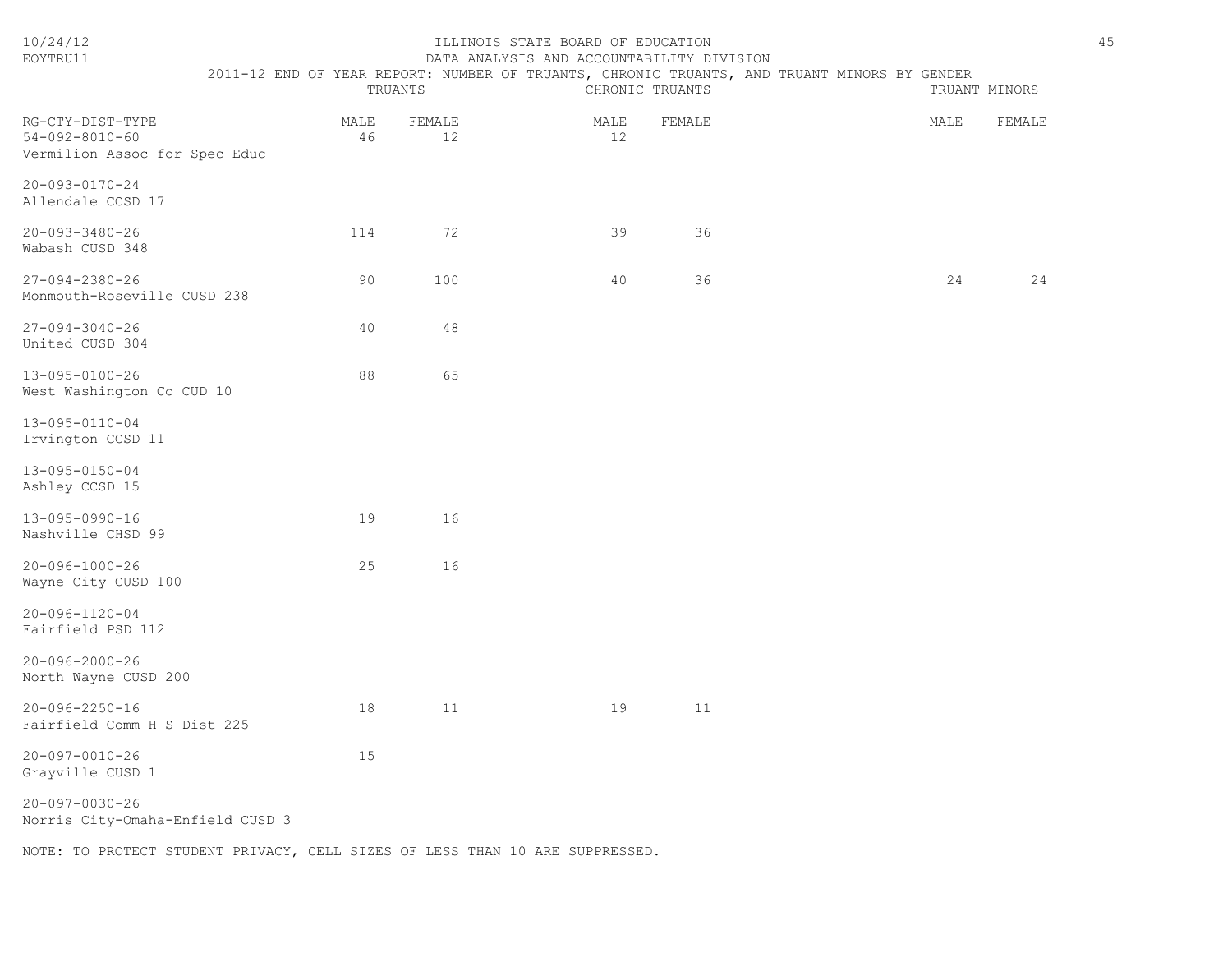ILLINOIS STATE BOARD OF EDUCATION
DATA ANALYSIS AND ACCOUNTABILITY DIVISION
2011-12 END OF YEAR REPORT: NUMBER OF TRUANTS, CHRONIC TRUANTS, AND TRUANT MINORS BY GENDER

| RG-CTY-DIST-TYPE | TRUANTS | | CHRONIC TRUANTS | | TRUANT MINORS | |
|---|---|---|---|---|---|---|
| | MALE | FEMALE | MALE | FEMALE | MALE | FEMALE |
| 54-092-8010-60 Vermilion Assoc for Spec Educ | 46 | 12 | 12 | | | |
| 20-093-0170-24 Allendale CCSD 17 | | | | | | |
| 20-093-3480-26 Wabash CUSD 348 | 114 | 72 | 39 | 36 | | |
| 27-094-2380-26 Monmouth-Roseville CUSD 238 | 90 | 100 | 40 | 36 | 24 | 24 |
| 27-094-3040-26 United CUSD 304 | 40 | 48 | | | | |
| 13-095-0100-26 West Washington Co CUD 10 | 88 | 65 | | | | |
| 13-095-0110-04 Irvington CCSD 11 | | | | | | |
| 13-095-0150-04 Ashley CCSD 15 | | | | | | |
| 13-095-0990-16 Nashville CHSD 99 | 19 | 16 | | | | |
| 20-096-1000-26 Wayne City CUSD 100 | 25 | 16 | | | | |
| 20-096-1120-04 Fairfield PSD 112 | | | | | | |
| 20-096-2000-26 North Wayne CUSD 200 | | | | | | |
| 20-096-2250-16 Fairfield Comm H S Dist 225 | 18 | 11 | 19 | 11 | | |
| 20-097-0010-26 Grayville CUSD 1 | 15 | | | | | |
| 20-097-0030-26 Norris City-Omaha-Enfield CUSD 3 | | | | | | |

NOTE: TO PROTECT STUDENT PRIVACY, CELL SIZES OF LESS THAN 10 ARE SUPPRESSED.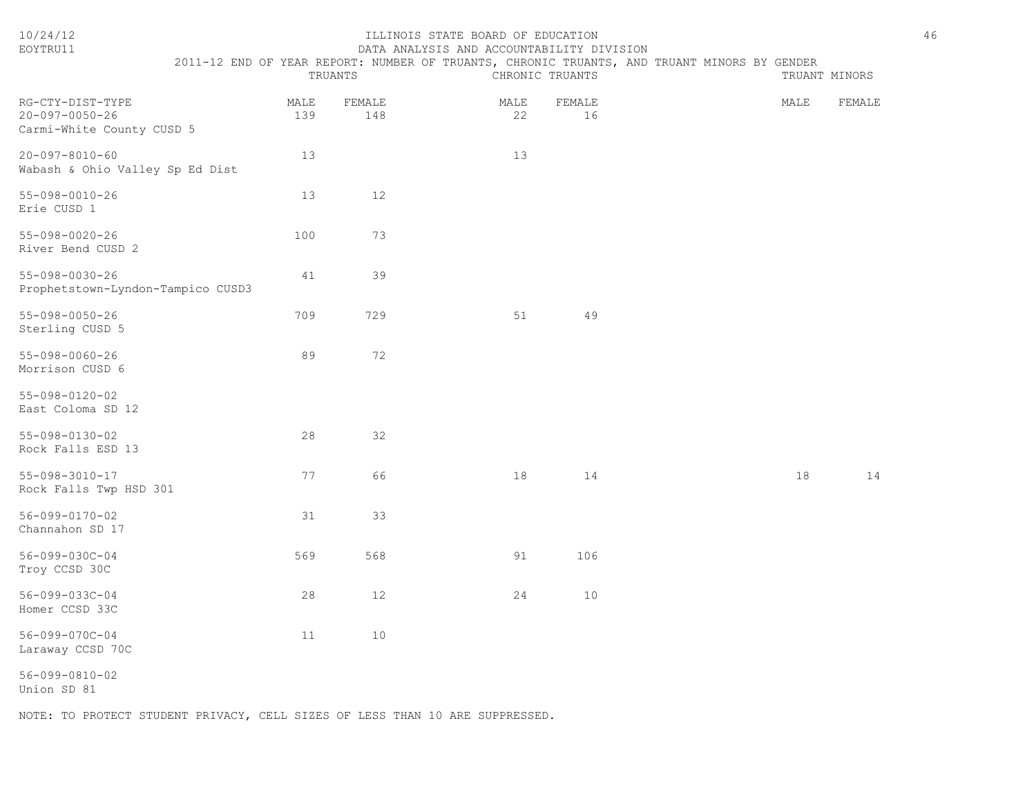ILLINOIS STATE BOARD OF EDUCATION
DATA ANALYSIS AND ACCOUNTABILITY DIVISION
2011-12 END OF YEAR REPORT: NUMBER OF TRUANTS, CHRONIC TRUANTS, AND TRUANT MINORS BY GENDER

| RG-CTY-DIST-TYPE | TRUANTS | | CHRONIC TRUANTS | | TRUANT MINORS | |
|---|---|---|---|---|---|---|
| | MALE | FEMALE | MALE | FEMALE | MALE | FEMALE |
| 20-097-0050-26 Carmi-White County CUSD 5 | 139 | 148 | 22 | 16 | | |
| 20-097-8010-60 Wabash & Ohio Valley Sp Ed Dist | 13 | | 13 | | | |
| 55-098-0010-26 Erie CUSD 1 | 13 | 12 | | | | |
| 55-098-0020-26 River Bend CUSD 2 | 100 | 73 | | | | |
| 55-098-0030-26 Prophetstown-Lyndon-Tampico CUSD3 | 41 | 39 | | | | |
| 55-098-0050-26 Sterling CUSD 5 | 709 | 729 | 51 | 49 | | |
| 55-098-0060-26 Morrison CUSD 6 | 89 | 72 | | | | |
| 55-098-0120-02 East Coloma SD 12 | | | | | | |
| 55-098-0130-02 Rock Falls ESD 13 | 28 | 32 | | | | |
| 55-098-3010-17 Rock Falls Twp HSD 301 | 77 | 66 | 18 | 14 | 18 | 14 |
| 56-099-0170-02 Channahon SD 17 | 31 | 33 | | | | |
| 56-099-030C-04 Troy CCSD 30C | 569 | 568 | 91 | 106 | | |
| 56-099-033C-04 Homer CCSD 33C | 28 | 12 | 24 | 10 | | |
| 56-099-070C-04 Laraway CCSD 70C | 11 | 10 | | | | |
| 56-099-0810-02 Union SD 81 | | | | | | |

NOTE: TO PROTECT STUDENT PRIVACY, CELL SIZES OF LESS THAN 10 ARE SUPPRESSED.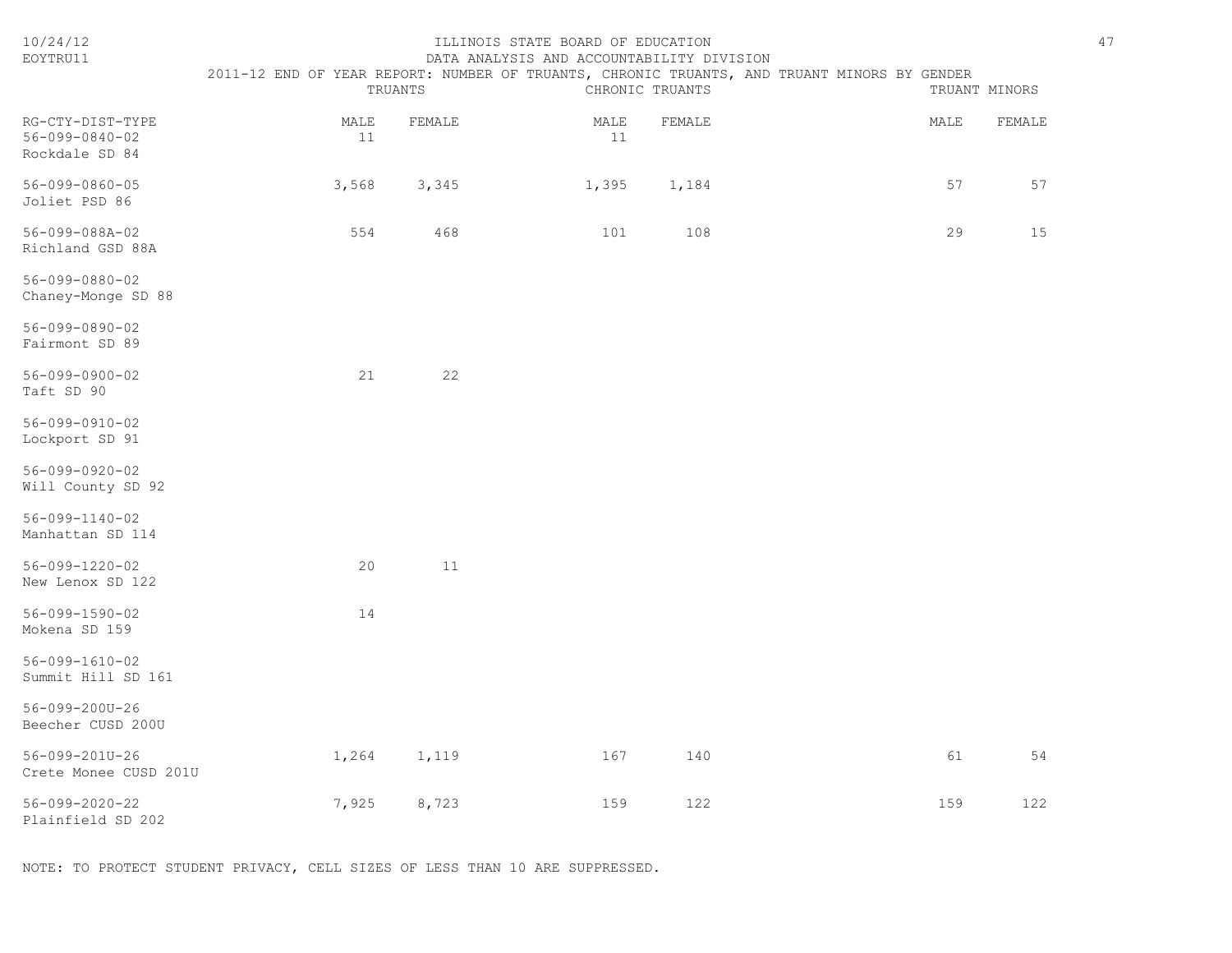ILLINOIS STATE BOARD OF EDUCATION

DATA ANALYSIS AND ACCOUNTABILITY DIVISION

2011-12 END OF YEAR REPORT: NUMBER OF TRUANTS, CHRONIC TRUANTS, AND TRUANT MINORS BY GENDER

| | TRUANTS | | CHRONIC TRUANTS | | TRUANT MINORS | |
|---|---|---|---|---|---|---|
| RG-CTY-DIST-TYPE | MALE | FEMALE | MALE | FEMALE | MALE | FEMALE |
| 56-099-0840-02 Rockdale SD 84 | 11 | | 11 | | | |
| 56-099-0860-05 Joliet PSD 86 | 3,568 | 3,345 | 1,395 | 1,184 | 57 | 57 |
| 56-099-088A-02 Richland GSD 88A | 554 | 468 | 101 | 108 | 29 | 15 |
| 56-099-0880-02 Chaney-Monge SD 88 | | | | | | |
| 56-099-0890-02 Fairmont SD 89 | | | | | | |
| 56-099-0900-02 Taft SD 90 | 21 | 22 | | | | |
| 56-099-0910-02 Lockport SD 91 | | | | | | |
| 56-099-0920-02 Will County SD 92 | | | | | | |
| 56-099-1140-02 Manhattan SD 114 | | | | | | |
| 56-099-1220-02 New Lenox SD 122 | 20 | 11 | | | | |
| 56-099-1590-02 Mokena SD 159 | 14 | | | | | |
| 56-099-1610-02 Summit Hill SD 161 | | | | | | |
| 56-099-200U-26 Beecher CUSD 200U | | | | | | |
| 56-099-201U-26 Crete Monee CUSD 201U | 1,264 | 1,119 | 167 | 140 | 61 | 54 |
| 56-099-2020-22 Plainfield SD 202 | 7,925 | 8,723 | 159 | 122 | 159 | 122 |

NOTE: TO PROTECT STUDENT PRIVACY, CELL SIZES OF LESS THAN 10 ARE SUPPRESSED.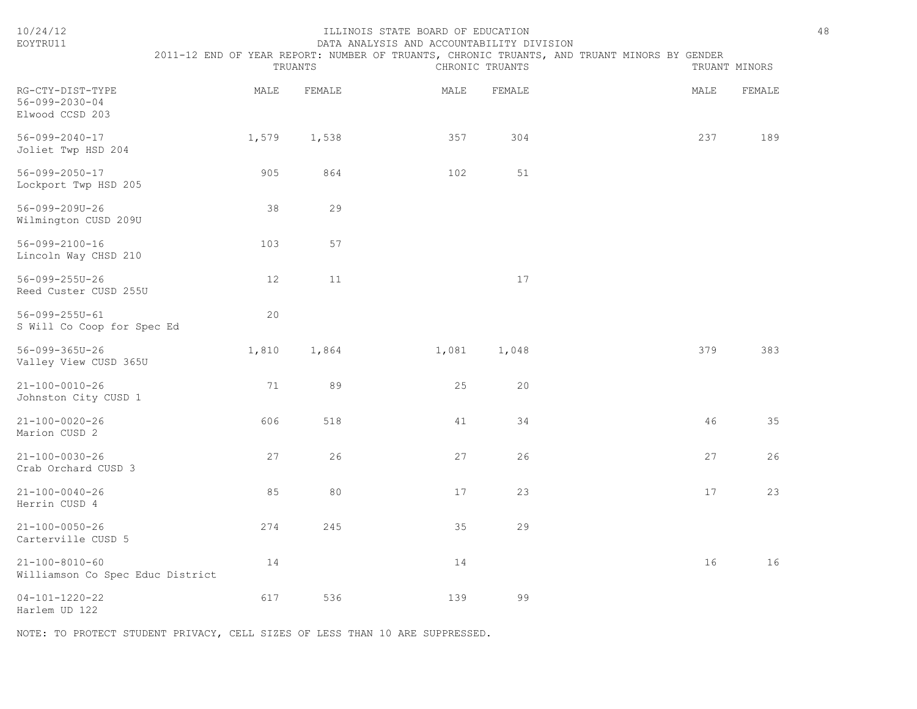ILLINOIS STATE BOARD OF EDUCATION
DATA ANALYSIS AND ACCOUNTABILITY DIVISION
2011-12 END OF YEAR REPORT: NUMBER OF TRUANTS, CHRONIC TRUANTS, AND TRUANT MINORS BY GENDER

| RG-CTY-DIST-TYPE | TRUANTS | | CHRONIC TRUANTS | | TRUANT MINORS | |
|---|---|---|---|---|---|---|
| | MALE | FEMALE | MALE | FEMALE | MALE | FEMALE |
| 56-099-2030-04 Elwood CCSD 203 | | | | | | |
| 56-099-2040-17 Joliet Twp HSD 204 | 1,579 | 1,538 | 357 | 304 | 237 | 189 |
| 56-099-2050-17 Lockport Twp HSD 205 | 905 | 864 | 102 | 51 | | |
| 56-099-209U-26 Wilmington CUSD 209U | 38 | 29 | | | | |
| 56-099-2100-16 Lincoln Way CHSD 210 | 103 | 57 | | | | |
| 56-099-255U-26 Reed Custer CUSD 255U | 12 | 11 | | 17 | | |
| 56-099-255U-61 S Will Co Coop for Spec Ed | 20 | | | | | |
| 56-099-365U-26 Valley View CUSD 365U | 1,810 | 1,864 | 1,081 | 1,048 | 379 | 383 |
| 21-100-0010-26 Johnston City CUSD 1 | 71 | 89 | 25 | 20 | | |
| 21-100-0020-26 Marion CUSD 2 | 606 | 518 | 41 | 34 | 46 | 35 |
| 21-100-0030-26 Crab Orchard CUSD 3 | 27 | 26 | 27 | 26 | 27 | 26 |
| 21-100-0040-26 Herrin CUSD 4 | 85 | 80 | 17 | 23 | 17 | 23 |
| 21-100-0050-26 Carterville CUSD 5 | 274 | 245 | 35 | 29 | | |
| 21-100-8010-60 Williamson Co Spec Educ District | 14 | | 14 | | 16 | 16 |
| 04-101-1220-22 Harlem UD 122 | 617 | 536 | 139 | 99 | | |

NOTE: TO PROTECT STUDENT PRIVACY, CELL SIZES OF LESS THAN 10 ARE SUPPRESSED.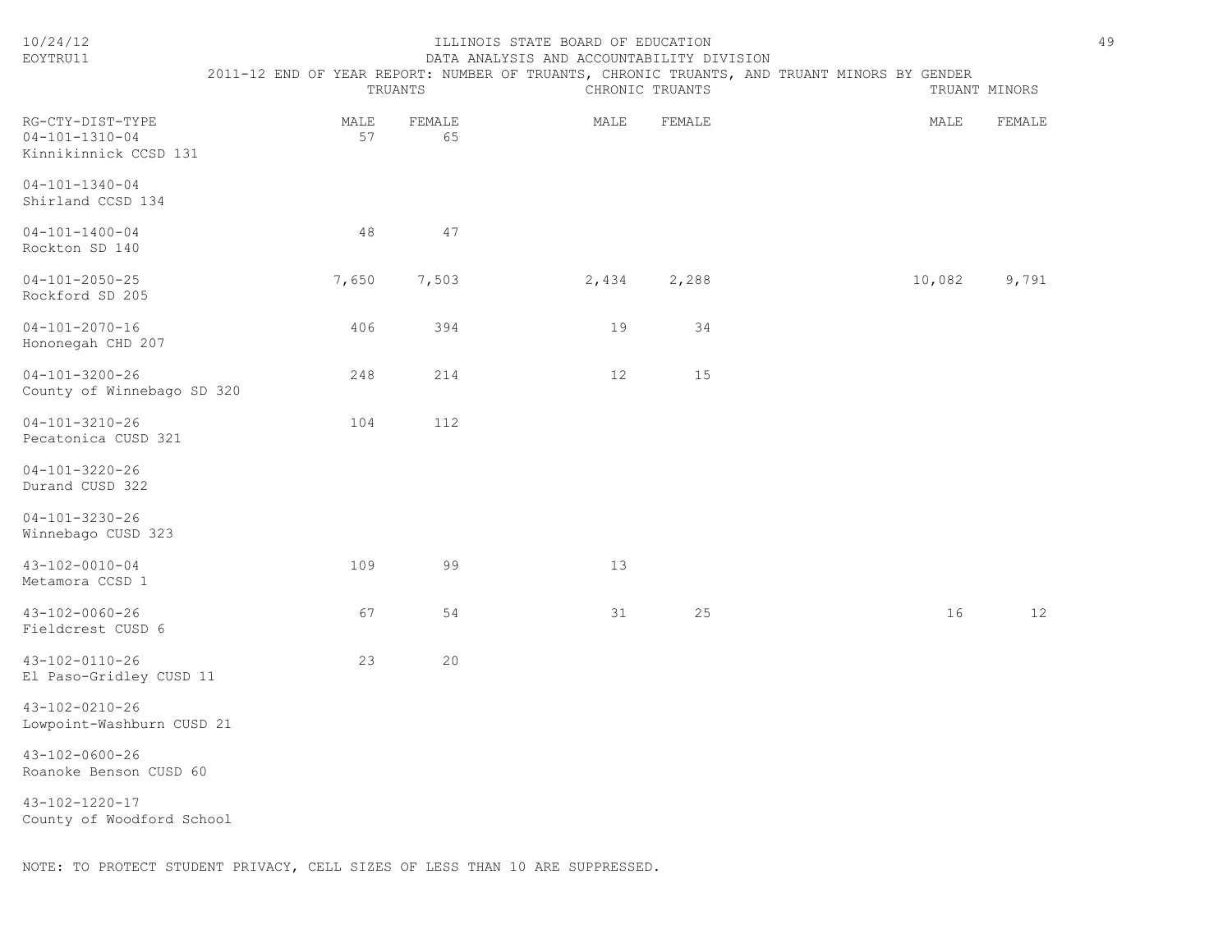ILLINOIS STATE BOARD OF EDUCATION
DATA ANALYSIS AND ACCOUNTABILITY DIVISION
2011-12 END OF YEAR REPORT: NUMBER OF TRUANTS, CHRONIC TRUANTS, AND TRUANT MINORS BY GENDER

| RG-CTY-DIST-TYPE | TRUANTS | | CHRONIC TRUANTS | | TRUANT MINORS | |
|---|---|---|---|---|---|---|
| | MALE | FEMALE | MALE | FEMALE | MALE | FEMALE |
| 04-101-1310-04 Kinnikinnick CCSD 131 | 57 | 65 | | | | |
| 04-101-1340-04 Shirland CCSD 134 | | | | | | |
| 04-101-1400-04 Rockton SD 140 | 48 | 47 | | | | |
| 04-101-2050-25 Rockford SD 205 | 7,650 | 7,503 | 2,434 | 2,288 | 10,082 | 9,791 |
| 04-101-2070-16 Hononegah CHD 207 | 406 | 394 | 19 | 34 | | |
| 04-101-3200-26 County of Winnebago SD 320 | 248 | 214 | 12 | 15 | | |
| 04-101-3210-26 Pecatonica CUSD 321 | 104 | 112 | | | | |
| 04-101-3220-26 Durand CUSD 322 | | | | | | |
| 04-101-3230-26 Winnebago CUSD 323 | | | | | | |
| 43-102-0010-04 Metamora CCSD 1 | 109 | 99 | 13 | | | |
| 43-102-0060-26 Fieldcrest CUSD 6 | 67 | 54 | 31 | 25 | 16 | 12 |
| 43-102-0110-26 El Paso-Gridley CUSD 11 | 23 | 20 | | | | |
| 43-102-0210-26 Lowpoint-Washburn CUSD 21 | | | | | | |
| 43-102-0600-26 Roanoke Benson CUSD 60 | | | | | | |
| 43-102-1220-17 County of Woodford School | | | | | | |

NOTE: TO PROTECT STUDENT PRIVACY, CELL SIZES OF LESS THAN 10 ARE SUPPRESSED.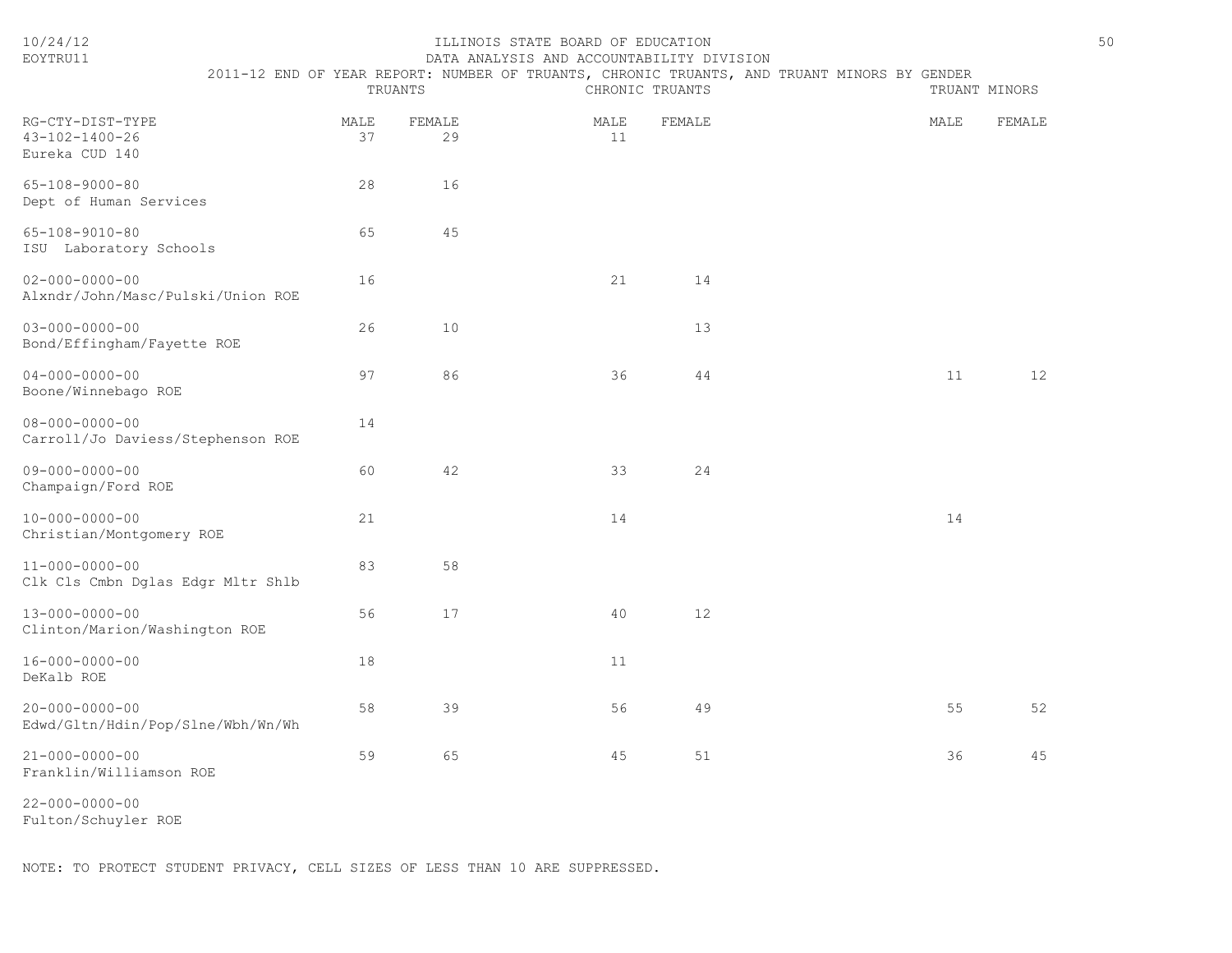# ILLINOIS STATE BOARD OF EDUCATION

## DATA ANALYSIS AND ACCOUNTABILITY DIVISION

### 2011-12 END OF YEAR REPORT: NUMBER OF TRUANTS, CHRONIC TRUANTS, AND TRUANT MINORS BY GENDER

| RG-CTY-DIST-TYPE | TRUANTS | | CHRONIC TRUANTS | | TRUANT MINORS | |
|---|---|---|---|---|---|---|
| | MALE | FEMALE | MALE | FEMALE | MALE | FEMALE |
| 43-102-1400-26 Eureka CUD 140 | 37 | 29 | 11 | | | |
| 65-108-9000-80 Dept of Human Services | 28 | 16 | | | | |
| 65-108-9010-80 ISU Laboratory Schools | 65 | 45 | | | | |
| 02-000-0000-00 Alxndr/John/Masc/Pulski/Union ROE | 16 | | 21 | 14 | | |
| 03-000-0000-00 Bond/Effingham/Fayette ROE | 26 | 10 | | 13 | | |
| 04-000-0000-00 Boone/Winnebago ROE | 97 | 86 | 36 | 44 | 11 | 12 |
| 08-000-0000-00 Carroll/Jo Daviess/Stephenson ROE | 14 | | | | | |
| 09-000-0000-00 Champaign/Ford ROE | 60 | 42 | 33 | 24 | | |
| 10-000-0000-00 Christian/Montgomery ROE | 21 | | 14 | | 14 | |
| 11-000-0000-00 Clk Cls Cmbn Dglas Edgr Mltr Shlb | 83 | 58 | | | | |
| 13-000-0000-00 Clinton/Marion/Washington ROE | 56 | 17 | 40 | 12 | | |
| 16-000-0000-00 DeKalb ROE | 18 | | 11 | | | |
| 20-000-0000-00 Edwd/Gltn/Hdin/Pop/Slne/Wbh/Wn/Wh | 58 | 39 | 56 | 49 | 55 | 52 |
| 21-000-0000-00 Franklin/Williamson ROE | 59 | 65 | 45 | 51 | 36 | 45 |
| 22-000-0000-00 Fulton/Schuyler ROE | | | | | | |

NOTE: TO PROTECT STUDENT PRIVACY, CELL SIZES OF LESS THAN 10 ARE SUPPRESSED.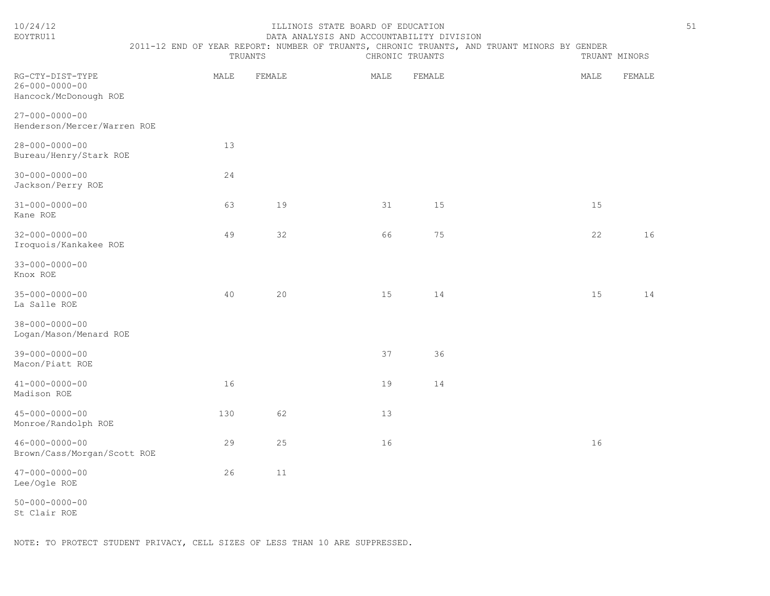ILLINOIS STATE BOARD OF EDUCATION
DATA ANALYSIS AND ACCOUNTABILITY DIVISION
2011-12 END OF YEAR REPORT: NUMBER OF TRUANTS, CHRONIC TRUANTS, AND TRUANT MINORS BY GENDER

| RG-CTY-DIST-TYPE | TRUANTS | | CHRONIC TRUANTS | | TRUANT MINORS | |
|---|---|---|---|---|---|---|
| | MALE | FEMALE | MALE | FEMALE | MALE | FEMALE |
| 26-000-0000-00 Hancock/McDonough ROE | | | | | | |
| 27-000-0000-00 Henderson/Mercer/Warren ROE | | | | | | |
| 28-000-0000-00 Bureau/Henry/Stark ROE | 13 | | | | | |
| 30-000-0000-00 Jackson/Perry ROE | 24 | | | | | |
| 31-000-0000-00 Kane ROE | 63 | 19 | 31 | 15 | 15 | |
| 32-000-0000-00 Iroquois/Kankakee ROE | 49 | 32 | 66 | 75 | 22 | 16 |
| 33-000-0000-00 Knox ROE | | | | | | |
| 35-000-0000-00 La Salle ROE | 40 | 20 | 15 | 14 | 15 | 14 |
| 38-000-0000-00 Logan/Mason/Menard ROE | | | | | | |
| 39-000-0000-00 Macon/Piatt ROE | | | 37 | 36 | | |
| 41-000-0000-00 Madison ROE | 16 | | 19 | 14 | | |
| 45-000-0000-00 Monroe/Randolph ROE | 130 | 62 | 13 | | | |
| 46-000-0000-00 Brown/Cass/Morgan/Scott ROE | 29 | 25 | 16 | | 16 | |
| 47-000-0000-00 Lee/Ogle ROE | 26 | 11 | | | | |
| 50-000-0000-00 St Clair ROE | | | | | | |

NOTE: TO PROTECT STUDENT PRIVACY, CELL SIZES OF LESS THAN 10 ARE SUPPRESSED.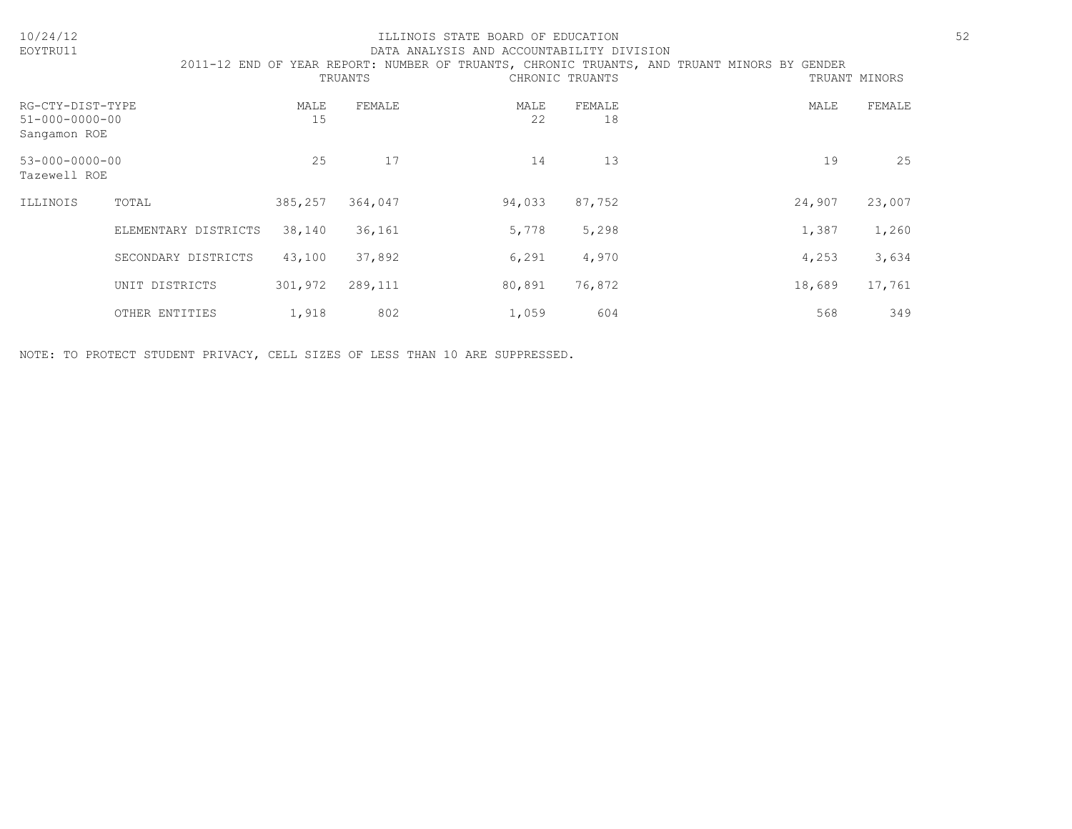ILLINOIS STATE BOARD OF EDUCATION
DATA ANALYSIS AND ACCOUNTABILITY DIVISION
2011-12 END OF YEAR REPORT: NUMBER OF TRUANTS, CHRONIC TRUANTS, AND TRUANT MINORS BY GENDER

10/24/12
EOYTRU11

| | | TRUANTS | | CHRONIC TRUANTS | | TRUANT MINORS | |
|---|---|---|---|---|---|---|---|
| RG-CTY-DIST-TYPE | | MALE | FEMALE | MALE | FEMALE | MALE | FEMALE |
| 51-000-0000-00 Sangamon ROE | | 15 | | 22 | 18 | | |
| 53-000-0000-00 Tazewell ROE | | 25 | 17 | 14 | 13 | 19 | 25 |
| ILLINOIS | TOTAL | 385,257 | 364,047 | 94,033 | 87,752 | 24,907 | 23,007 |
| | ELEMENTARY DISTRICTS | 38,140 | 36,161 | 5,778 | 5,298 | 1,387 | 1,260 |
| | SECONDARY DISTRICTS | 43,100 | 37,892 | 6,291 | 4,970 | 4,253 | 3,634 |
| | UNIT DISTRICTS | 301,972 | 289,111 | 80,891 | 76,872 | 18,689 | 17,761 |
| | OTHER ENTITIES | 1,918 | 802 | 1,059 | 604 | 568 | 349 |

NOTE: TO PROTECT STUDENT PRIVACY, CELL SIZES OF LESS THAN 10 ARE SUPPRESSED.